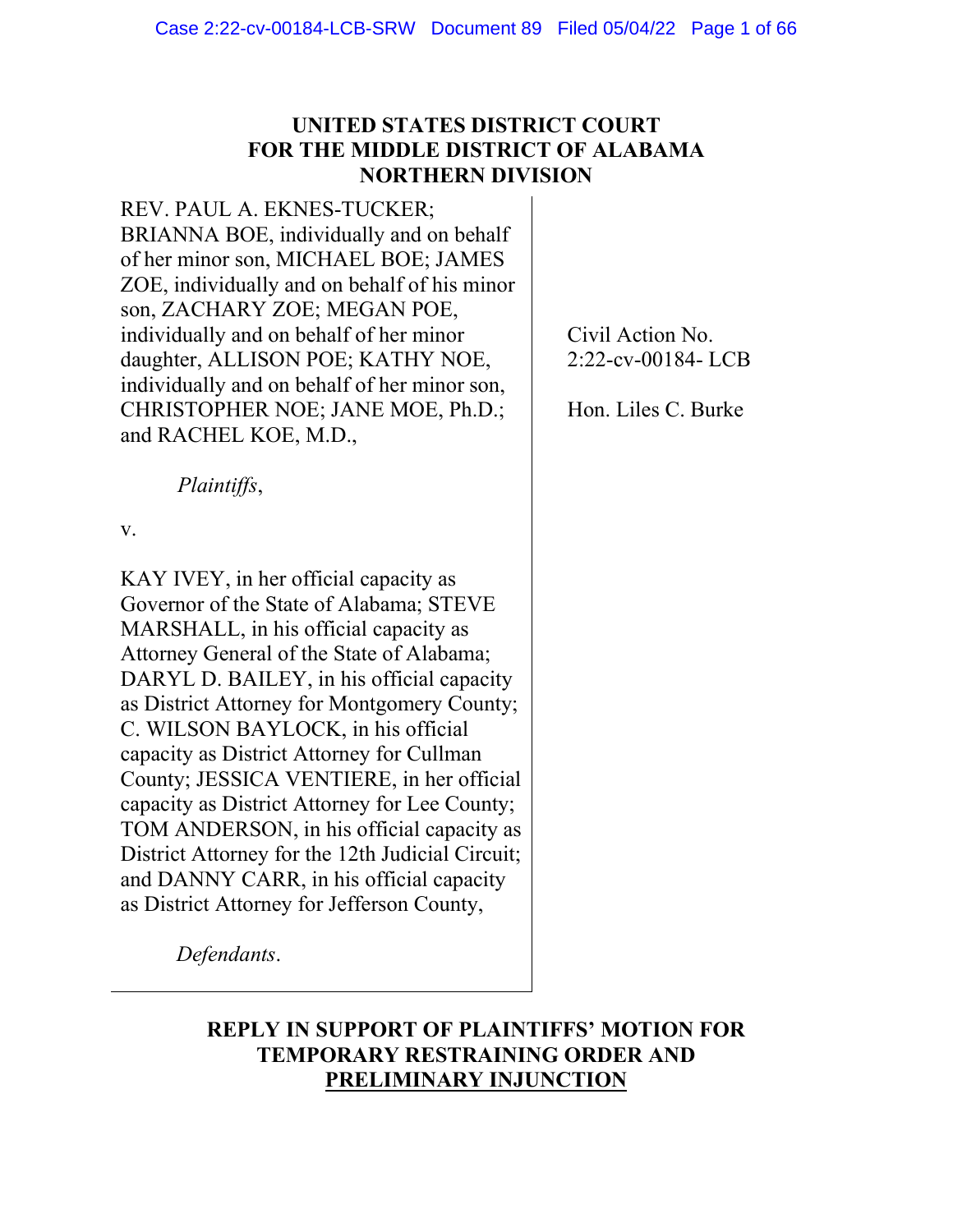# UNITED STATES DISTRICT COURT FOR THE MIDDLE DISTRICT OF ALABAMA NORTHERN DIVISION

REV. PAUL A. EKNES-TUCKER; BRIANNA BOE, individually and on behalf of her minor son, MICHAEL BOE; JAMES ZOE, individually and on behalf of his minor son, ZACHARY ZOE; MEGAN POE, individually and on behalf of her minor daughter, ALLISON POE; KATHY NOE, individually and on behalf of her minor son, CHRISTOPHER NOE; JANE MOE, Ph.D.; and RACHEL KOE, M.D.,

*Plaintiffs*,

v.

KAY IVEY, in her official capacity as Governor of the State of Alabama; STEVE MARSHALL, in his official capacity as Attorney General of the State of Alabama; DARYL D. BAILEY, in his official capacity as District Attorney for Montgomery County; C. WILSON BAYLOCK, in his official capacity as District Attorney for Cullman County; JESSICA VENTIERE, in her official capacity as District Attorney for Lee County; TOM ANDERSON, in his official capacity as District Attorney for the 12th Judicial Circuit; and DANNY CARR, in his official capacity as District Attorney for Jefferson County,

*Defendants*.

Civil Action No. 2:22-cv-00184- LCB

Hon. Liles C. Burke

## REPLY IN SUPPORT OF PLAINTIFFS' MOTION FOR TEMPORARY RESTRAINING ORDER AND PRELIMINARY INJUNCTION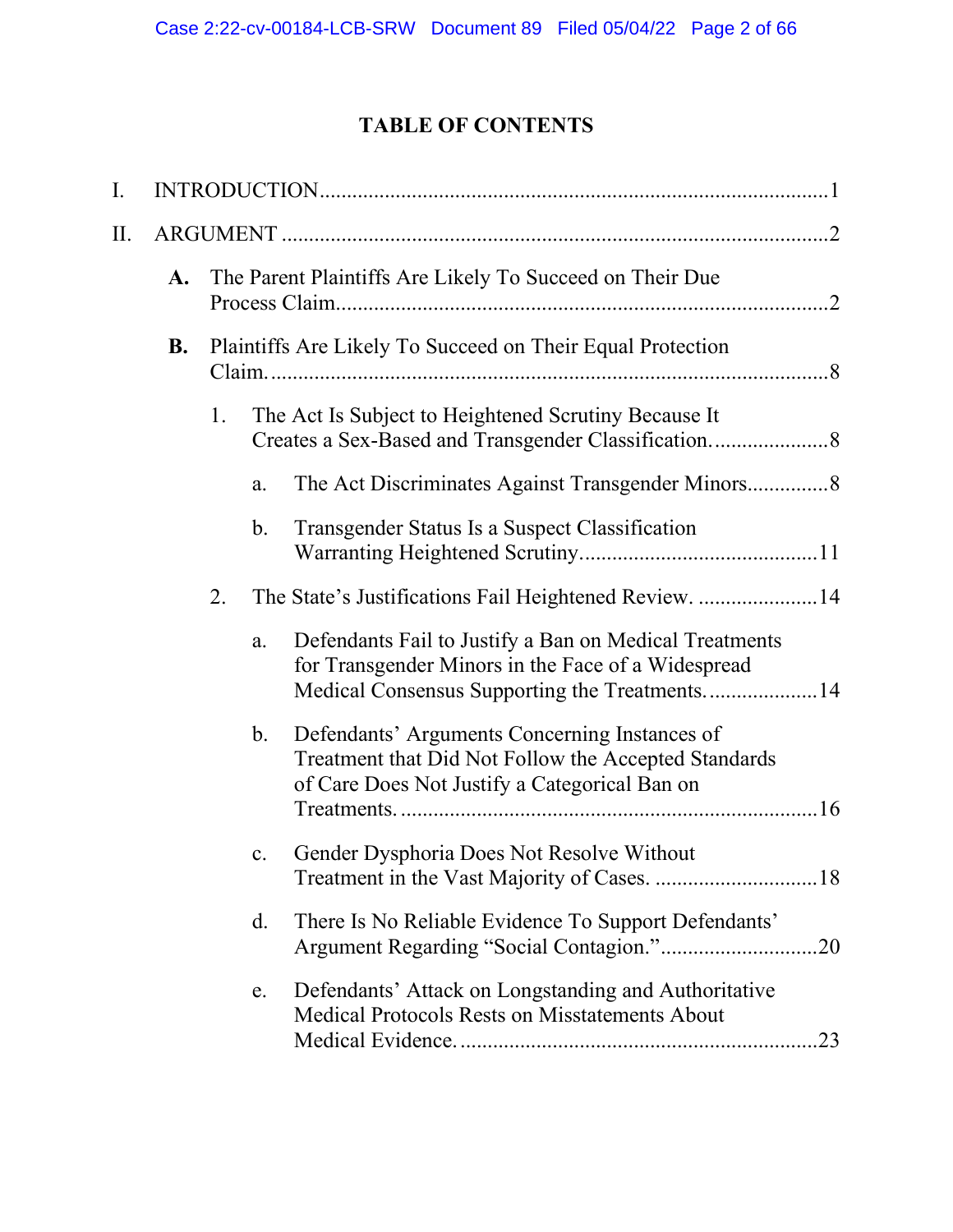# TABLE OF CONTENTS

I. INTRODUCTION.....1

II. ARGUMENT.....2

- **A.** The Parent Plaintiffs Are Likely To Succeed on Their Due Process Claim.....2
- **B.** Plaintiffs Are Likely To Succeed on Their Equal Protection Claim.....8
  1. The Act Is Subject to Heightened Scrutiny Because It Creates a Sex-Based and Transgender Classification.....8
     - a. The Act Discriminates Against Transgender Minors.....8
     - b. Transgender Status Is a Suspect Classification Warranting Heightened Scrutiny.....11
  2. The State's Justifications Fail Heightened Review.....14
     - a. Defendants Fail to Justify a Ban on Medical Treatments for Transgender Minors in the Face of a Widespread Medical Consensus Supporting the Treatments.....14
     - b. Defendants' Arguments Concerning Instances of Treatment that Did Not Follow the Accepted Standards of Care Does Not Justify a Categorical Ban on Treatments.....16
     - c. Gender Dysphoria Does Not Resolve Without Treatment in the Vast Majority of Cases.....18
     - d. There Is No Reliable Evidence To Support Defendants' Argument Regarding "Social Contagion.".....20
     - e. Defendants' Attack on Longstanding and Authoritative Medical Protocols Rests on Misstatements About Medical Evidence.....23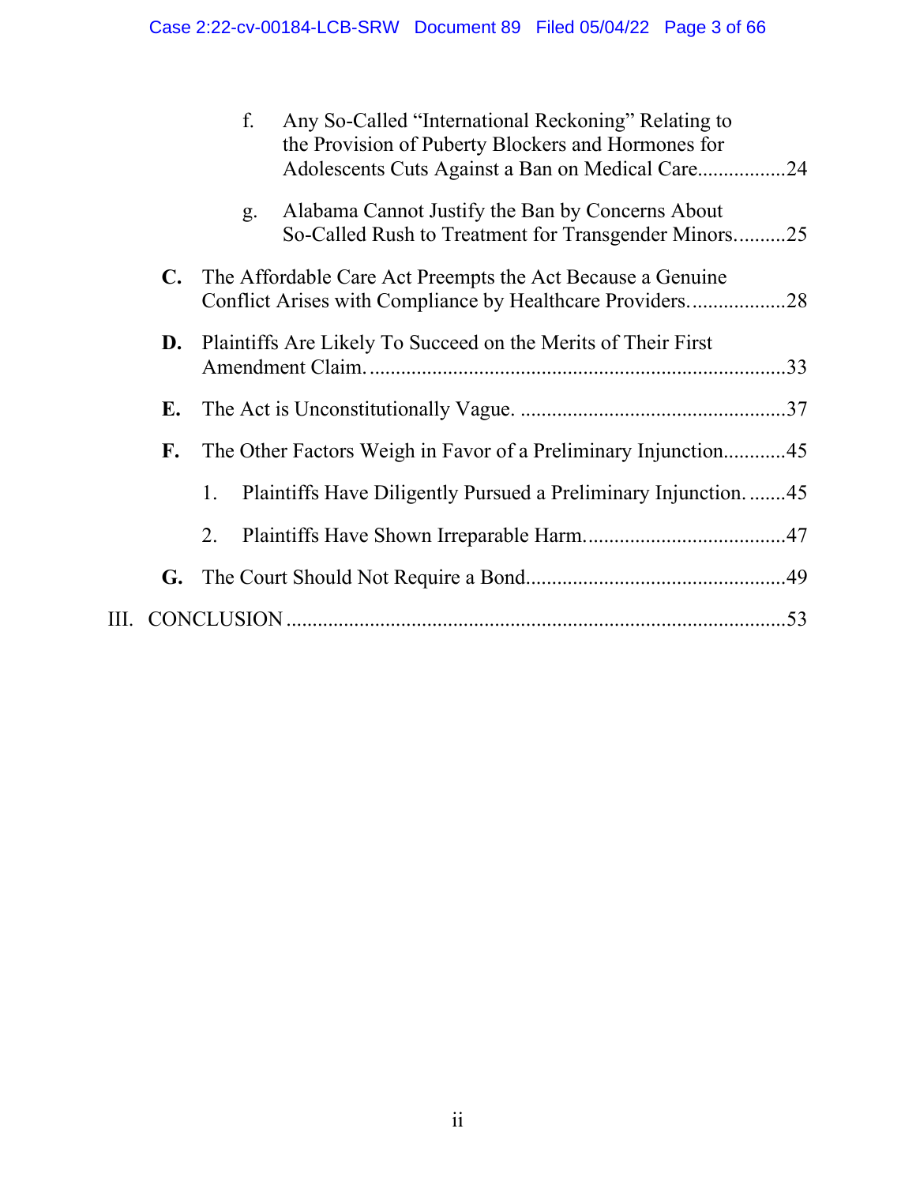f. Any So-Called "International Reckoning" Relating to the Provision of Puberty Blockers and Hormones for Adolescents Cuts Against a Ban on Medical Care.................24

g. Alabama Cannot Justify the Ban by Concerns About So-Called Rush to Treatment for Transgender Minors..........25

**C.** The Affordable Care Act Preempts the Act Because a Genuine Conflict Arises with Compliance by Healthcare Providers...................28

**D.** Plaintiffs Are Likely To Succeed on the Merits of Their First Amendment Claim................................................................................33

**E.** The Act is Unconstitutionally Vague. ...................................................37

**F.** The Other Factors Weigh in Favor of a Preliminary Injunction............45

1. Plaintiffs Have Diligently Pursued a Preliminary Injunction. .......45

2. Plaintiffs Have Shown Irreparable Harm......................................47

**G.** The Court Should Not Require a Bond.................................................49

III. CONCLUSION ................................................................................53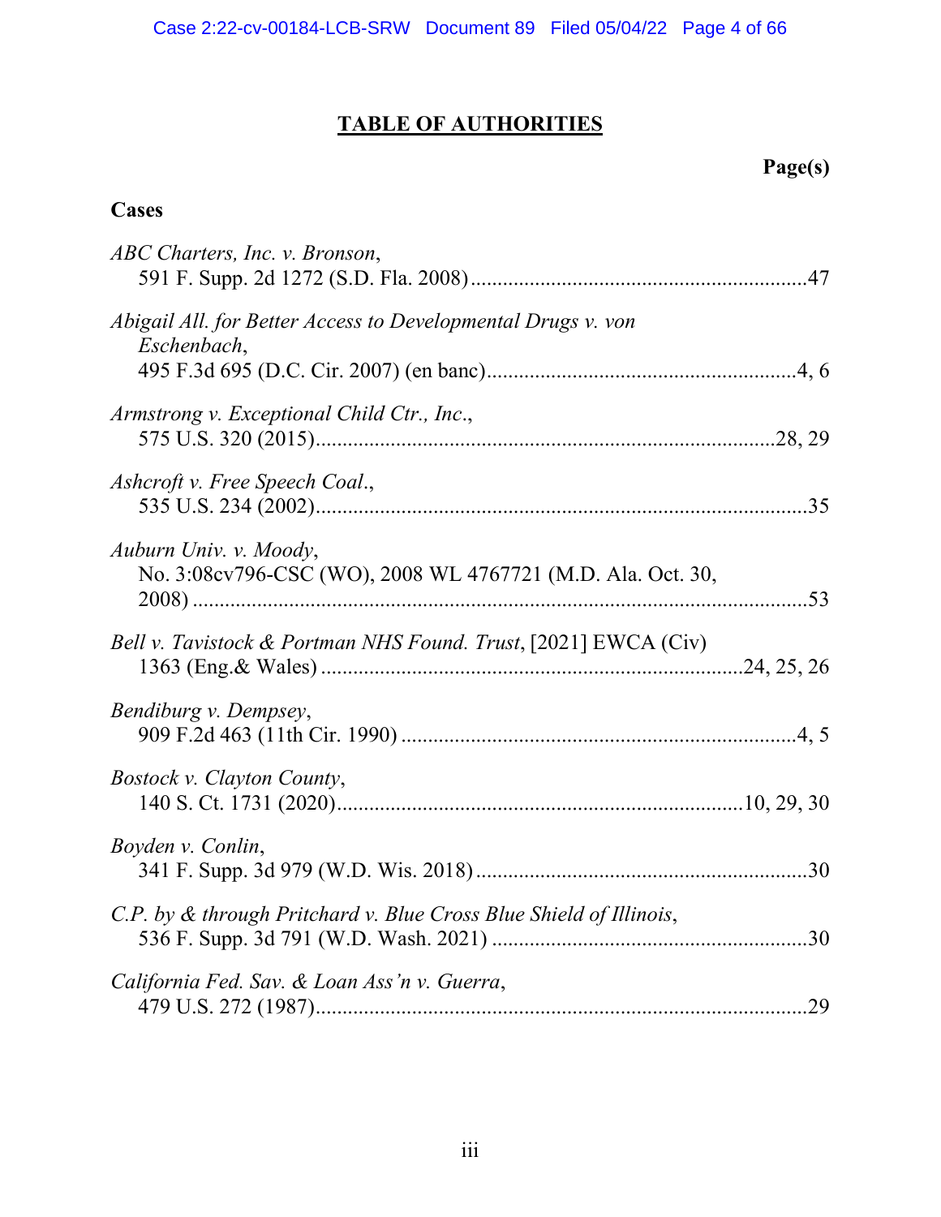# TABLE OF AUTHORITIES

**Page(s)**

**Cases**

*ABC Charters, Inc. v. Bronson*,
591 F. Supp. 2d 1272 (S.D. Fla. 2008) ............................................................... 47

*Abigail All. for Better Access to Developmental Drugs v. von Eschenbach*,
495 F.3d 695 (D.C. Cir. 2007) (en banc) ......................................................... 4, 6

*Armstrong v. Exceptional Child Ctr., Inc.*,
575 U.S. 320 (2015) ..................................................................................... 28, 29

*Ashcroft v. Free Speech Coal.*,
535 U.S. 234 (2002) ............................................................................................ 35

*Auburn Univ. v. Moody*,
No. 3:08cv796-CSC (WO), 2008 WL 4767721 (M.D. Ala. Oct. 30, 2008) ..................................................................................................................... 53

*Bell v. Tavistock & Portman NHS Found. Trust*, [2021] EWCA (Civ) 1363 (Eng.& Wales) ............................................................................ 24, 25, 26

*Bendiburg v. Dempsey*,
909 F.2d 463 (11th Cir. 1990) ........................................................................... 4, 5

*Bostock v. Clayton County*,
140 S. Ct. 1731 (2020) ......................................................................... 10, 29, 30

*Boyden v. Conlin*,
341 F. Supp. 3d 979 (W.D. Wis. 2018) .............................................................. 30

*C.P. by & through Pritchard v. Blue Cross Blue Shield of Illinois*,
536 F. Supp. 3d 791 (W.D. Wash. 2021) ........................................................... 30

*California Fed. Sav. & Loan Ass'n v. Guerra*,
479 U.S. 272 (1987) ............................................................................................ 29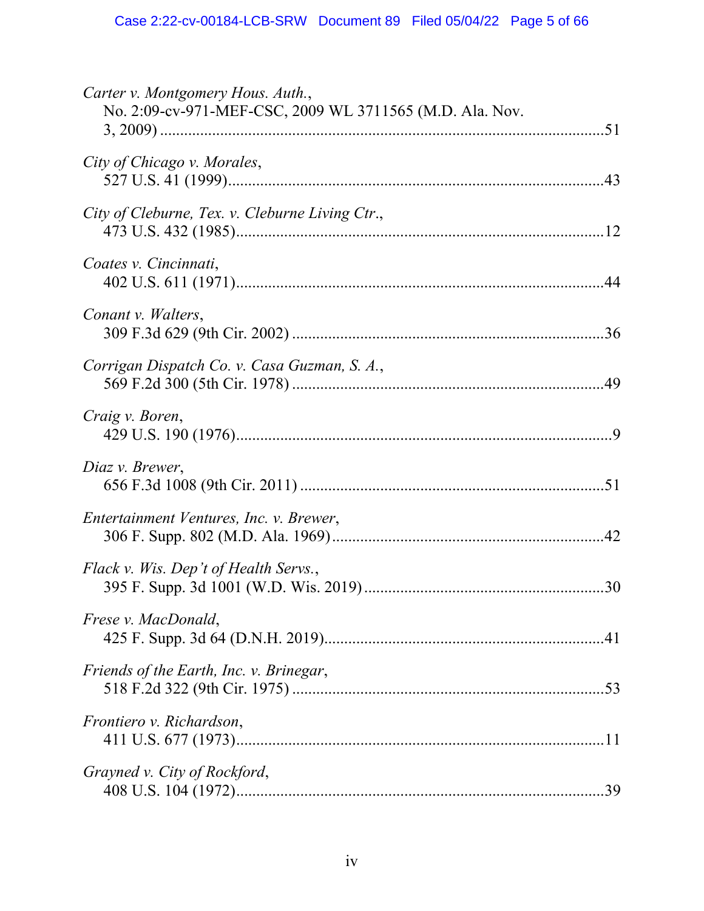*Carter v. Montgomery Hous. Auth.*,
No. 2:09-cv-971-MEF-CSC, 2009 WL 3711565 (M.D. Ala. Nov. 3, 2009) ....................................................................................................51

*City of Chicago v. Morales*,
527 U.S. 41 (1999)..............................................................................................43

*City of Cleburne, Tex. v. Cleburne Living Ctr.*,
473 U.S. 432 (1985)............................................................................................12

*Coates v. Cincinnati*,
402 U.S. 611 (1971)............................................................................................44

*Conant v. Walters*,
309 F.3d 629 (9th Cir. 2002) ..............................................................................36

*Corrigan Dispatch Co. v. Casa Guzman, S. A.*,
569 F.2d 300 (5th Cir. 1978) ..............................................................................49

*Craig v. Boren*,
429 U.S. 190 (1976)..............................................................................................9

*Diaz v. Brewer*,
656 F.3d 1008 (9th Cir. 2011) ............................................................................51

*Entertainment Ventures, Inc. v. Brewer*,
306 F. Supp. 802 (M.D. Ala. 1969) ....................................................................42

*Flack v. Wis. Dep't of Health Servs.*,
395 F. Supp. 3d 1001 (W.D. Wis. 2019) ............................................................30

*Frese v. MacDonald*,
425 F. Supp. 3d 64 (D.N.H. 2019)......................................................................41

*Friends of the Earth, Inc. v. Brinegar*,
518 F.2d 322 (9th Cir. 1975) ..............................................................................53

*Frontiero v. Richardson*,
411 U.S. 677 (1973).............................................................................................11

*Grayned v. City of Rockford*,
408 U.S. 104 (1972).............................................................................................39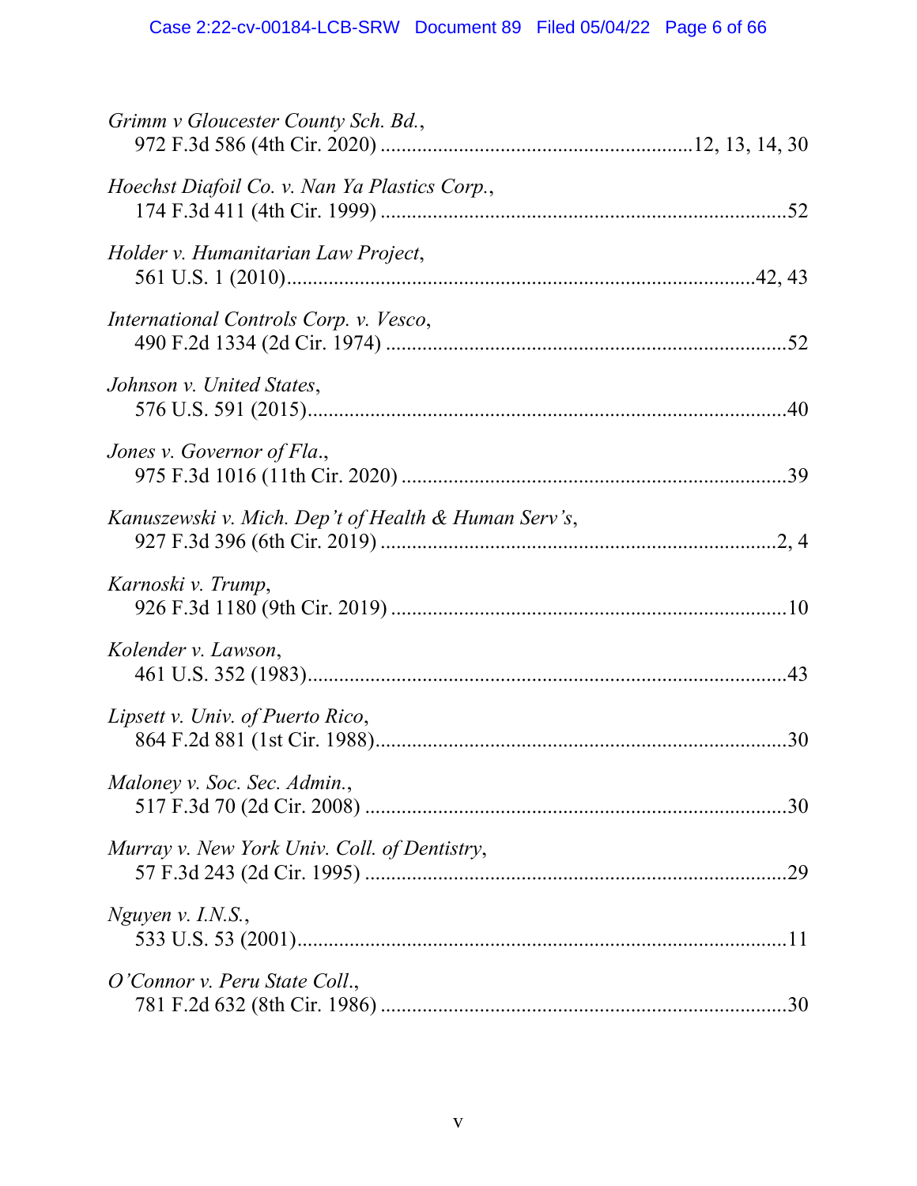*Grimm v Gloucester County Sch. Bd.*,
972 F.3d 586 (4th Cir. 2020) ............................................................12, 13, 14, 30

*Hoechst Diafoil Co. v. Nan Ya Plastics Corp.*,
174 F.3d 411 (4th Cir. 1999) ..............................................................................52

*Holder v. Humanitarian Law Project*,
561 U.S. 1 (2010)..........................................................................................42, 43

*International Controls Corp. v. Vesco*,
490 F.2d 1334 (2d Cir. 1974) ..............................................................................52

*Johnson v. United States*,
576 U.S. 591 (2015)............................................................................................40

*Jones v. Governor of Fla.*,
975 F.3d 1016 (11th Cir. 2020) ..........................................................................39

*Kanuszewski v. Mich. Dep't of Health & Human Serv's*,
927 F.3d 396 (6th Cir. 2019) ..............................................................................2, 4

*Karnoski v. Trump*,
926 F.3d 1180 (9th Cir. 2019) ............................................................................10

*Kolender v. Lawson*,
461 U.S. 352 (1983)............................................................................................43

*Lipsett v. Univ. of Puerto Rico*,
864 F.2d 881 (1st Cir. 1988)................................................................................30

*Maloney v. Soc. Sec. Admin.*,
517 F.3d 70 (2d Cir. 2008) ..................................................................................30

*Murray v. New York Univ. Coll. of Dentistry*,
57 F.3d 243 (2d Cir. 1995) ..................................................................................29

*Nguyen v. I.N.S.*,
533 U.S. 53 (2001)..............................................................................................11

*O'Connor v. Peru State Coll.*,
781 F.2d 632 (8th Cir. 1986) ..............................................................................30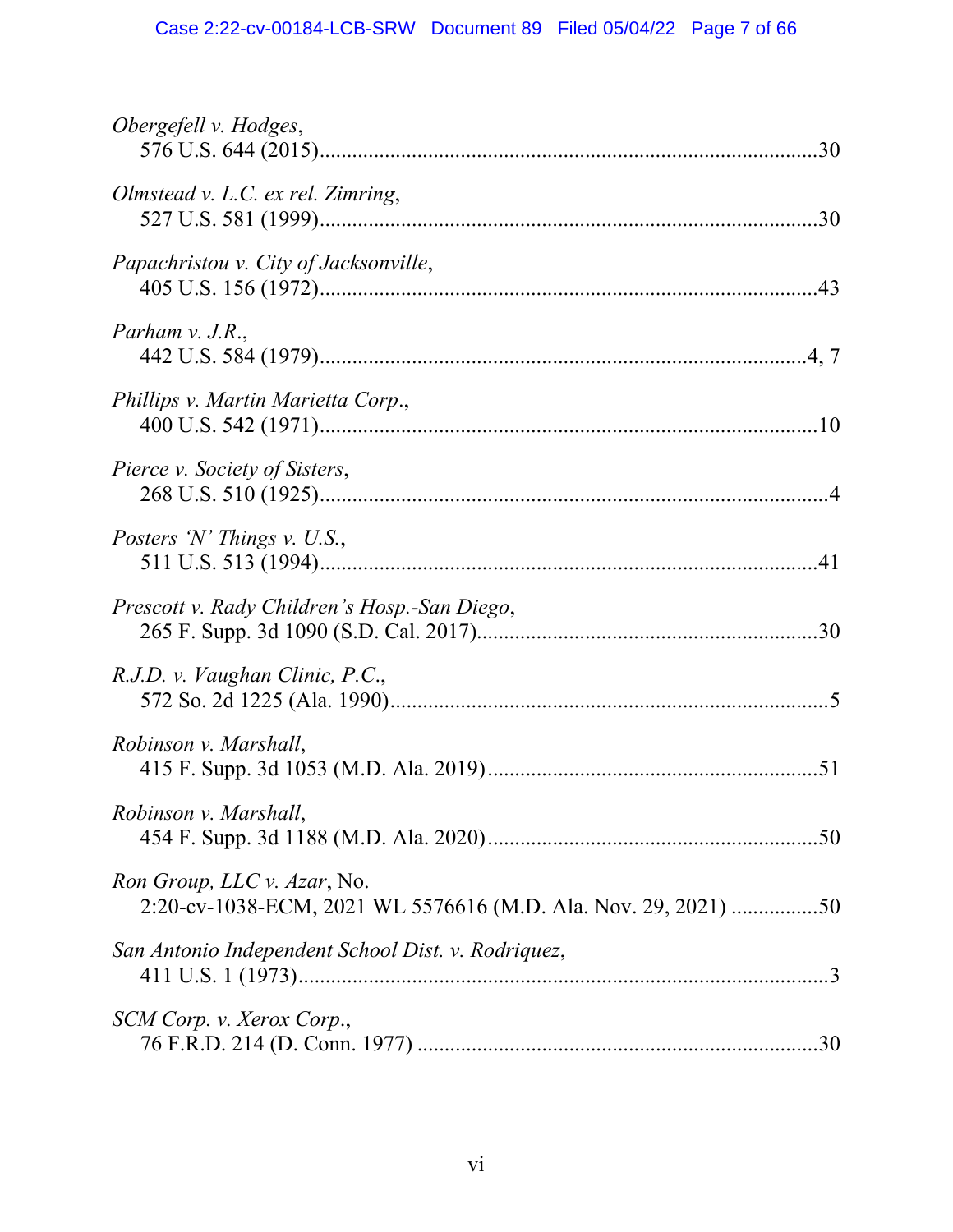*Obergefell v. Hodges*,
576 U.S. 644 (2015)...........................................................................................30

*Olmstead v. L.C. ex rel. Zimring*,
527 U.S. 581 (1999)...........................................................................................30

*Papachristou v. City of Jacksonville*,
405 U.S. 156 (1972)...........................................................................................43

*Parham v. J.R.*,
442 U.S. 584 (1979)...........................................................................................4, 7

*Phillips v. Martin Marietta Corp.*,
400 U.S. 542 (1971)...........................................................................................10

*Pierce v. Society of Sisters*,
268 U.S. 510 (1925)...........................................................................................4

*Posters 'N' Things v. U.S.*,
511 U.S. 513 (1994)...........................................................................................41

*Prescott v. Rady Children's Hosp.-San Diego*,
265 F. Supp. 3d 1090 (S.D. Cal. 2017)..............................................................30

*R.J.D. v. Vaughan Clinic, P.C.*,
572 So. 2d 1225 (Ala. 1990)...............................................................................5

*Robinson v. Marshall*,
415 F. Supp. 3d 1053 (M.D. Ala. 2019)............................................................51

*Robinson v. Marshall*,
454 F. Supp. 3d 1188 (M.D. Ala. 2020)............................................................50

*Ron Group, LLC v. Azar*, No.
2:20-cv-1038-ECM, 2021 WL 5576616 (M.D. Ala. Nov. 29, 2021) ................50

*San Antonio Independent School Dist. v. Rodriquez*,
411 U.S. 1 (1973)...............................................................................................3

*SCM Corp. v. Xerox Corp.*,
76 F.R.D. 214 (D. Conn. 1977) .........................................................................30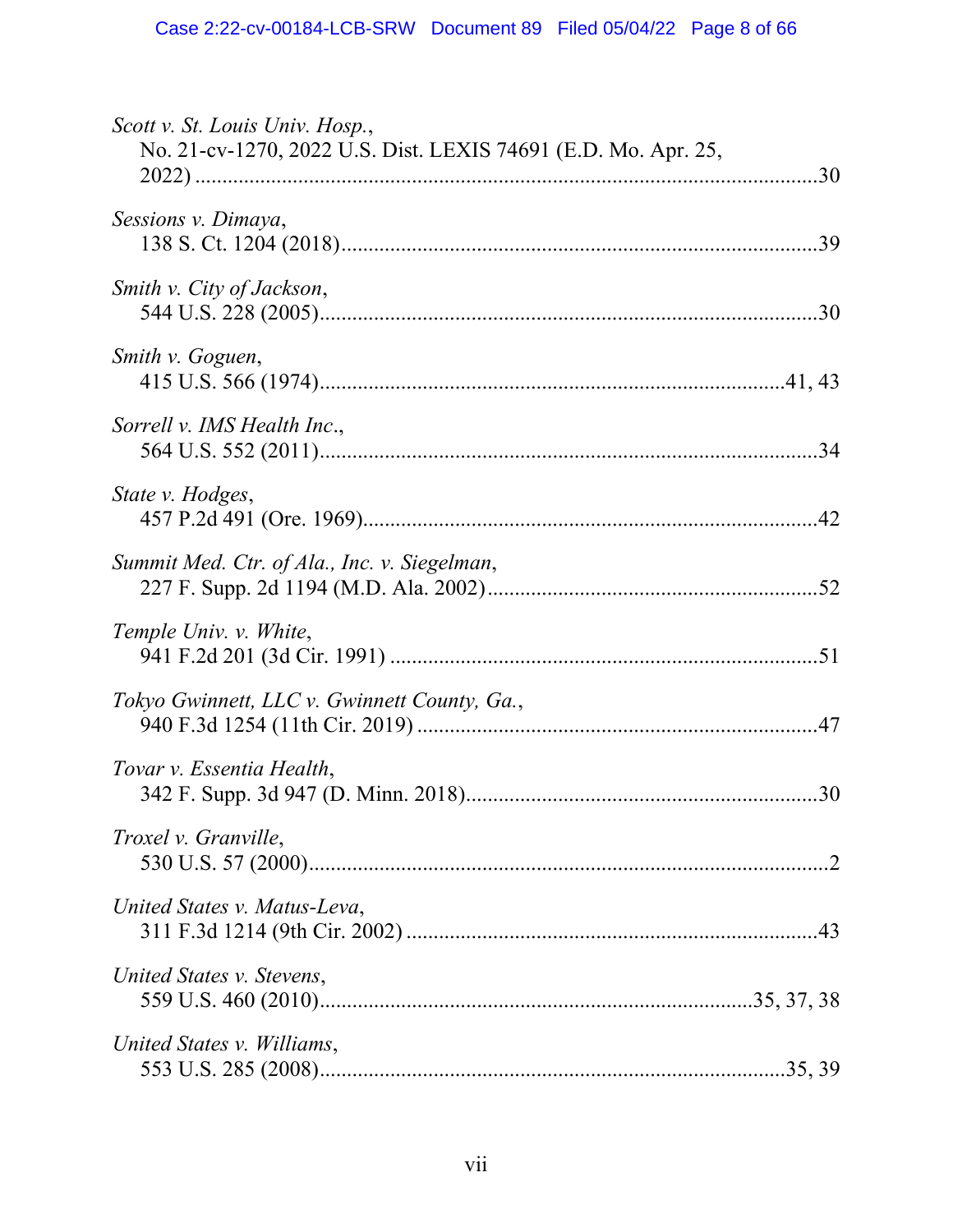*Scott v. St. Louis Univ. Hosp.*,
No. 21-cv-1270, 2022 U.S. Dist. LEXIS 74691 (E.D. Mo. Apr. 25, 2022) ....................................................................................................................30

*Sessions v. Dimaya*,
138 S. Ct. 1204 (2018).......................................................................................39

*Smith v. City of Jackson*,
544 U.S. 228 (2005)...........................................................................................30

*Smith v. Goguen*,
415 U.S. 566 (1974)......................................................................................41, 43

*Sorrell v. IMS Health Inc*.,
564 U.S. 552 (2011)...........................................................................................34

*State v. Hodges*,
457 P.2d 491 (Ore. 1969)...................................................................................42

*Summit Med. Ctr. of Ala., Inc. v. Siegelman*,
227 F. Supp. 2d 1194 (M.D. Ala. 2002).............................................................52

*Temple Univ. v. White*,
941 F.2d 201 (3d Cir. 1991) ..............................................................................51

*Tokyo Gwinnett, LLC v. Gwinnett County, Ga.*,
940 F.3d 1254 (11th Cir. 2019) .........................................................................47

*Tovar v. Essentia Health*,
342 F. Supp. 3d 947 (D. Minn. 2018)................................................................30

*Troxel v. Granville*,
530 U.S. 57 (2000)...............................................................................................2

*United States v. Matus-Leva*,
311 F.3d 1214 (9th Cir. 2002) ...........................................................................43

*United States v. Stevens*,
559 U.S. 460 (2010).............................................................................35, 37, 38

*United States v. Williams*,
553 U.S. 285 (2008)....................................................................................35, 39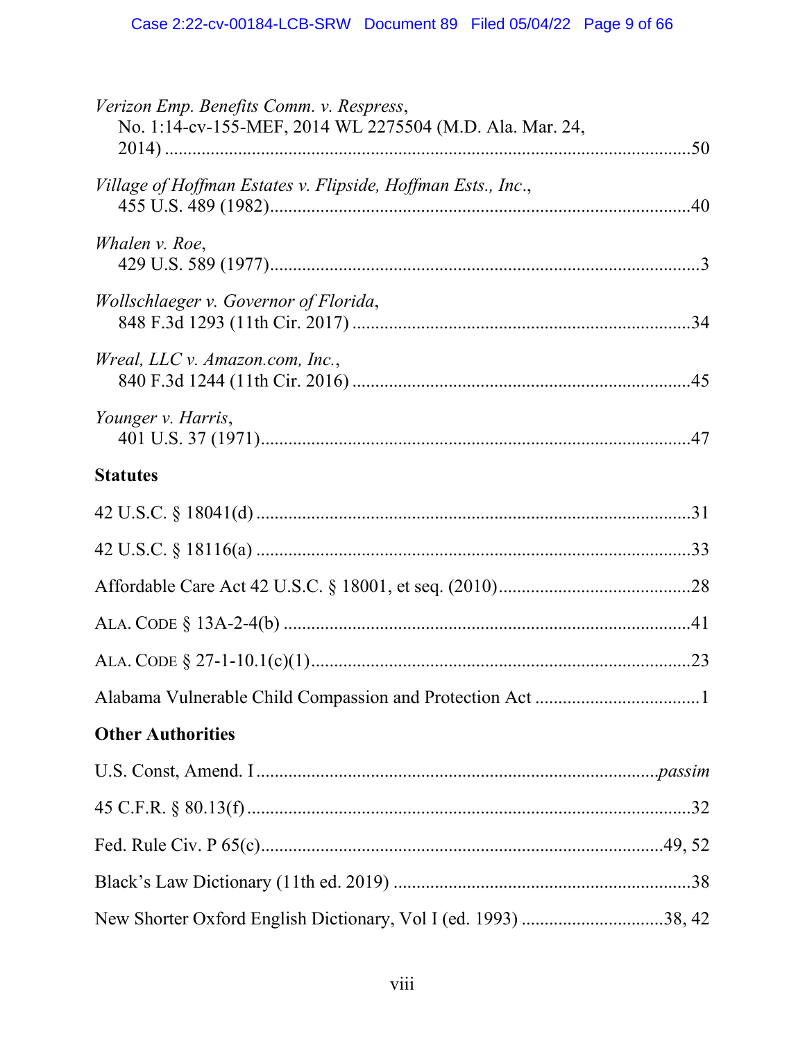*Verizon Emp. Benefits Comm. v. Respress*,
No. 1:14-cv-155-MEF, 2014 WL 2275504 (M.D. Ala. Mar. 24, 2014) ....................................................................................................50

*Village of Hoffman Estates v. Flipside, Hoffman Ests., Inc.*,
455 U.S. 489 (1982)............................................................................................40

*Whalen v. Roe*,
429 U.S. 589 (1977)..............................................................................................3

*Wollschlaeger v. Governor of Florida*,
848 F.3d 1293 (11th Cir. 2017) ..........................................................................34

*Wreal, LLC v. Amazon.com, Inc.*,
840 F.3d 1244 (11th Cir. 2016) ..........................................................................45

*Younger v. Harris*,
401 U.S. 37 (1971)..............................................................................................47

**Statutes**

42 U.S.C. § 18041(d) ...............................................................................................31

42 U.S.C. § 18116(a) ...............................................................................................33

Affordable Care Act 42 U.S.C. § 18001, et seq. (2010)...........................................28

ALA. CODE § 13A-2-4(b) .........................................................................................41

ALA. CODE § 27-1-10.1(c)(1)...................................................................................23

Alabama Vulnerable Child Compassion and Protection Act ....................................1

**Other Authorities**

U.S. Const, Amend. I ........................................................................................*passim*

45 C.F.R. § 80.13(f) .................................................................................................32

Fed. Rule Civ. P 65(c).......................................................................................49, 52

Black's Law Dictionary (11th ed. 2019) .................................................................38

New Shorter Oxford English Dictionary, Vol I (ed. 1993) ................................38, 42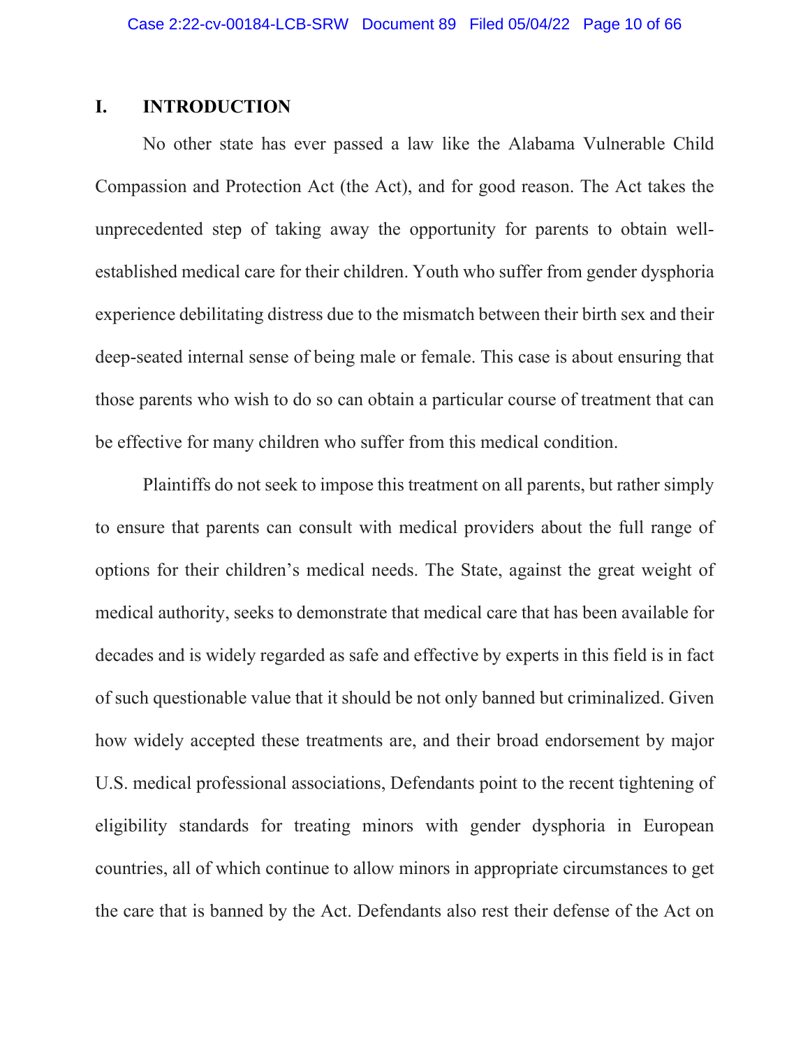## I. INTRODUCTION

No other state has ever passed a law like the Alabama Vulnerable Child Compassion and Protection Act (the Act), and for good reason. The Act takes the unprecedented step of taking away the opportunity for parents to obtain well-established medical care for their children. Youth who suffer from gender dysphoria experience debilitating distress due to the mismatch between their birth sex and their deep-seated internal sense of being male or female. This case is about ensuring that those parents who wish to do so can obtain a particular course of treatment that can be effective for many children who suffer from this medical condition.

Plaintiffs do not seek to impose this treatment on all parents, but rather simply to ensure that parents can consult with medical providers about the full range of options for their children's medical needs. The State, against the great weight of medical authority, seeks to demonstrate that medical care that has been available for decades and is widely regarded as safe and effective by experts in this field is in fact of such questionable value that it should be not only banned but criminalized. Given how widely accepted these treatments are, and their broad endorsement by major U.S. medical professional associations, Defendants point to the recent tightening of eligibility standards for treating minors with gender dysphoria in European countries, all of which continue to allow minors in appropriate circumstances to get the care that is banned by the Act. Defendants also rest their defense of the Act on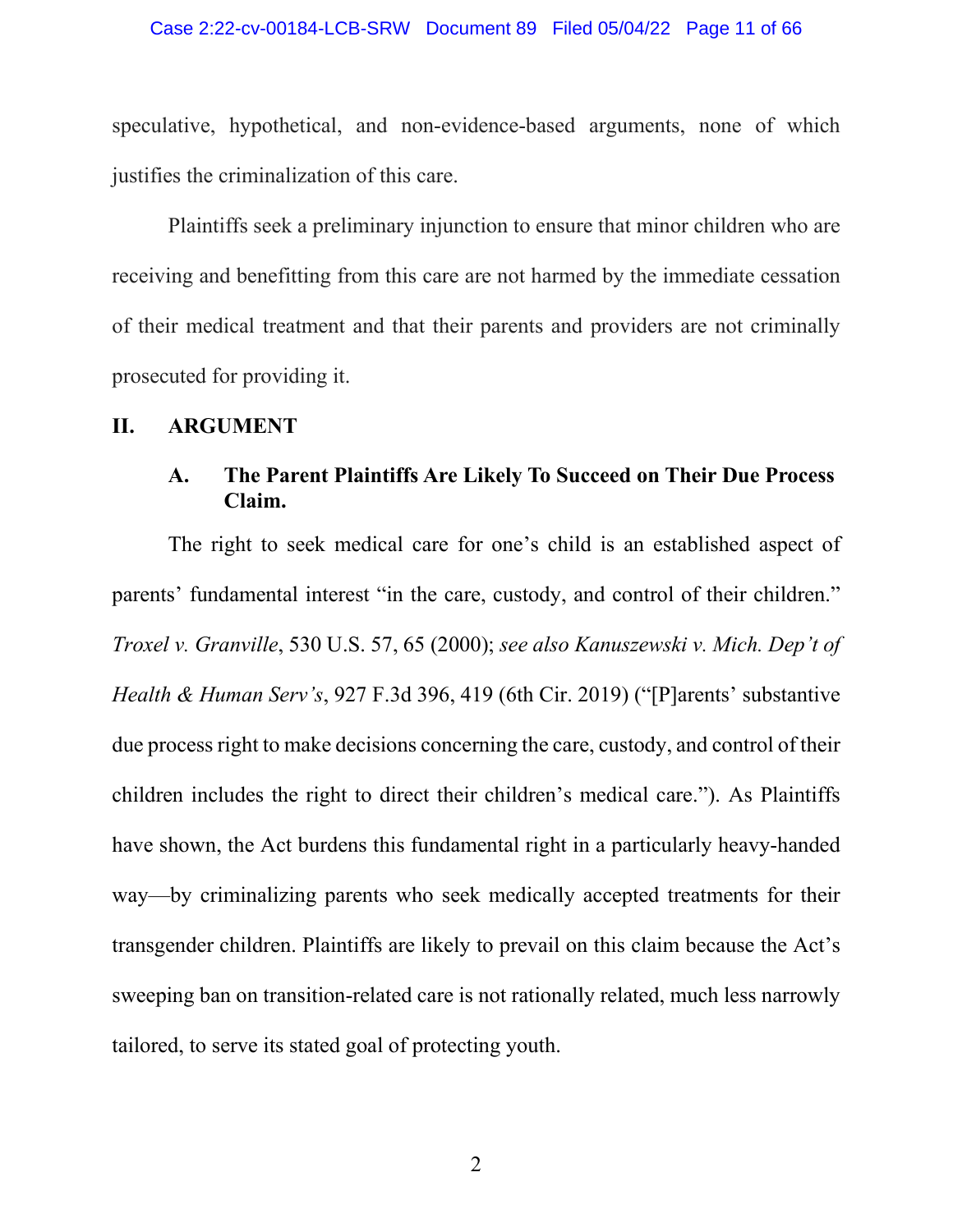speculative, hypothetical, and non-evidence-based arguments, none of which justifies the criminalization of this care.

Plaintiffs seek a preliminary injunction to ensure that minor children who are receiving and benefitting from this care are not harmed by the immediate cessation of their medical treatment and that their parents and providers are not criminally prosecuted for providing it.

## II. ARGUMENT

### A. The Parent Plaintiffs Are Likely To Succeed on Their Due Process Claim.

The right to seek medical care for one's child is an established aspect of parents' fundamental interest "in the care, custody, and control of their children." *Troxel v. Granville*, 530 U.S. 57, 65 (2000); *see also Kanuszewski v. Mich. Dep't of Health & Human Serv's*, 927 F.3d 396, 419 (6th Cir. 2019) ("[P]arents' substantive due process right to make decisions concerning the care, custody, and control of their children includes the right to direct their children's medical care."). As Plaintiffs have shown, the Act burdens this fundamental right in a particularly heavy-handed way—by criminalizing parents who seek medically accepted treatments for their transgender children. Plaintiffs are likely to prevail on this claim because the Act's sweeping ban on transition-related care is not rationally related, much less narrowly tailored, to serve its stated goal of protecting youth.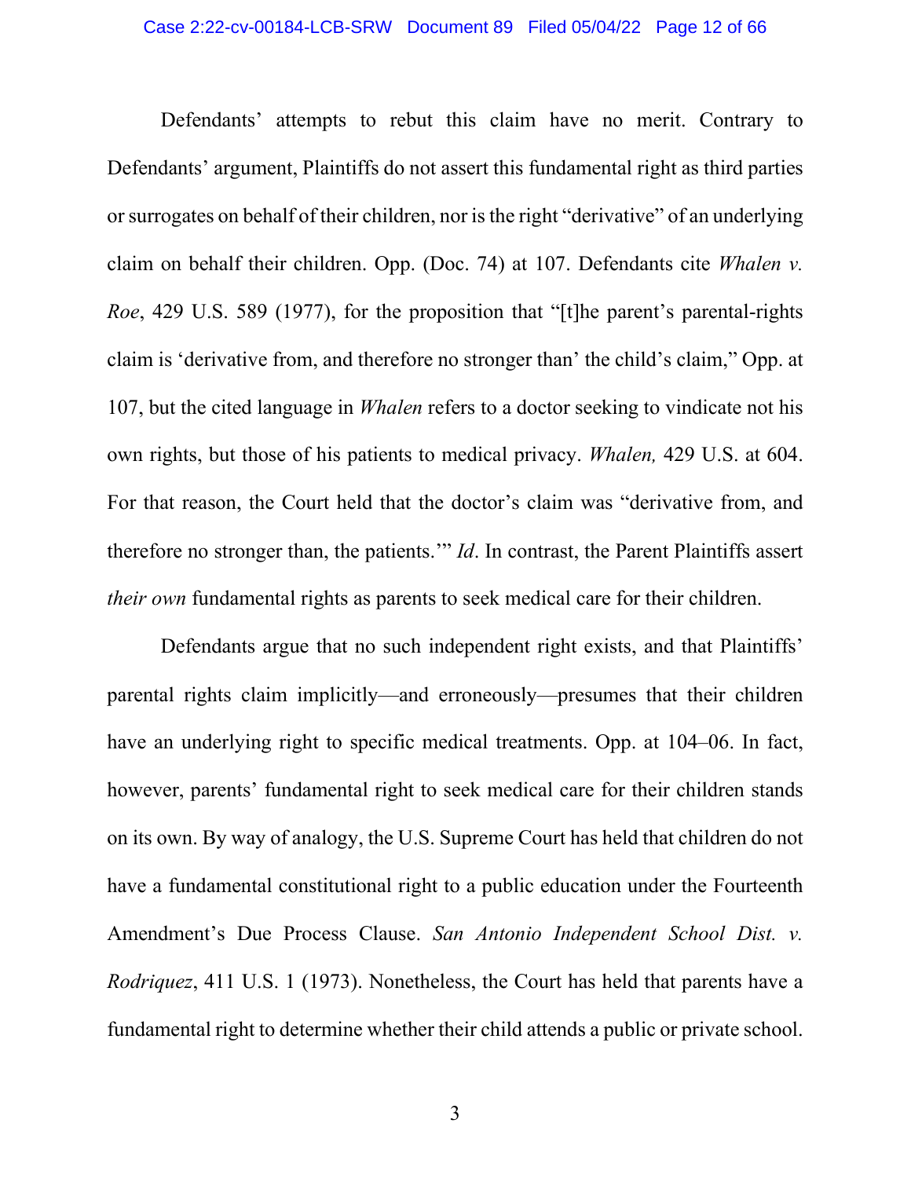Defendants' attempts to rebut this claim have no merit. Contrary to Defendants' argument, Plaintiffs do not assert this fundamental right as third parties or surrogates on behalf of their children, nor is the right "derivative" of an underlying claim on behalf their children. Opp. (Doc. 74) at 107. Defendants cite *Whalen v. Roe*, 429 U.S. 589 (1977), for the proposition that "[t]he parent's parental-rights claim is 'derivative from, and therefore no stronger than' the child's claim," Opp. at 107, but the cited language in *Whalen* refers to a doctor seeking to vindicate not his own rights, but those of his patients to medical privacy. *Whalen,* 429 U.S. at 604. For that reason, the Court held that the doctor's claim was "derivative from, and therefore no stronger than, the patients.'" *Id*. In contrast, the Parent Plaintiffs assert *their own* fundamental rights as parents to seek medical care for their children.

Defendants argue that no such independent right exists, and that Plaintiffs' parental rights claim implicitly—and erroneously—presumes that their children have an underlying right to specific medical treatments. Opp. at 104–06. In fact, however, parents' fundamental right to seek medical care for their children stands on its own. By way of analogy, the U.S. Supreme Court has held that children do not have a fundamental constitutional right to a public education under the Fourteenth Amendment's Due Process Clause. *San Antonio Independent School Dist. v. Rodriquez*, 411 U.S. 1 (1973). Nonetheless, the Court has held that parents have a fundamental right to determine whether their child attends a public or private school.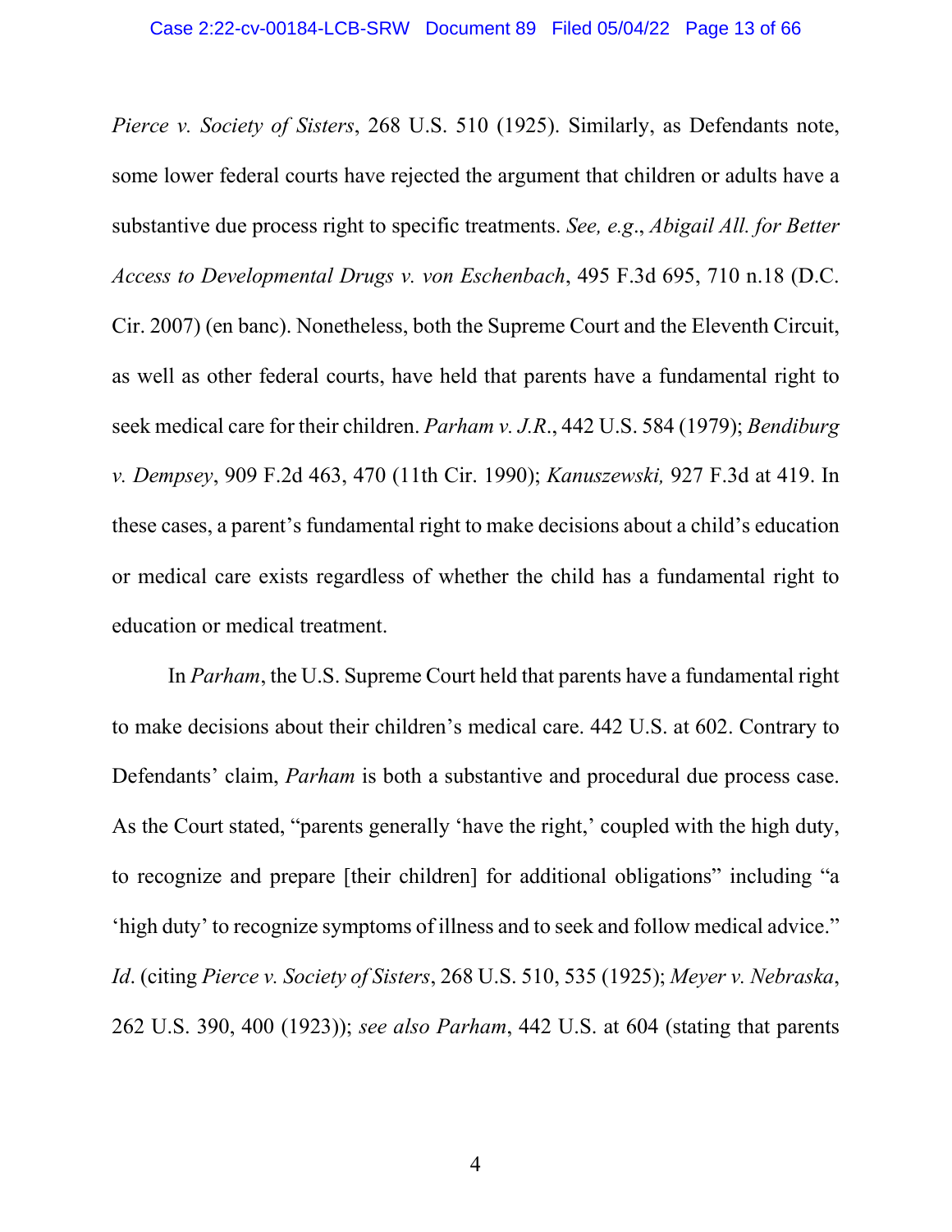*Pierce v. Society of Sisters*, 268 U.S. 510 (1925). Similarly, as Defendants note, some lower federal courts have rejected the argument that children or adults have a substantive due process right to specific treatments. *See, e.g*., *Abigail All. for Better Access to Developmental Drugs v. von Eschenbach*, 495 F.3d 695, 710 n.18 (D.C. Cir. 2007) (en banc). Nonetheless, both the Supreme Court and the Eleventh Circuit, as well as other federal courts, have held that parents have a fundamental right to seek medical care for their children. *Parham v. J.R*., 442 U.S. 584 (1979); *Bendiburg v. Dempsey*, 909 F.2d 463, 470 (11th Cir. 1990); *Kanuszewski,* 927 F.3d at 419. In these cases, a parent's fundamental right to make decisions about a child's education or medical care exists regardless of whether the child has a fundamental right to education or medical treatment.

In *Parham*, the U.S. Supreme Court held that parents have a fundamental right to make decisions about their children's medical care. 442 U.S. at 602. Contrary to Defendants' claim, *Parham* is both a substantive and procedural due process case. As the Court stated, "parents generally 'have the right,' coupled with the high duty, to recognize and prepare [their children] for additional obligations" including "a 'high duty' to recognize symptoms of illness and to seek and follow medical advice." *Id*. (citing *Pierce v. Society of Sisters*, 268 U.S. 510, 535 (1925); *Meyer v. Nebraska*, 262 U.S. 390, 400 (1923)); *see also Parham*, 442 U.S. at 604 (stating that parents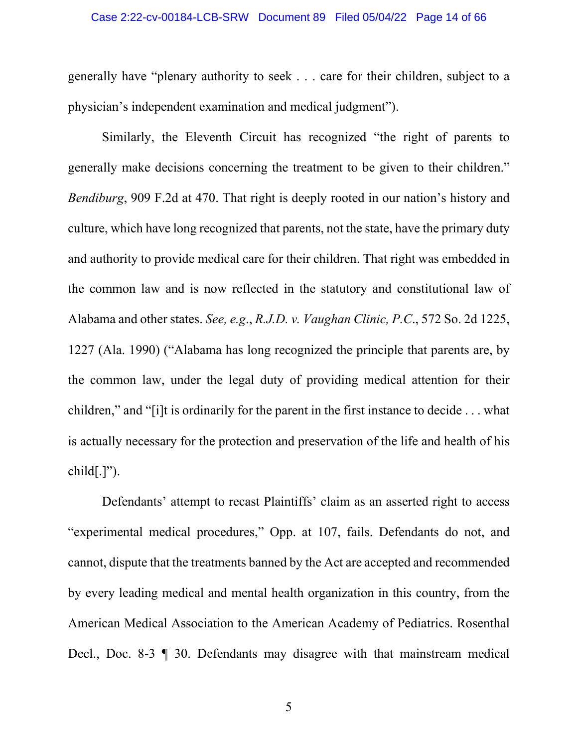generally have "plenary authority to seek . . . care for their children, subject to a physician's independent examination and medical judgment").

Similarly, the Eleventh Circuit has recognized "the right of parents to generally make decisions concerning the treatment to be given to their children." *Bendiburg*, 909 F.2d at 470. That right is deeply rooted in our nation's history and culture, which have long recognized that parents, not the state, have the primary duty and authority to provide medical care for their children. That right was embedded in the common law and is now reflected in the statutory and constitutional law of Alabama and other states. *See, e.g.*, *R.J.D. v. Vaughan Clinic, P.C.*, 572 So. 2d 1225, 1227 (Ala. 1990) ("Alabama has long recognized the principle that parents are, by the common law, under the legal duty of providing medical attention for their children," and "[i]t is ordinarily for the parent in the first instance to decide . . . what is actually necessary for the protection and preservation of the life and health of his child[.]").

Defendants' attempt to recast Plaintiffs' claim as an asserted right to access "experimental medical procedures," Opp. at 107, fails. Defendants do not, and cannot, dispute that the treatments banned by the Act are accepted and recommended by every leading medical and mental health organization in this country, from the American Medical Association to the American Academy of Pediatrics. Rosenthal Decl., Doc. 8-3 ¶ 30. Defendants may disagree with that mainstream medical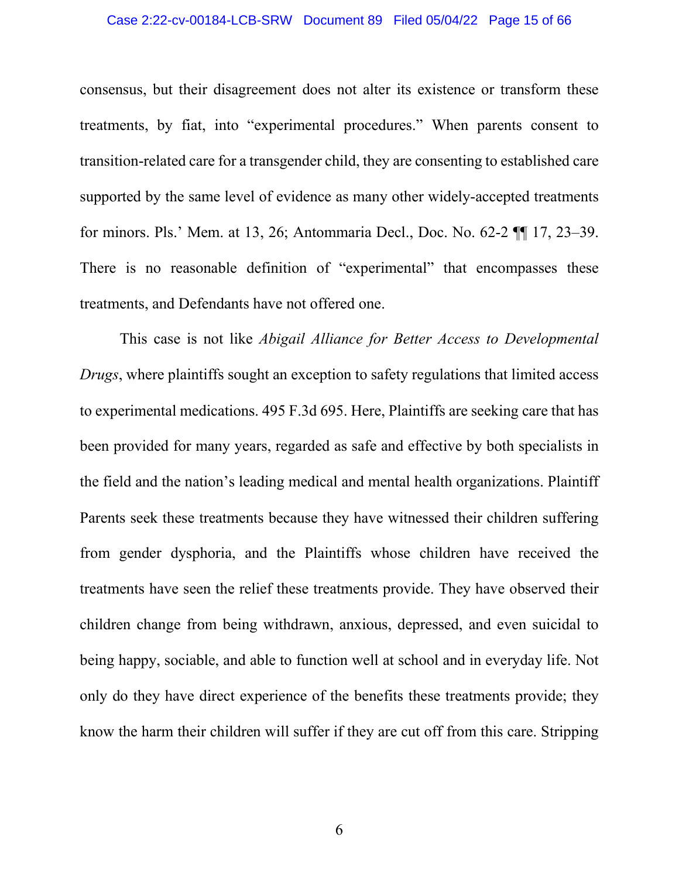consensus, but their disagreement does not alter its existence or transform these treatments, by fiat, into "experimental procedures." When parents consent to transition-related care for a transgender child, they are consenting to established care supported by the same level of evidence as many other widely-accepted treatments for minors. Pls.' Mem. at 13, 26; Antommaria Decl., Doc. No. 62-2 ¶¶ 17, 23–39. There is no reasonable definition of "experimental" that encompasses these treatments, and Defendants have not offered one.

This case is not like *Abigail Alliance for Better Access to Developmental Drugs*, where plaintiffs sought an exception to safety regulations that limited access to experimental medications. 495 F.3d 695. Here, Plaintiffs are seeking care that has been provided for many years, regarded as safe and effective by both specialists in the field and the nation's leading medical and mental health organizations. Plaintiff Parents seek these treatments because they have witnessed their children suffering from gender dysphoria, and the Plaintiffs whose children have received the treatments have seen the relief these treatments provide. They have observed their children change from being withdrawn, anxious, depressed, and even suicidal to being happy, sociable, and able to function well at school and in everyday life. Not only do they have direct experience of the benefits these treatments provide; they know the harm their children will suffer if they are cut off from this care. Stripping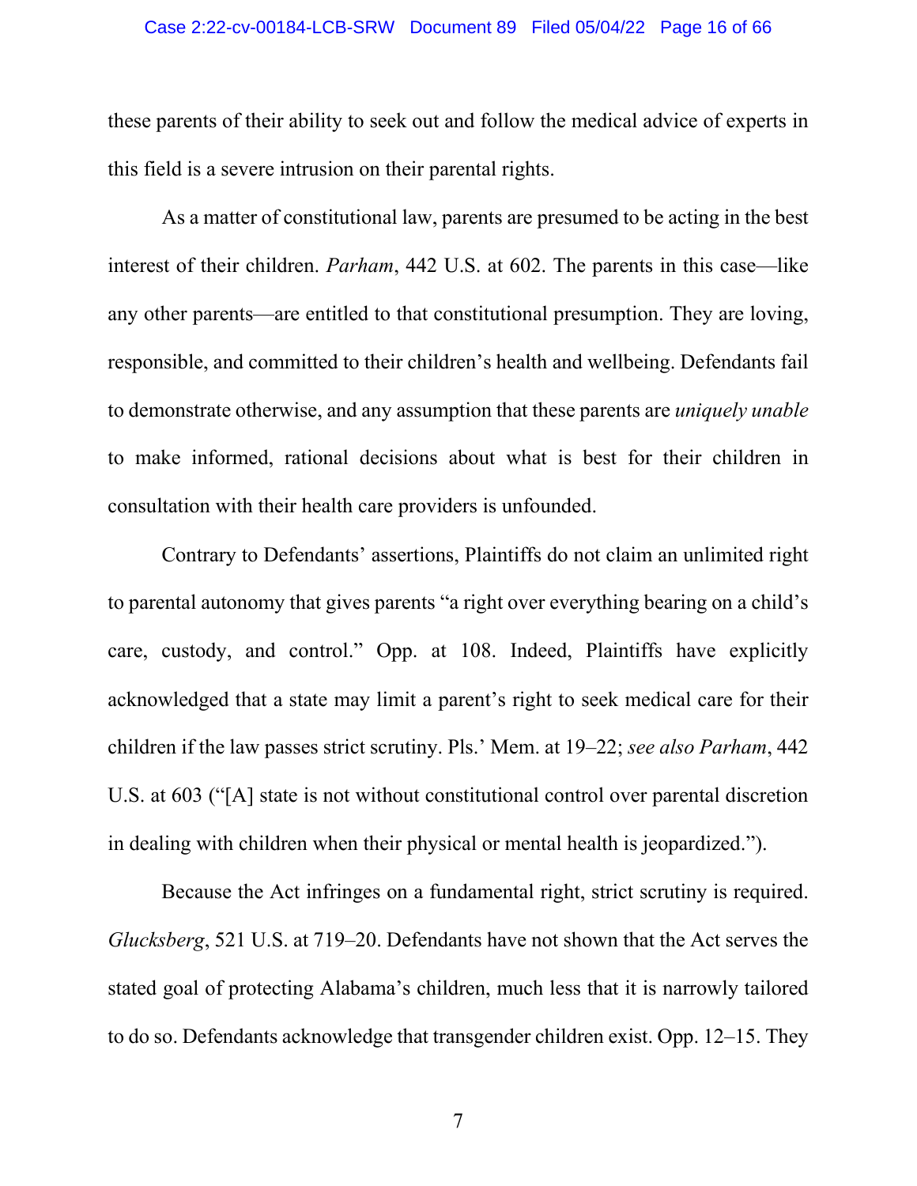these parents of their ability to seek out and follow the medical advice of experts in this field is a severe intrusion on their parental rights.

As a matter of constitutional law, parents are presumed to be acting in the best interest of their children. *Parham*, 442 U.S. at 602. The parents in this case—like any other parents—are entitled to that constitutional presumption. They are loving, responsible, and committed to their children's health and wellbeing. Defendants fail to demonstrate otherwise, and any assumption that these parents are *uniquely unable* to make informed, rational decisions about what is best for their children in consultation with their health care providers is unfounded.

Contrary to Defendants' assertions, Plaintiffs do not claim an unlimited right to parental autonomy that gives parents "a right over everything bearing on a child's care, custody, and control." Opp. at 108. Indeed, Plaintiffs have explicitly acknowledged that a state may limit a parent's right to seek medical care for their children if the law passes strict scrutiny. Pls.' Mem. at 19–22; *see also Parham*, 442 U.S. at 603 ("[A] state is not without constitutional control over parental discretion in dealing with children when their physical or mental health is jeopardized.").

Because the Act infringes on a fundamental right, strict scrutiny is required. *Glucksberg*, 521 U.S. at 719–20. Defendants have not shown that the Act serves the stated goal of protecting Alabama's children, much less that it is narrowly tailored to do so. Defendants acknowledge that transgender children exist. Opp. 12–15. They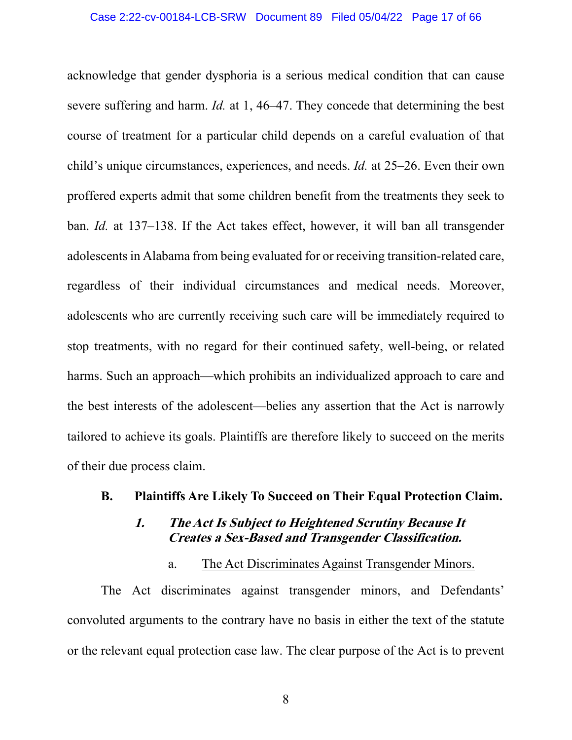acknowledge that gender dysphoria is a serious medical condition that can cause severe suffering and harm. *Id.* at 1, 46–47. They concede that determining the best course of treatment for a particular child depends on a careful evaluation of that child's unique circumstances, experiences, and needs. *Id.* at 25–26. Even their own proffered experts admit that some children benefit from the treatments they seek to ban. *Id.* at 137–138. If the Act takes effect, however, it will ban all transgender adolescents in Alabama from being evaluated for or receiving transition-related care, regardless of their individual circumstances and medical needs. Moreover, adolescents who are currently receiving such care will be immediately required to stop treatments, with no regard for their continued safety, well-being, or related harms. Such an approach—which prohibits an individualized approach to care and the best interests of the adolescent—belies any assertion that the Act is narrowly tailored to achieve its goals. Plaintiffs are therefore likely to succeed on the merits of their due process claim.

## B. Plaintiffs Are Likely To Succeed on Their Equal Protection Claim.

### ***1. The Act Is Subject to Heightened Scrutiny Because It Creates a Sex-Based and Transgender Classification.***

#### a. <u>The Act Discriminates Against Transgender Minors.</u>

The Act discriminates against transgender minors, and Defendants' convoluted arguments to the contrary have no basis in either the text of the statute or the relevant equal protection case law. The clear purpose of the Act is to prevent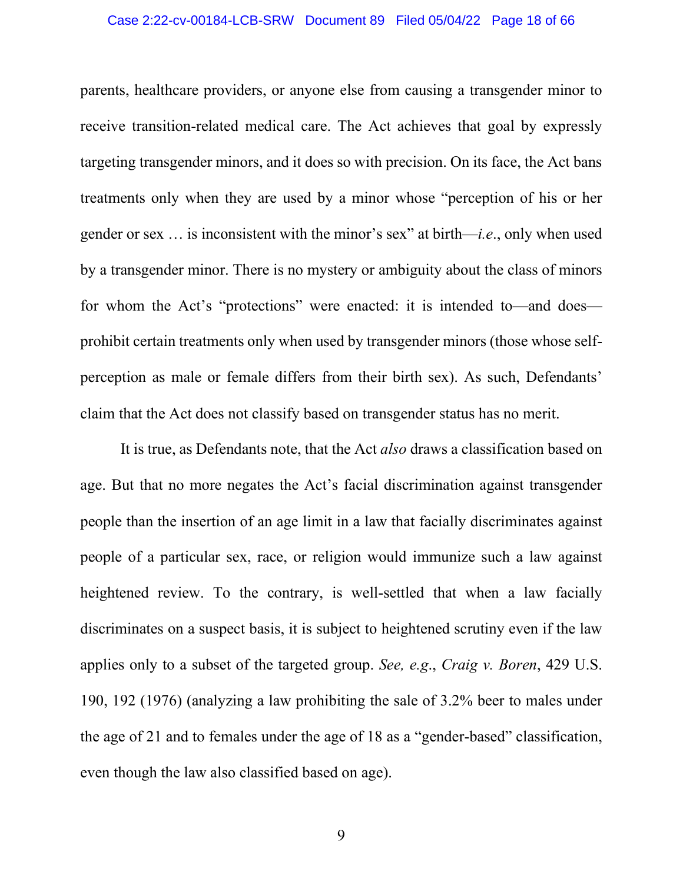parents, healthcare providers, or anyone else from causing a transgender minor to receive transition-related medical care. The Act achieves that goal by expressly targeting transgender minors, and it does so with precision. On its face, the Act bans treatments only when they are used by a minor whose "perception of his or her gender or sex … is inconsistent with the minor's sex" at birth—*i.e*., only when used by a transgender minor. There is no mystery or ambiguity about the class of minors for whom the Act's "protections" were enacted: it is intended to—and does—prohibit certain treatments only when used by transgender minors (those whose self-perception as male or female differs from their birth sex). As such, Defendants' claim that the Act does not classify based on transgender status has no merit.

It is true, as Defendants note, that the Act *also* draws a classification based on age. But that no more negates the Act's facial discrimination against transgender people than the insertion of an age limit in a law that facially discriminates against people of a particular sex, race, or religion would immunize such a law against heightened review. To the contrary, is well-settled that when a law facially discriminates on a suspect basis, it is subject to heightened scrutiny even if the law applies only to a subset of the targeted group. *See, e.g*., *Craig v. Boren*, 429 U.S. 190, 192 (1976) (analyzing a law prohibiting the sale of 3.2% beer to males under the age of 21 and to females under the age of 18 as a "gender-based" classification, even though the law also classified based on age).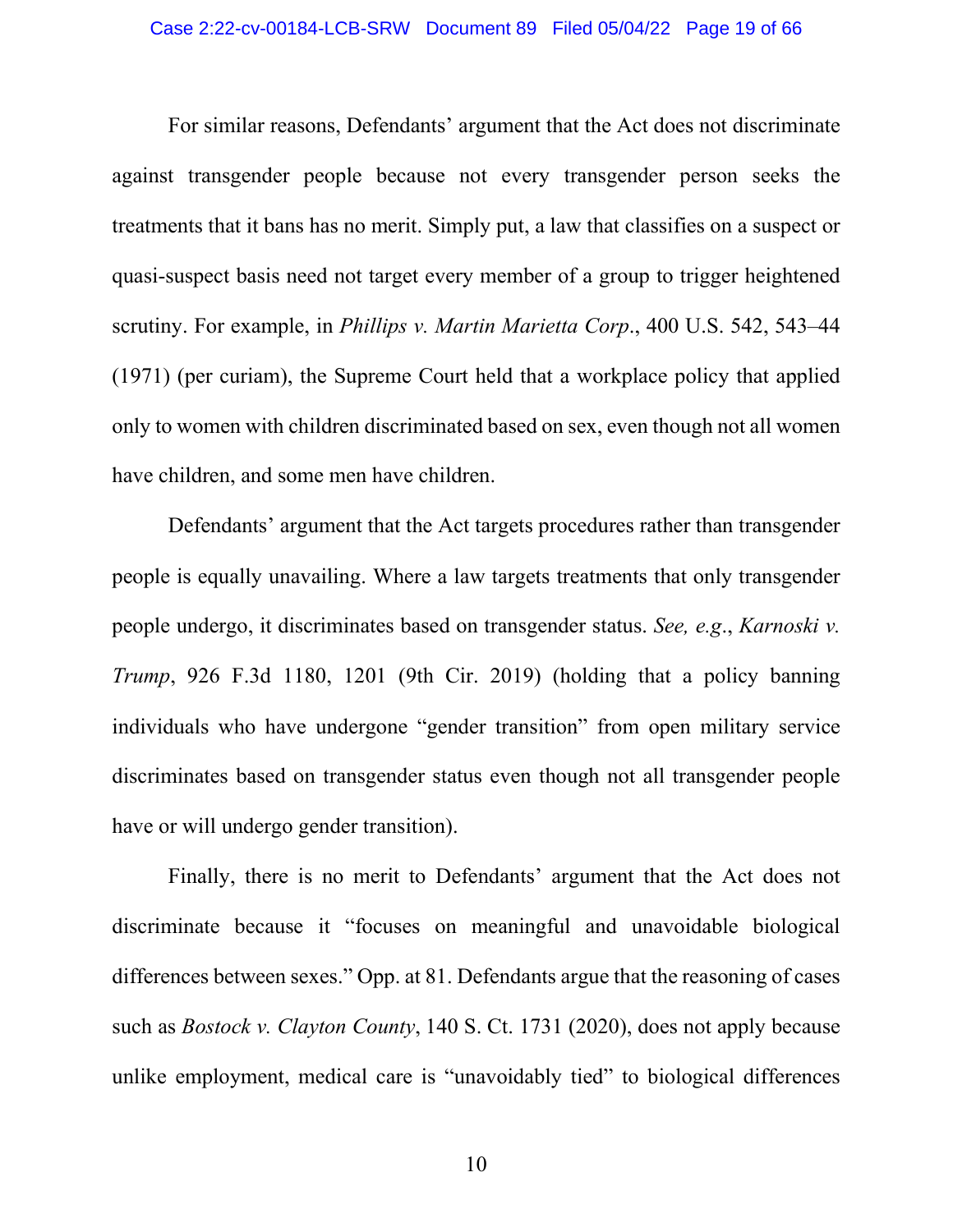For similar reasons, Defendants' argument that the Act does not discriminate against transgender people because not every transgender person seeks the treatments that it bans has no merit. Simply put, a law that classifies on a suspect or quasi-suspect basis need not target every member of a group to trigger heightened scrutiny. For example, in *Phillips v. Martin Marietta Corp*., 400 U.S. 542, 543–44 (1971) (per curiam), the Supreme Court held that a workplace policy that applied only to women with children discriminated based on sex, even though not all women have children, and some men have children.

Defendants' argument that the Act targets procedures rather than transgender people is equally unavailing. Where a law targets treatments that only transgender people undergo, it discriminates based on transgender status. *See, e.g*., *Karnoski v. Trump*, 926 F.3d 1180, 1201 (9th Cir. 2019) (holding that a policy banning individuals who have undergone "gender transition" from open military service discriminates based on transgender status even though not all transgender people have or will undergo gender transition).

Finally, there is no merit to Defendants' argument that the Act does not discriminate because it "focuses on meaningful and unavoidable biological differences between sexes." Opp. at 81. Defendants argue that the reasoning of cases such as *Bostock v. Clayton County*, 140 S. Ct. 1731 (2020), does not apply because unlike employment, medical care is "unavoidably tied" to biological differences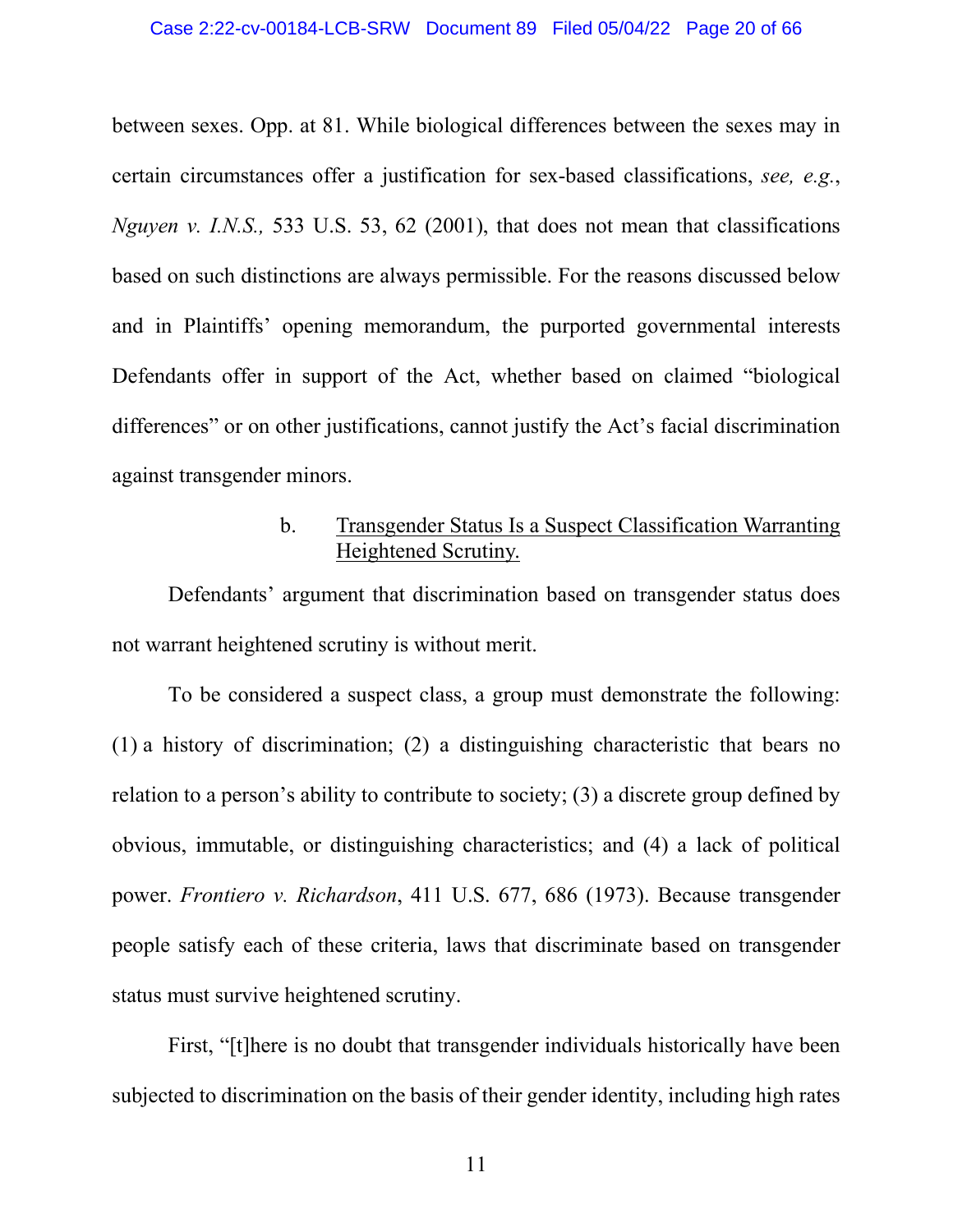between sexes. Opp. at 81. While biological differences between the sexes may in certain circumstances offer a justification for sex-based classifications, *see, e.g.*, *Nguyen v. I.N.S.,* 533 U.S. 53, 62 (2001), that does not mean that classifications based on such distinctions are always permissible. For the reasons discussed below and in Plaintiffs' opening memorandum, the purported governmental interests Defendants offer in support of the Act, whether based on claimed "biological differences" or on other justifications, cannot justify the Act's facial discrimination against transgender minors.

b. <u>Transgender Status Is a Suspect Classification Warranting Heightened Scrutiny.</u>

Defendants' argument that discrimination based on transgender status does not warrant heightened scrutiny is without merit.

To be considered a suspect class, a group must demonstrate the following: (1) a history of discrimination; (2) a distinguishing characteristic that bears no relation to a person's ability to contribute to society; (3) a discrete group defined by obvious, immutable, or distinguishing characteristics; and (4) a lack of political power. *Frontiero v. Richardson*, 411 U.S. 677, 686 (1973). Because transgender people satisfy each of these criteria, laws that discriminate based on transgender status must survive heightened scrutiny.

First, "[t]here is no doubt that transgender individuals historically have been subjected to discrimination on the basis of their gender identity, including high rates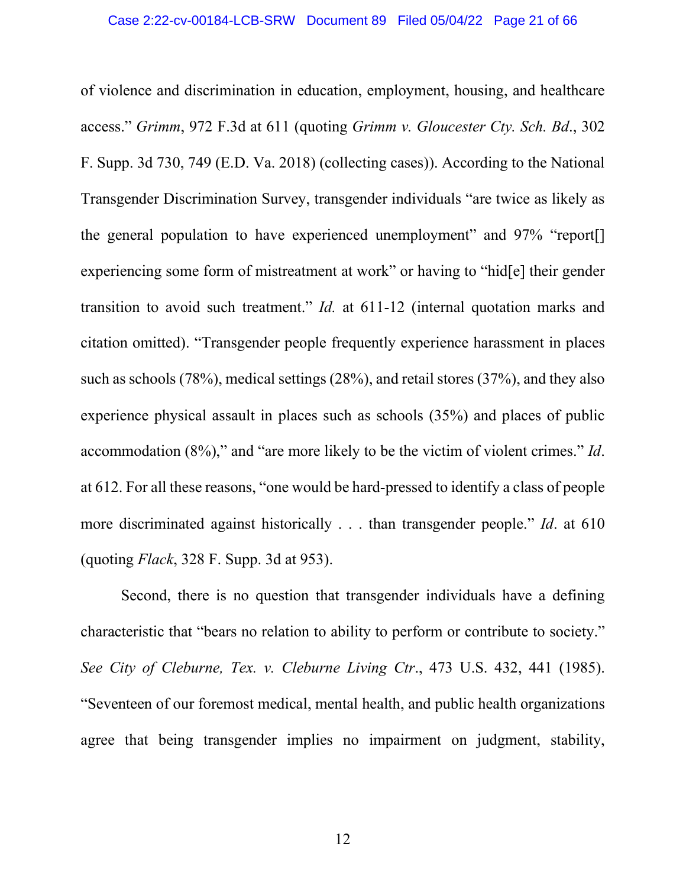of violence and discrimination in education, employment, housing, and healthcare access." *Grimm*, 972 F.3d at 611 (quoting *Grimm v. Gloucester Cty. Sch. Bd*., 302 F. Supp. 3d 730, 749 (E.D. Va. 2018) (collecting cases)). According to the National Transgender Discrimination Survey, transgender individuals "are twice as likely as the general population to have experienced unemployment" and 97% "report[] experiencing some form of mistreatment at work" or having to "hid[e] their gender transition to avoid such treatment." *Id.* at 611-12 (internal quotation marks and citation omitted). "Transgender people frequently experience harassment in places such as schools (78%), medical settings (28%), and retail stores (37%), and they also experience physical assault in places such as schools (35%) and places of public accommodation (8%)," and "are more likely to be the victim of violent crimes." *Id*. at 612. For all these reasons, "one would be hard-pressed to identify a class of people more discriminated against historically . . . than transgender people." *Id*. at 610 (quoting *Flack*, 328 F. Supp. 3d at 953).

Second, there is no question that transgender individuals have a defining characteristic that "bears no relation to ability to perform or contribute to society." *See City of Cleburne, Tex. v. Cleburne Living Ctr*., 473 U.S. 432, 441 (1985). "Seventeen of our foremost medical, mental health, and public health organizations agree that being transgender implies no impairment on judgment, stability,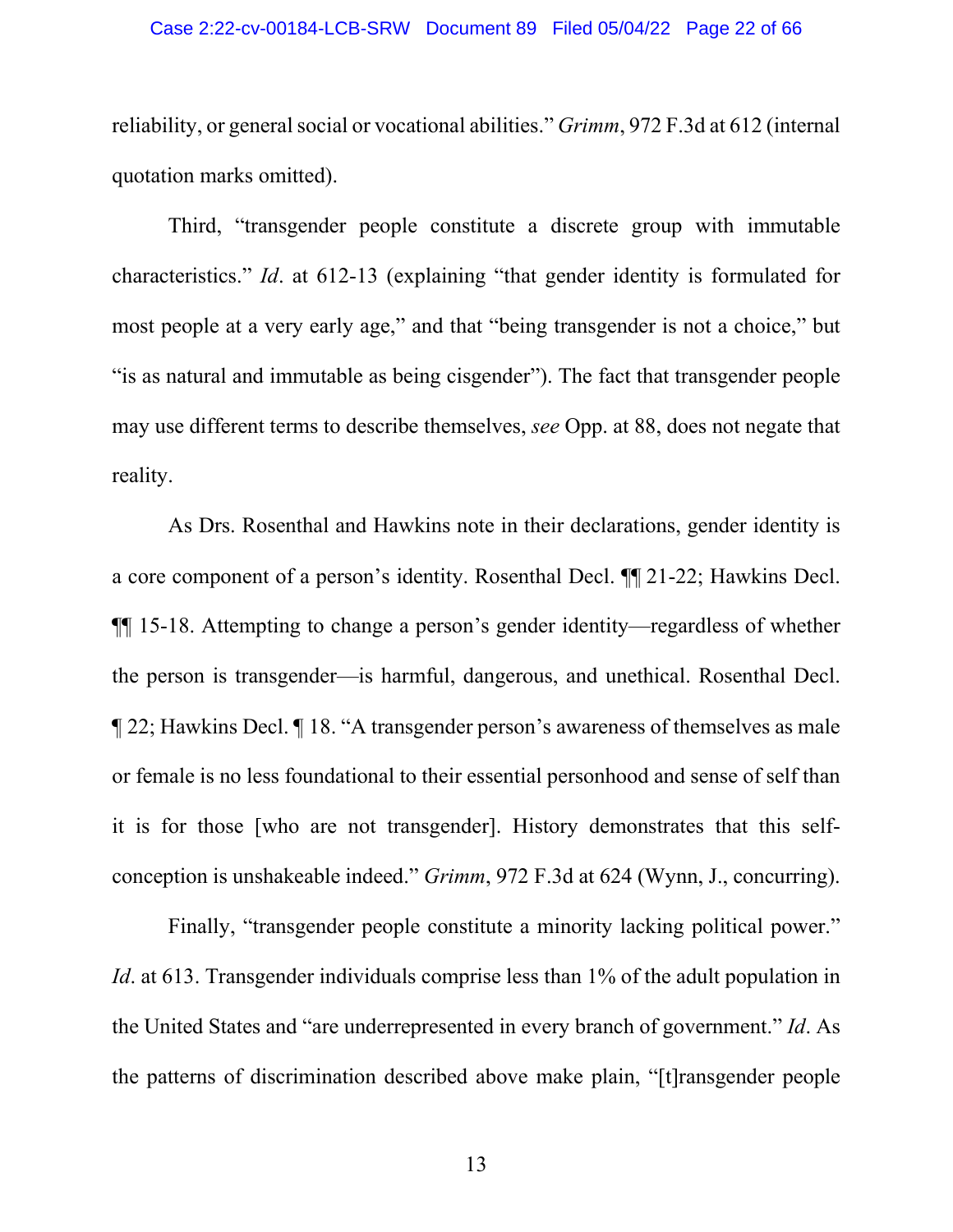reliability, or general social or vocational abilities." *Grimm*, 972 F.3d at 612 (internal quotation marks omitted).

Third, "transgender people constitute a discrete group with immutable characteristics." *Id*. at 612-13 (explaining "that gender identity is formulated for most people at a very early age," and that "being transgender is not a choice," but "is as natural and immutable as being cisgender"). The fact that transgender people may use different terms to describe themselves, *see* Opp. at 88, does not negate that reality.

As Drs. Rosenthal and Hawkins note in their declarations, gender identity is a core component of a person's identity. Rosenthal Decl. ¶¶ 21-22; Hawkins Decl. ¶¶ 15-18. Attempting to change a person's gender identity—regardless of whether the person is transgender—is harmful, dangerous, and unethical. Rosenthal Decl. ¶ 22; Hawkins Decl. ¶ 18. "A transgender person's awareness of themselves as male or female is no less foundational to their essential personhood and sense of self than it is for those [who are not transgender]. History demonstrates that this self-conception is unshakeable indeed." *Grimm*, 972 F.3d at 624 (Wynn, J., concurring).

Finally, "transgender people constitute a minority lacking political power." *Id*. at 613. Transgender individuals comprise less than 1% of the adult population in the United States and "are underrepresented in every branch of government." *Id*. As the patterns of discrimination described above make plain, "[t]ransgender people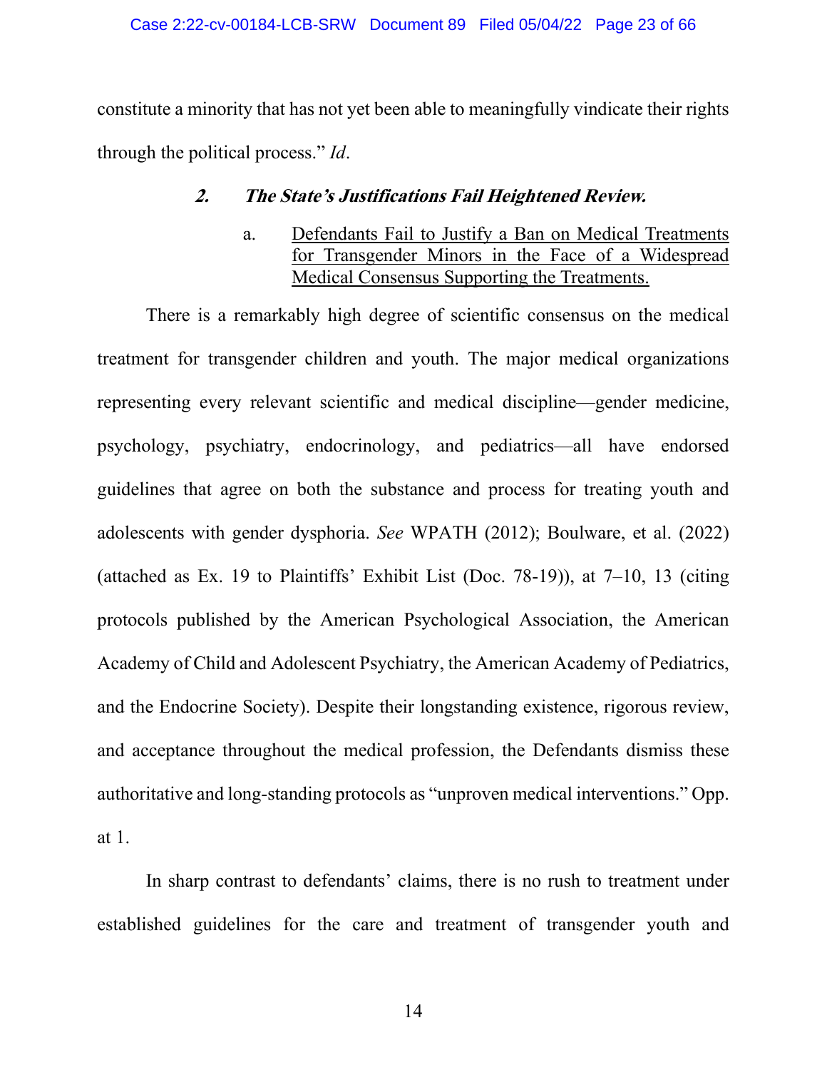constitute a minority that has not yet been able to meaningfully vindicate their rights through the political process." *Id*.

### ***2. The State's Justifications Fail Heightened Review.***

a. <u>Defendants Fail to Justify a Ban on Medical Treatments for Transgender Minors in the Face of a Widespread Medical Consensus Supporting the Treatments.</u>

There is a remarkably high degree of scientific consensus on the medical treatment for transgender children and youth. The major medical organizations representing every relevant scientific and medical discipline—gender medicine, psychology, psychiatry, endocrinology, and pediatrics—all have endorsed guidelines that agree on both the substance and process for treating youth and adolescents with gender dysphoria. *See* WPATH (2012); Boulware, et al. (2022) (attached as Ex. 19 to Plaintiffs' Exhibit List (Doc. 78-19)), at 7–10, 13 (citing protocols published by the American Psychological Association, the American Academy of Child and Adolescent Psychiatry, the American Academy of Pediatrics, and the Endocrine Society). Despite their longstanding existence, rigorous review, and acceptance throughout the medical profession, the Defendants dismiss these authoritative and long-standing protocols as "unproven medical interventions." Opp. at 1.

In sharp contrast to defendants' claims, there is no rush to treatment under established guidelines for the care and treatment of transgender youth and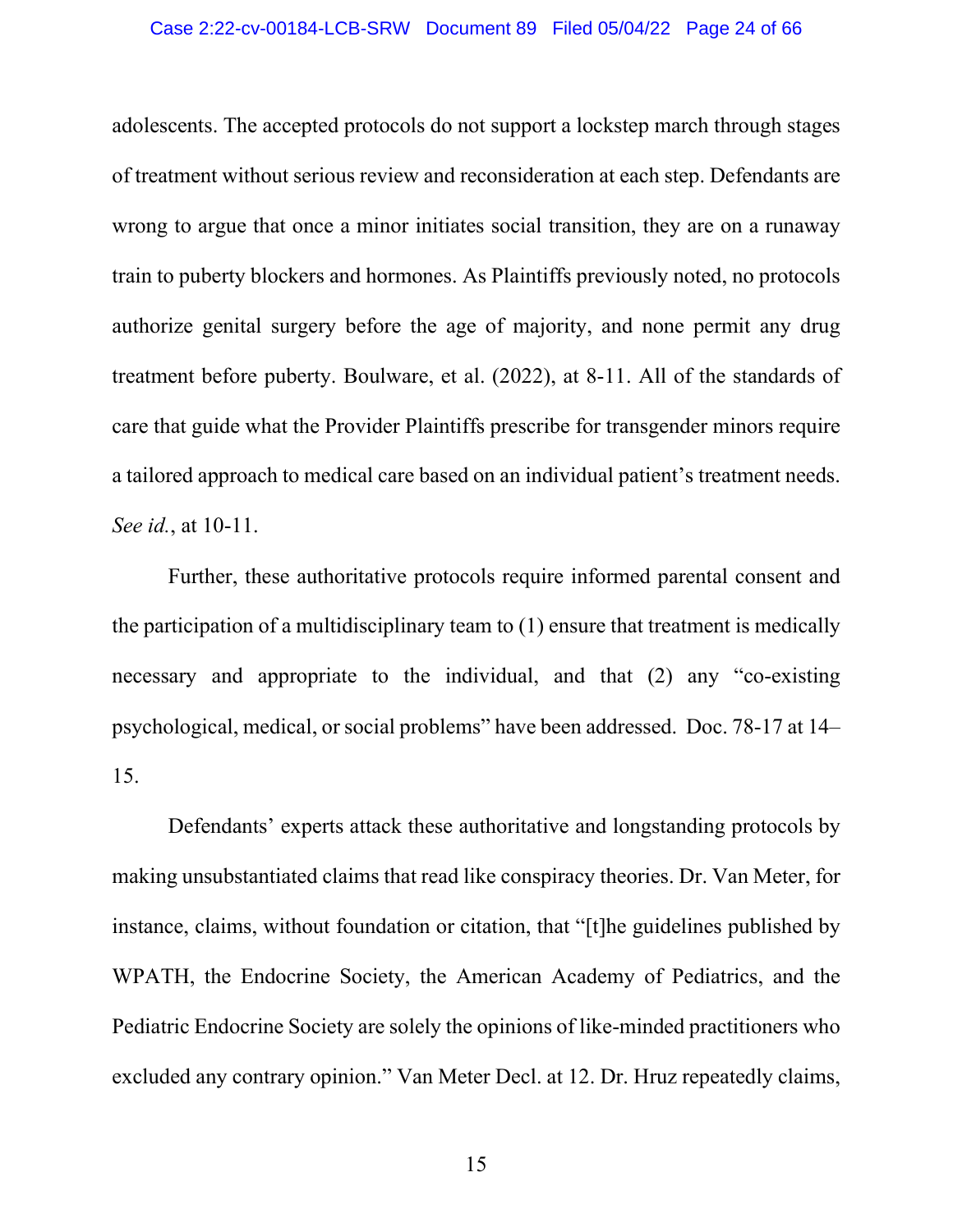adolescents. The accepted protocols do not support a lockstep march through stages of treatment without serious review and reconsideration at each step. Defendants are wrong to argue that once a minor initiates social transition, they are on a runaway train to puberty blockers and hormones. As Plaintiffs previously noted, no protocols authorize genital surgery before the age of majority, and none permit any drug treatment before puberty. Boulware, et al. (2022), at 8-11. All of the standards of care that guide what the Provider Plaintiffs prescribe for transgender minors require a tailored approach to medical care based on an individual patient's treatment needs. *See id.*, at 10-11.

Further, these authoritative protocols require informed parental consent and the participation of a multidisciplinary team to (1) ensure that treatment is medically necessary and appropriate to the individual, and that (2) any "co-existing psychological, medical, or social problems" have been addressed. Doc. 78-17 at 14–15.

Defendants' experts attack these authoritative and longstanding protocols by making unsubstantiated claims that read like conspiracy theories. Dr. Van Meter, for instance, claims, without foundation or citation, that "[t]he guidelines published by WPATH, the Endocrine Society, the American Academy of Pediatrics, and the Pediatric Endocrine Society are solely the opinions of like-minded practitioners who excluded any contrary opinion." Van Meter Decl. at 12. Dr. Hruz repeatedly claims,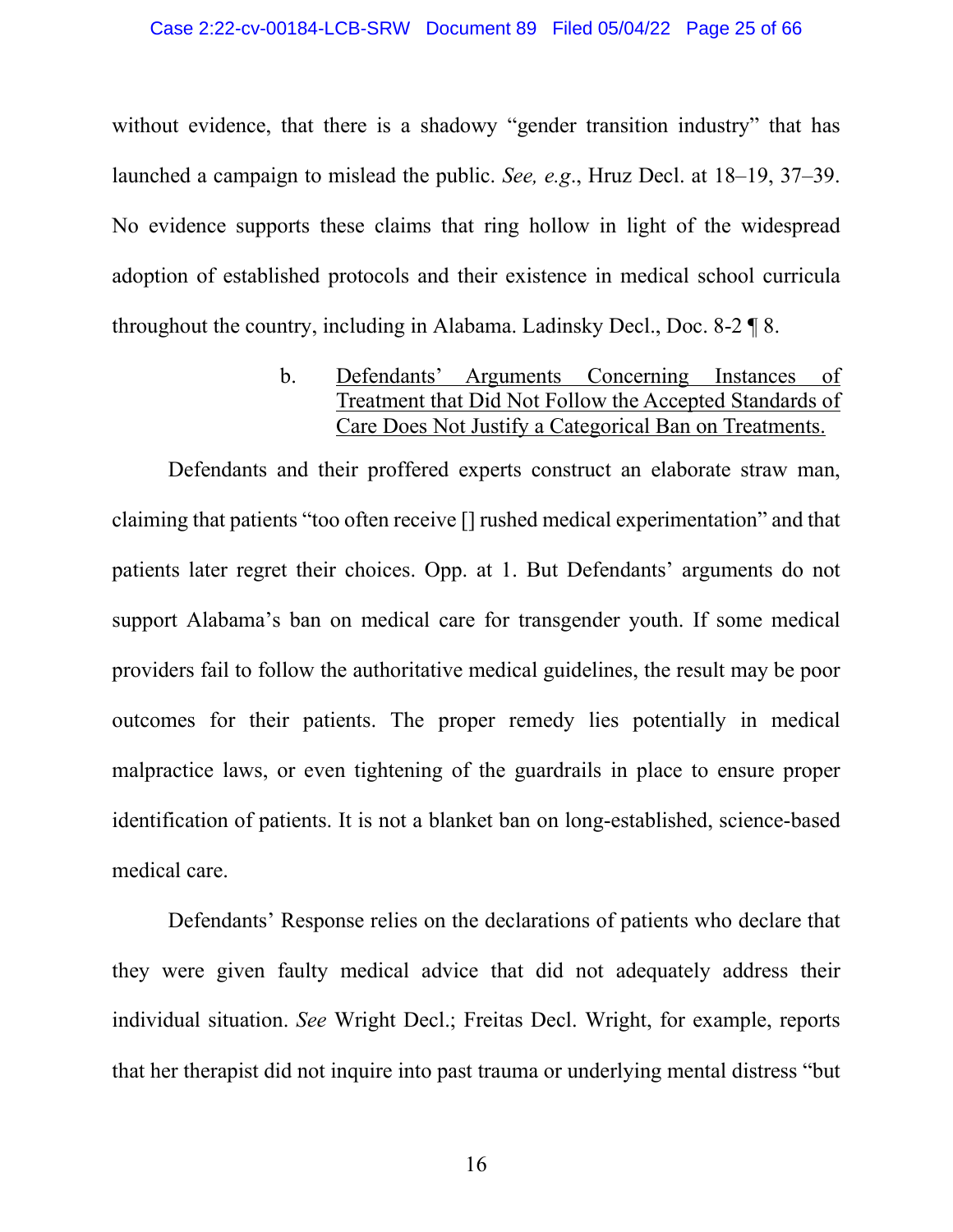without evidence, that there is a shadowy "gender transition industry" that has launched a campaign to mislead the public. *See, e.g.*, Hruz Decl. at 18–19, 37–39. No evidence supports these claims that ring hollow in light of the widespread adoption of established protocols and their existence in medical school curricula throughout the country, including in Alabama. Ladinsky Decl., Doc. 8-2 ¶ 8.

b. <u>Defendants' Arguments Concerning Instances of Treatment that Did Not Follow the Accepted Standards of Care Does Not Justify a Categorical Ban on Treatments.</u>

Defendants and their proffered experts construct an elaborate straw man, claiming that patients "too often receive [] rushed medical experimentation" and that patients later regret their choices. Opp. at 1. But Defendants' arguments do not support Alabama's ban on medical care for transgender youth. If some medical providers fail to follow the authoritative medical guidelines, the result may be poor outcomes for their patients. The proper remedy lies potentially in medical malpractice laws, or even tightening of the guardrails in place to ensure proper identification of patients. It is not a blanket ban on long-established, science-based medical care.

Defendants' Response relies on the declarations of patients who declare that they were given faulty medical advice that did not adequately address their individual situation. *See* Wright Decl.; Freitas Decl. Wright, for example, reports that her therapist did not inquire into past trauma or underlying mental distress "but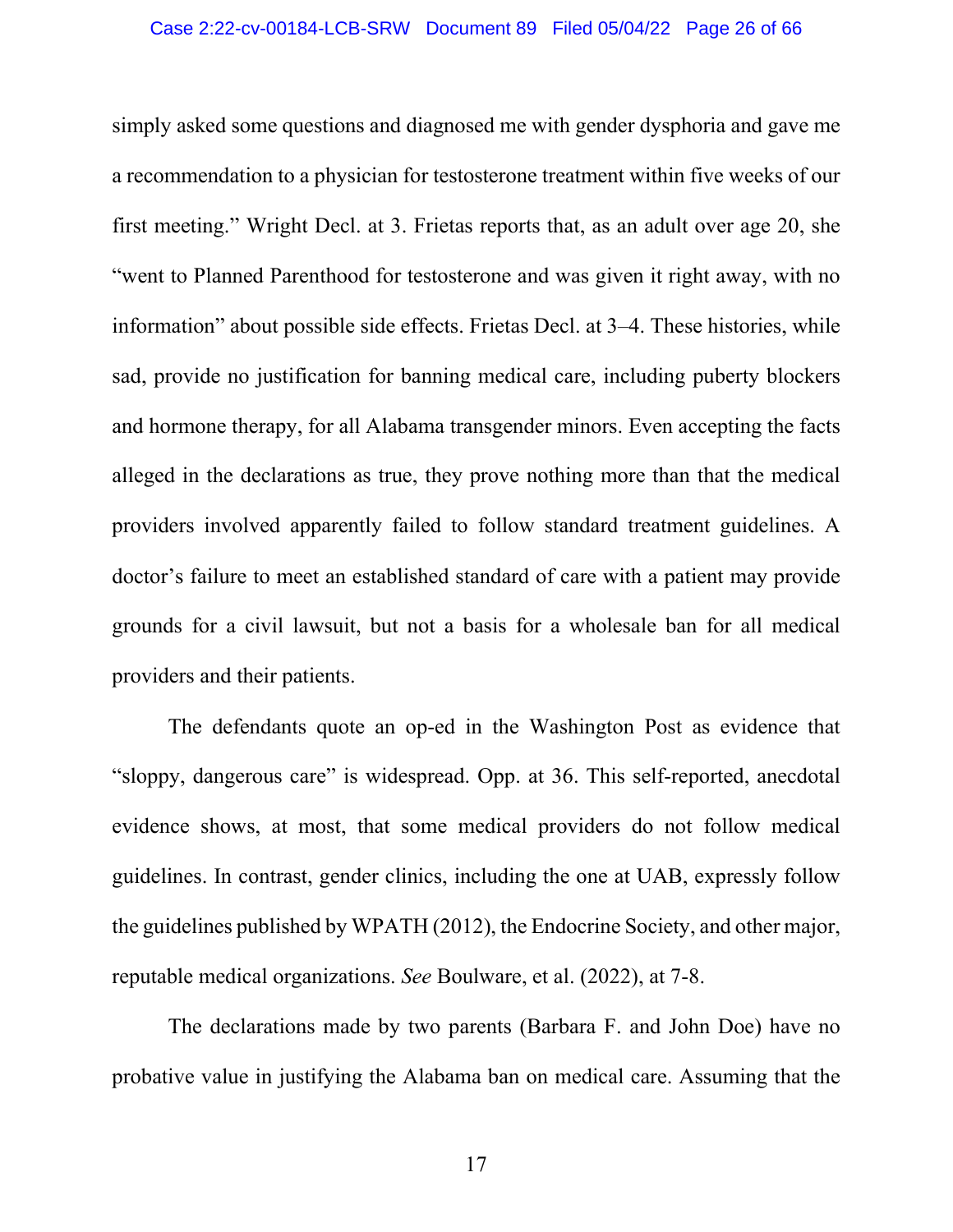simply asked some questions and diagnosed me with gender dysphoria and gave me a recommendation to a physician for testosterone treatment within five weeks of our first meeting." Wright Decl. at 3. Frietas reports that, as an adult over age 20, she "went to Planned Parenthood for testosterone and was given it right away, with no information" about possible side effects. Frietas Decl. at 3–4. These histories, while sad, provide no justification for banning medical care, including puberty blockers and hormone therapy, for all Alabama transgender minors. Even accepting the facts alleged in the declarations as true, they prove nothing more than that the medical providers involved apparently failed to follow standard treatment guidelines. A doctor's failure to meet an established standard of care with a patient may provide grounds for a civil lawsuit, but not a basis for a wholesale ban for all medical providers and their patients.

The defendants quote an op-ed in the Washington Post as evidence that "sloppy, dangerous care" is widespread. Opp. at 36. This self-reported, anecdotal evidence shows, at most, that some medical providers do not follow medical guidelines. In contrast, gender clinics, including the one at UAB, expressly follow the guidelines published by WPATH (2012), the Endocrine Society, and other major, reputable medical organizations. *See* Boulware, et al. (2022), at 7-8.

The declarations made by two parents (Barbara F. and John Doe) have no probative value in justifying the Alabama ban on medical care. Assuming that the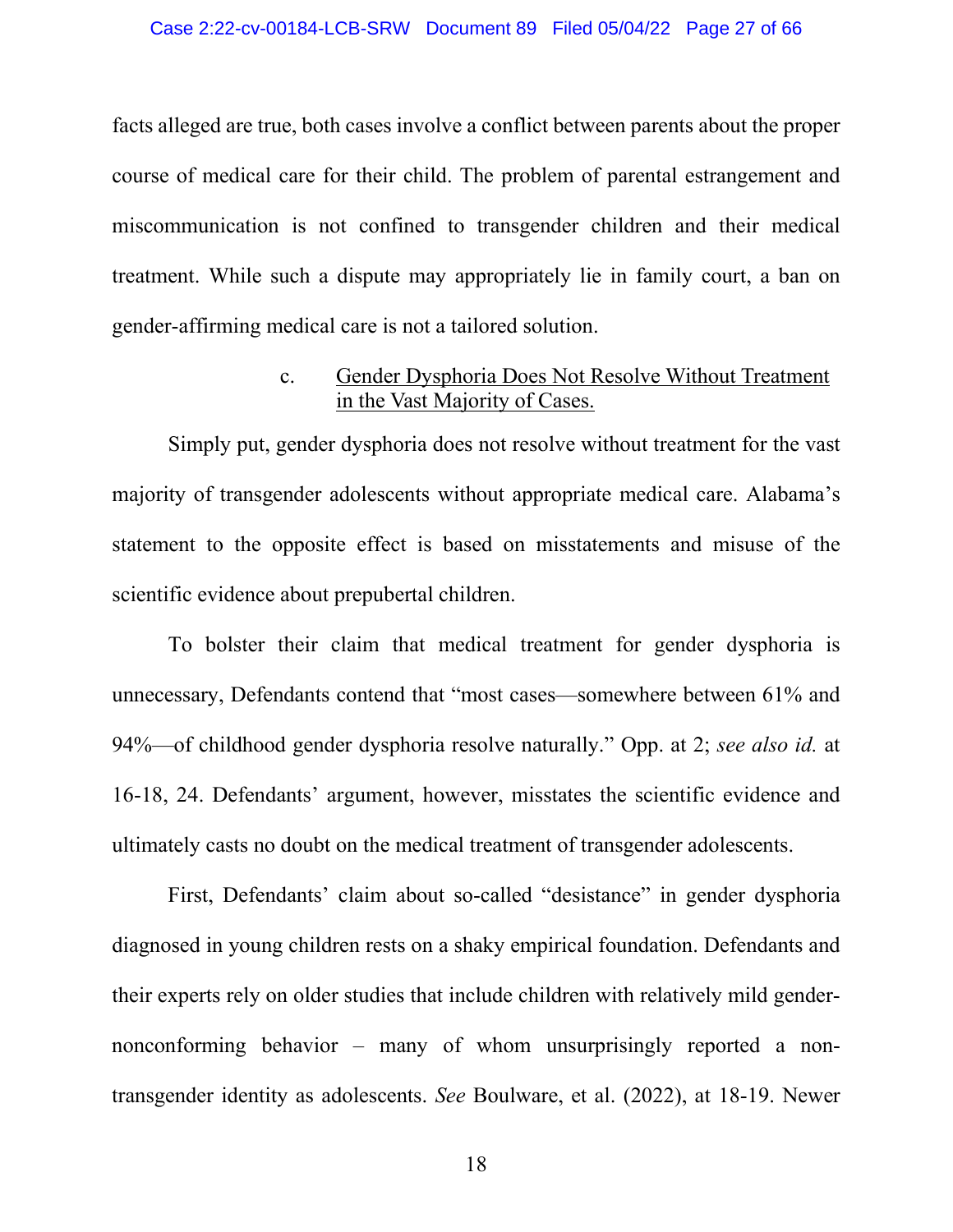facts alleged are true, both cases involve a conflict between parents about the proper course of medical care for their child. The problem of parental estrangement and miscommunication is not confined to transgender children and their medical treatment. While such a dispute may appropriately lie in family court, a ban on gender-affirming medical care is not a tailored solution.

c. <u>Gender Dysphoria Does Not Resolve Without Treatment in the Vast Majority of Cases.</u>

Simply put, gender dysphoria does not resolve without treatment for the vast majority of transgender adolescents without appropriate medical care. Alabama's statement to the opposite effect is based on misstatements and misuse of the scientific evidence about prepubertal children.

To bolster their claim that medical treatment for gender dysphoria is unnecessary, Defendants contend that "most cases—somewhere between 61% and 94%—of childhood gender dysphoria resolve naturally." Opp. at 2; *see also id.* at 16-18, 24. Defendants' argument, however, misstates the scientific evidence and ultimately casts no doubt on the medical treatment of transgender adolescents.

First, Defendants' claim about so-called "desistance" in gender dysphoria diagnosed in young children rests on a shaky empirical foundation. Defendants and their experts rely on older studies that include children with relatively mild gender-nonconforming behavior – many of whom unsurprisingly reported a non-transgender identity as adolescents. *See* Boulware, et al. (2022), at 18-19. Newer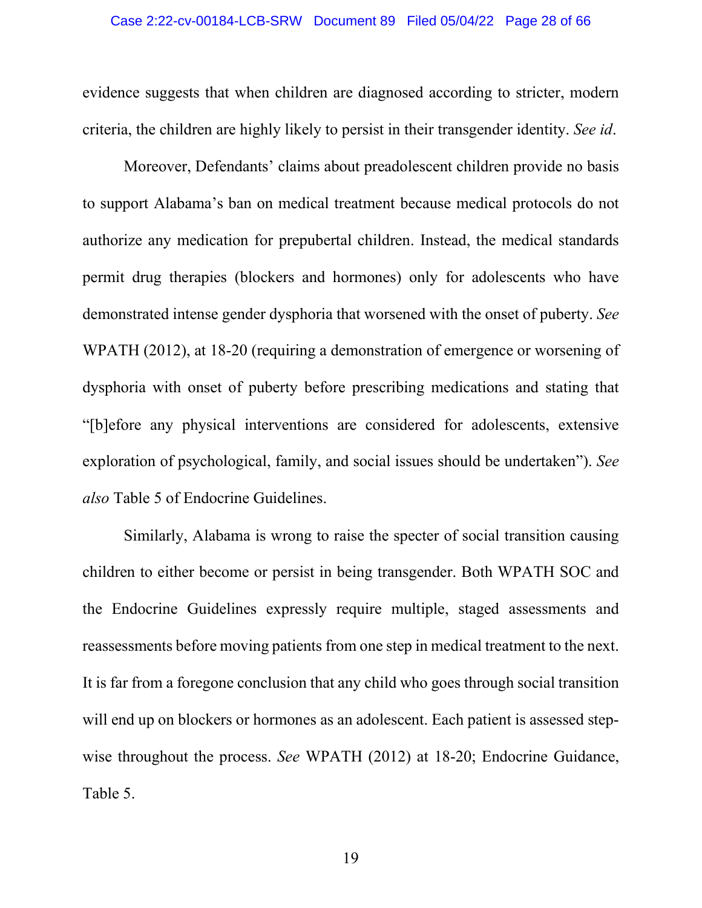evidence suggests that when children are diagnosed according to stricter, modern criteria, the children are highly likely to persist in their transgender identity. *See id*.

Moreover, Defendants' claims about preadolescent children provide no basis to support Alabama's ban on medical treatment because medical protocols do not authorize any medication for prepubertal children. Instead, the medical standards permit drug therapies (blockers and hormones) only for adolescents who have demonstrated intense gender dysphoria that worsened with the onset of puberty. *See* WPATH (2012), at 18-20 (requiring a demonstration of emergence or worsening of dysphoria with onset of puberty before prescribing medications and stating that "[b]efore any physical interventions are considered for adolescents, extensive exploration of psychological, family, and social issues should be undertaken"). *See also* Table 5 of Endocrine Guidelines.

Similarly, Alabama is wrong to raise the specter of social transition causing children to either become or persist in being transgender. Both WPATH SOC and the Endocrine Guidelines expressly require multiple, staged assessments and reassessments before moving patients from one step in medical treatment to the next. It is far from a foregone conclusion that any child who goes through social transition will end up on blockers or hormones as an adolescent. Each patient is assessed step-wise throughout the process. *See* WPATH (2012) at 18-20; Endocrine Guidance, Table 5.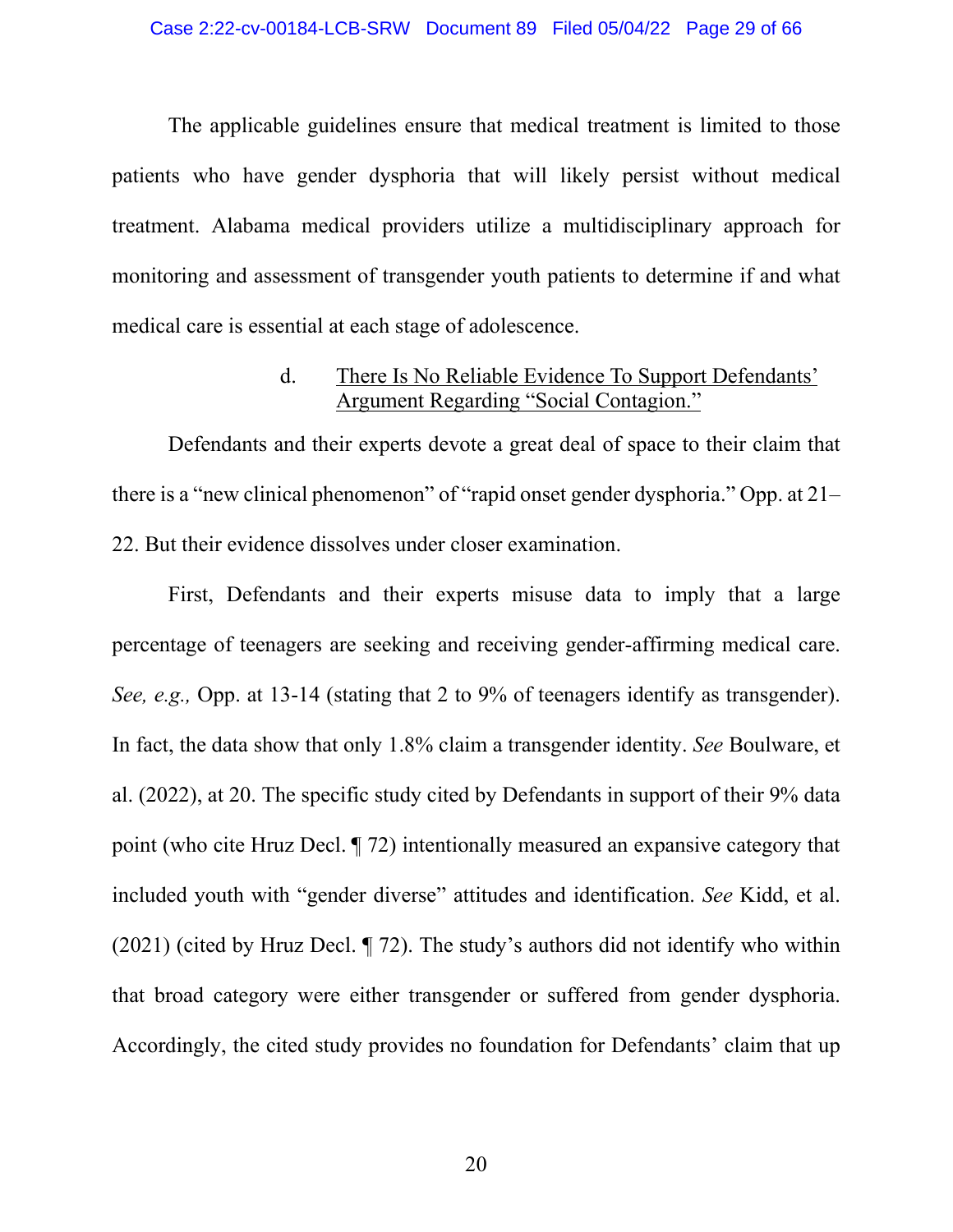The applicable guidelines ensure that medical treatment is limited to those patients who have gender dysphoria that will likely persist without medical treatment. Alabama medical providers utilize a multidisciplinary approach for monitoring and assessment of transgender youth patients to determine if and what medical care is essential at each stage of adolescence.

### d. There Is No Reliable Evidence To Support Defendants' Argument Regarding "Social Contagion."

Defendants and their experts devote a great deal of space to their claim that there is a "new clinical phenomenon" of "rapid onset gender dysphoria." Opp. at 21–22. But their evidence dissolves under closer examination.

First, Defendants and their experts misuse data to imply that a large percentage of teenagers are seeking and receiving gender-affirming medical care. *See, e.g.,* Opp. at 13-14 (stating that 2 to 9% of teenagers identify as transgender). In fact, the data show that only 1.8% claim a transgender identity. *See* Boulware, et al. (2022), at 20. The specific study cited by Defendants in support of their 9% data point (who cite Hruz Decl. ¶ 72) intentionally measured an expansive category that included youth with "gender diverse" attitudes and identification. *See* Kidd, et al. (2021) (cited by Hruz Decl. ¶ 72). The study's authors did not identify who within that broad category were either transgender or suffered from gender dysphoria. Accordingly, the cited study provides no foundation for Defendants' claim that up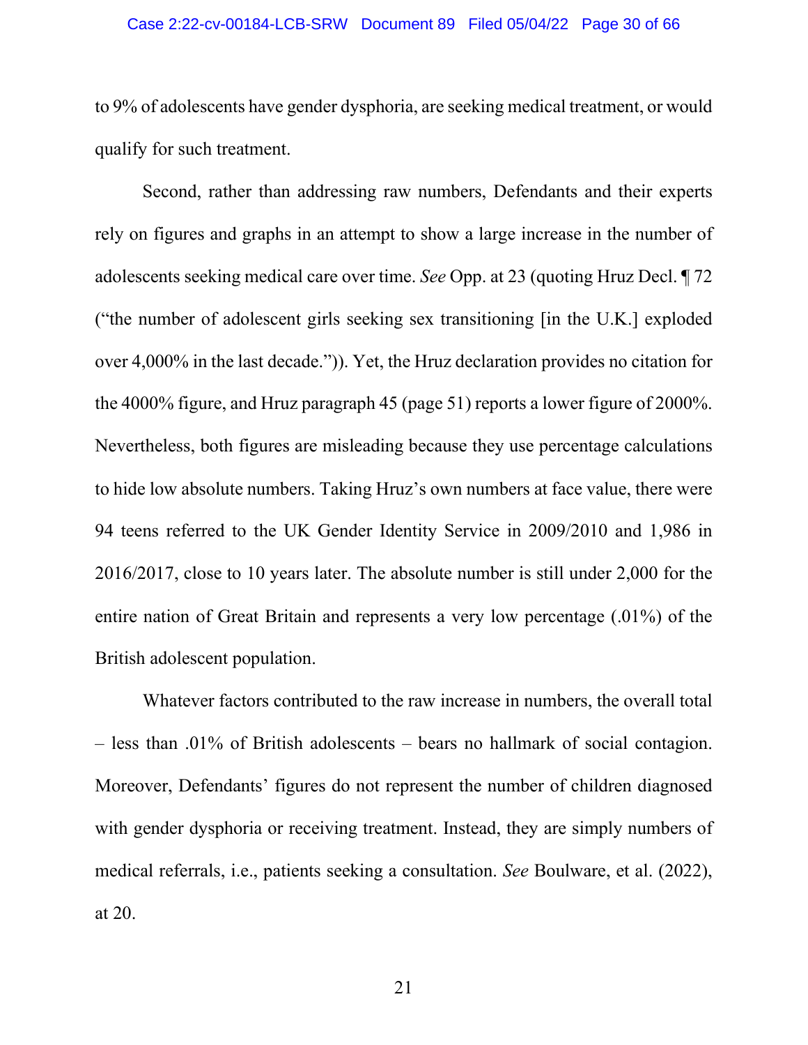to 9% of adolescents have gender dysphoria, are seeking medical treatment, or would qualify for such treatment.

Second, rather than addressing raw numbers, Defendants and their experts rely on figures and graphs in an attempt to show a large increase in the number of adolescents seeking medical care over time. *See* Opp. at 23 (quoting Hruz Decl. ¶ 72 ("the number of adolescent girls seeking sex transitioning [in the U.K.] exploded over 4,000% in the last decade.")). Yet, the Hruz declaration provides no citation for the 4000% figure, and Hruz paragraph 45 (page 51) reports a lower figure of 2000%. Nevertheless, both figures are misleading because they use percentage calculations to hide low absolute numbers. Taking Hruz's own numbers at face value, there were 94 teens referred to the UK Gender Identity Service in 2009/2010 and 1,986 in 2016/2017, close to 10 years later. The absolute number is still under 2,000 for the entire nation of Great Britain and represents a very low percentage (.01%) of the British adolescent population.

Whatever factors contributed to the raw increase in numbers, the overall total – less than .01% of British adolescents – bears no hallmark of social contagion. Moreover, Defendants' figures do not represent the number of children diagnosed with gender dysphoria or receiving treatment. Instead, they are simply numbers of medical referrals, i.e., patients seeking a consultation. *See* Boulware, et al. (2022), at 20.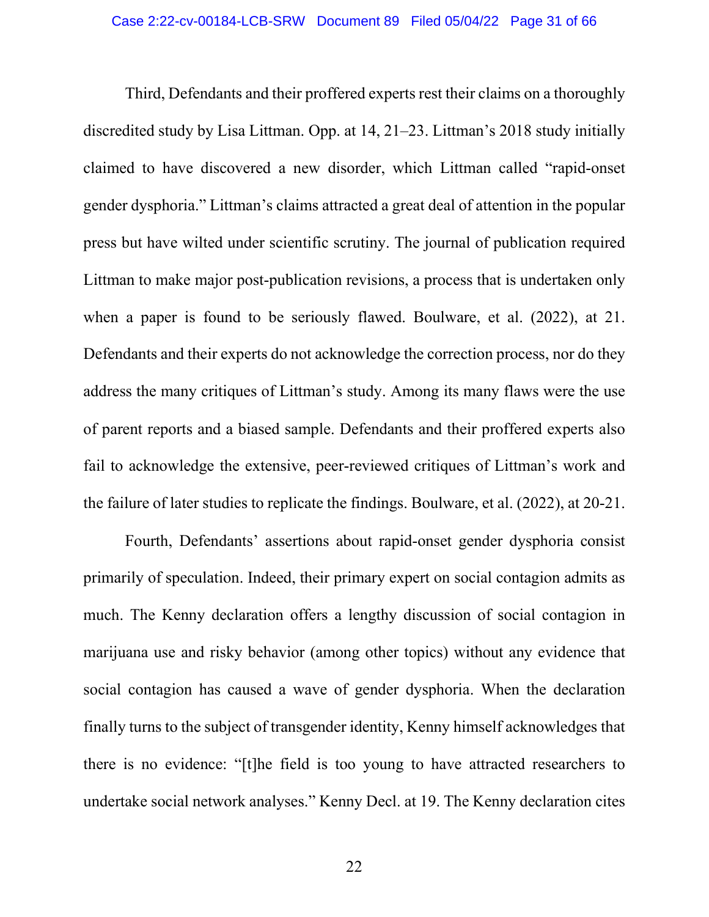Third, Defendants and their proffered experts rest their claims on a thoroughly discredited study by Lisa Littman. Opp. at 14, 21–23. Littman's 2018 study initially claimed to have discovered a new disorder, which Littman called "rapid-onset gender dysphoria." Littman's claims attracted a great deal of attention in the popular press but have wilted under scientific scrutiny. The journal of publication required Littman to make major post-publication revisions, a process that is undertaken only when a paper is found to be seriously flawed. Boulware, et al. (2022), at 21. Defendants and their experts do not acknowledge the correction process, nor do they address the many critiques of Littman's study. Among its many flaws were the use of parent reports and a biased sample. Defendants and their proffered experts also fail to acknowledge the extensive, peer-reviewed critiques of Littman's work and the failure of later studies to replicate the findings. Boulware, et al. (2022), at 20-21.

Fourth, Defendants' assertions about rapid-onset gender dysphoria consist primarily of speculation. Indeed, their primary expert on social contagion admits as much. The Kenny declaration offers a lengthy discussion of social contagion in marijuana use and risky behavior (among other topics) without any evidence that social contagion has caused a wave of gender dysphoria. When the declaration finally turns to the subject of transgender identity, Kenny himself acknowledges that there is no evidence: "[t]he field is too young to have attracted researchers to undertake social network analyses." Kenny Decl. at 19. The Kenny declaration cites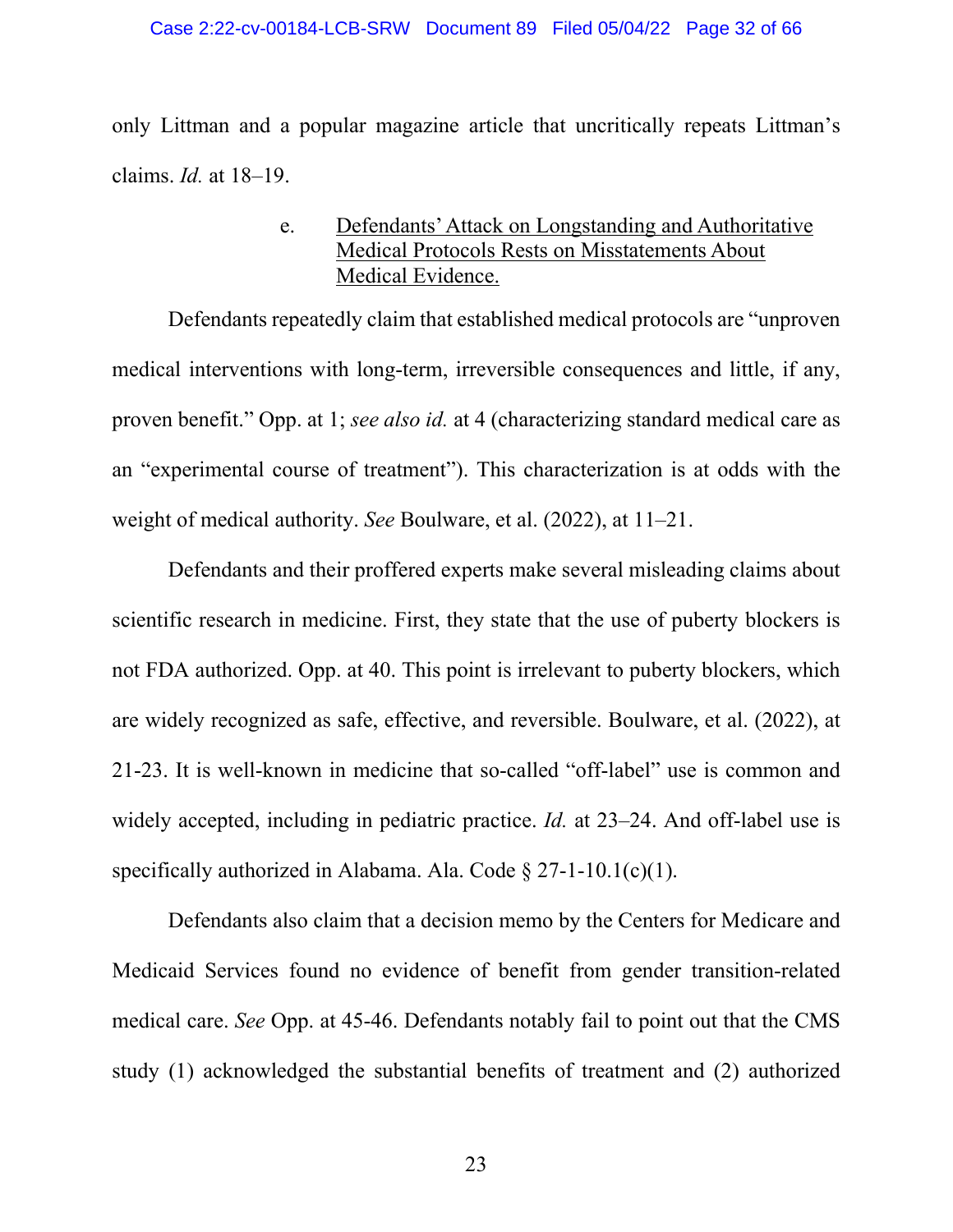only Littman and a popular magazine article that uncritically repeats Littman's claims. *Id.* at 18–19.

#### e. Defendants' Attack on Longstanding and Authoritative Medical Protocols Rests on Misstatements About Medical Evidence.

Defendants repeatedly claim that established medical protocols are "unproven medical interventions with long-term, irreversible consequences and little, if any, proven benefit." Opp. at 1; *see also id.* at 4 (characterizing standard medical care as an "experimental course of treatment"). This characterization is at odds with the weight of medical authority. *See* Boulware, et al. (2022), at 11–21.

Defendants and their proffered experts make several misleading claims about scientific research in medicine. First, they state that the use of puberty blockers is not FDA authorized. Opp. at 40. This point is irrelevant to puberty blockers, which are widely recognized as safe, effective, and reversible. Boulware, et al. (2022), at 21-23. It is well-known in medicine that so-called "off-label" use is common and widely accepted, including in pediatric practice. *Id.* at 23–24. And off-label use is specifically authorized in Alabama. Ala. Code § 27-1-10.1(c)(1).

Defendants also claim that a decision memo by the Centers for Medicare and Medicaid Services found no evidence of benefit from gender transition-related medical care. *See* Opp. at 45-46. Defendants notably fail to point out that the CMS study (1) acknowledged the substantial benefits of treatment and (2) authorized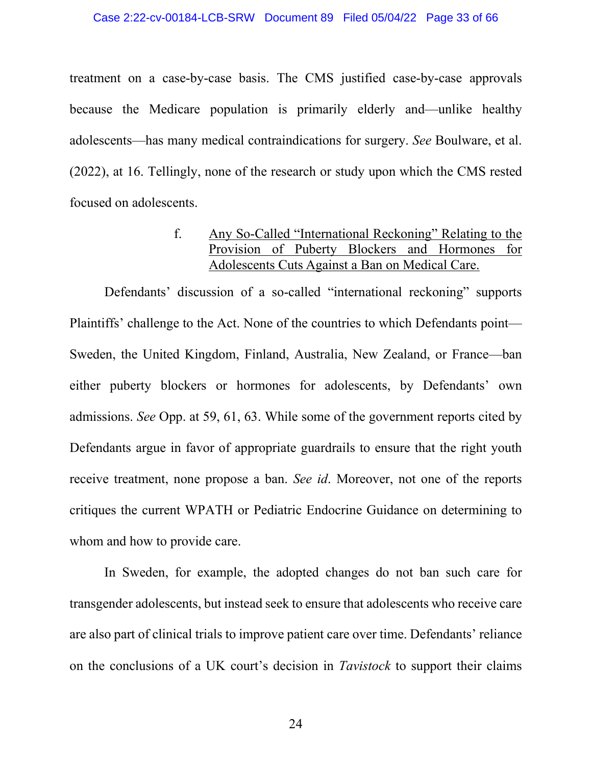treatment on a case-by-case basis. The CMS justified case-by-case approvals because the Medicare population is primarily elderly and—unlike healthy adolescents—has many medical contraindications for surgery. *See* Boulware, et al. (2022), at 16. Tellingly, none of the research or study upon which the CMS rested focused on adolescents.

f. <u>Any So-Called "International Reckoning" Relating to the Provision of Puberty Blockers and Hormones for Adolescents Cuts Against a Ban on Medical Care.</u>

Defendants' discussion of a so-called "international reckoning" supports Plaintiffs' challenge to the Act. None of the countries to which Defendants point—Sweden, the United Kingdom, Finland, Australia, New Zealand, or France—ban either puberty blockers or hormones for adolescents, by Defendants' own admissions. *See* Opp. at 59, 61, 63. While some of the government reports cited by Defendants argue in favor of appropriate guardrails to ensure that the right youth receive treatment, none propose a ban. *See id*. Moreover, not one of the reports critiques the current WPATH or Pediatric Endocrine Guidance on determining to whom and how to provide care.

In Sweden, for example, the adopted changes do not ban such care for transgender adolescents, but instead seek to ensure that adolescents who receive care are also part of clinical trials to improve patient care over time. Defendants' reliance on the conclusions of a UK court's decision in *Tavistock* to support their claims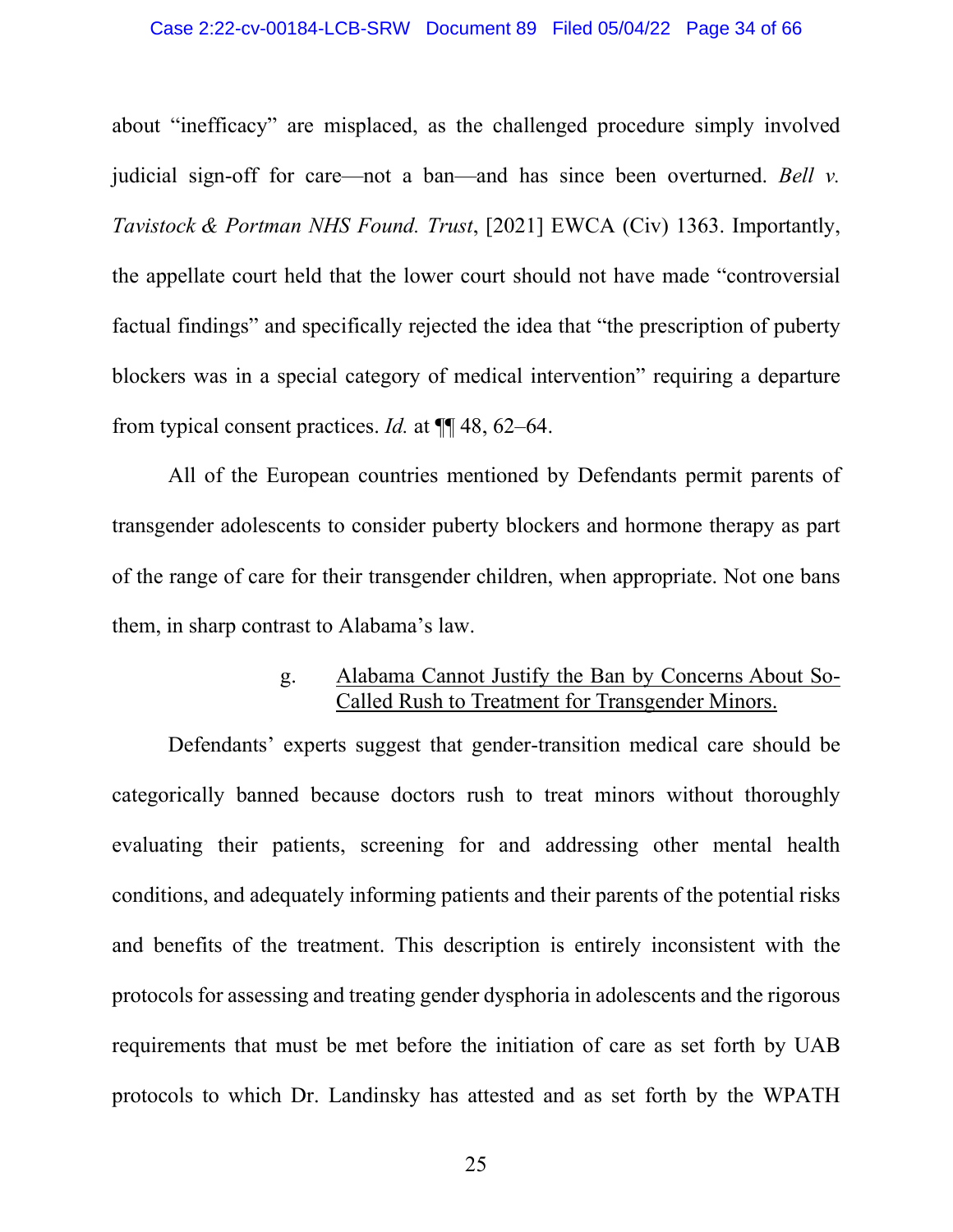about "inefficacy" are misplaced, as the challenged procedure simply involved judicial sign-off for care—not a ban—and has since been overturned. *Bell v. Tavistock & Portman NHS Found. Trust*, [2021] EWCA (Civ) 1363. Importantly, the appellate court held that the lower court should not have made "controversial factual findings" and specifically rejected the idea that "the prescription of puberty blockers was in a special category of medical intervention" requiring a departure from typical consent practices. *Id.* at ¶¶ 48, 62–64.

All of the European countries mentioned by Defendants permit parents of transgender adolescents to consider puberty blockers and hormone therapy as part of the range of care for their transgender children, when appropriate. Not one bans them, in sharp contrast to Alabama's law.

g. Alabama Cannot Justify the Ban by Concerns About So-Called Rush to Treatment for Transgender Minors.

Defendants' experts suggest that gender-transition medical care should be categorically banned because doctors rush to treat minors without thoroughly evaluating their patients, screening for and addressing other mental health conditions, and adequately informing patients and their parents of the potential risks and benefits of the treatment. This description is entirely inconsistent with the protocols for assessing and treating gender dysphoria in adolescents and the rigorous requirements that must be met before the initiation of care as set forth by UAB protocols to which Dr. Landinsky has attested and as set forth by the WPATH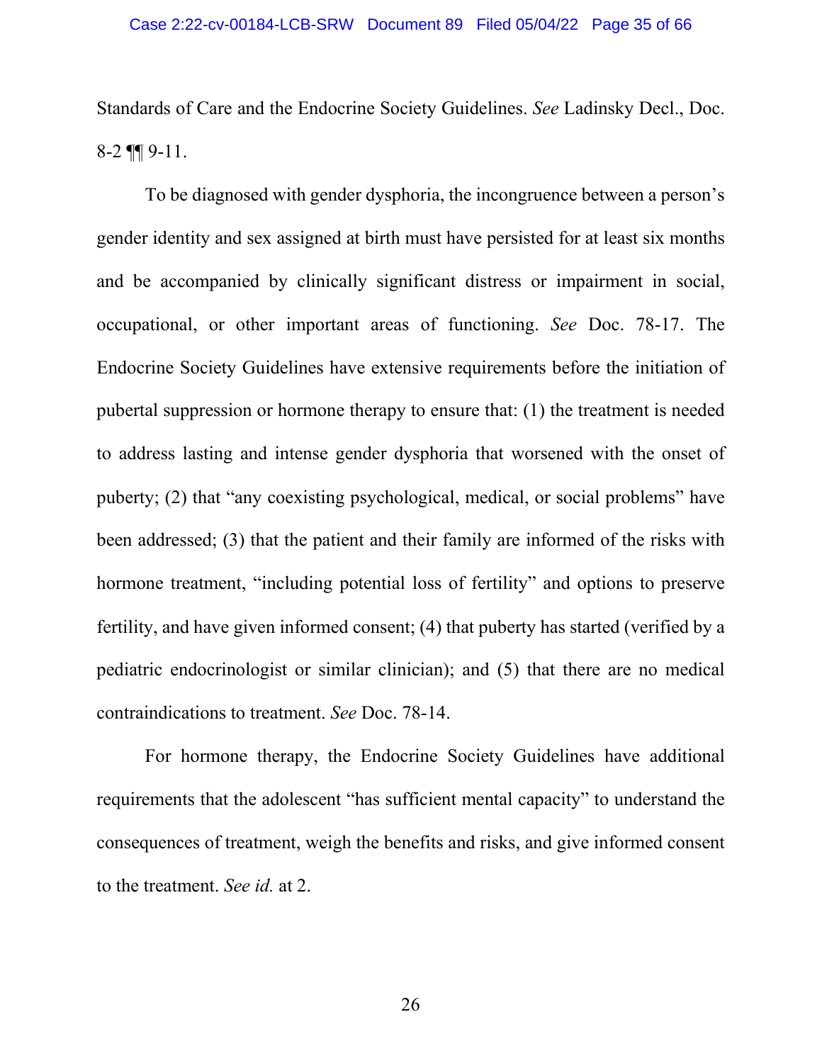Standards of Care and the Endocrine Society Guidelines. *See* Ladinsky Decl., Doc. 8-2 ¶¶ 9-11.

To be diagnosed with gender dysphoria, the incongruence between a person's gender identity and sex assigned at birth must have persisted for at least six months and be accompanied by clinically significant distress or impairment in social, occupational, or other important areas of functioning. *See* Doc. 78-17. The Endocrine Society Guidelines have extensive requirements before the initiation of pubertal suppression or hormone therapy to ensure that: (1) the treatment is needed to address lasting and intense gender dysphoria that worsened with the onset of puberty; (2) that "any coexisting psychological, medical, or social problems" have been addressed; (3) that the patient and their family are informed of the risks with hormone treatment, "including potential loss of fertility" and options to preserve fertility, and have given informed consent; (4) that puberty has started (verified by a pediatric endocrinologist or similar clinician); and (5) that there are no medical contraindications to treatment. *See* Doc. 78-14.

For hormone therapy, the Endocrine Society Guidelines have additional requirements that the adolescent "has sufficient mental capacity" to understand the consequences of treatment, weigh the benefits and risks, and give informed consent to the treatment. *See id.* at 2.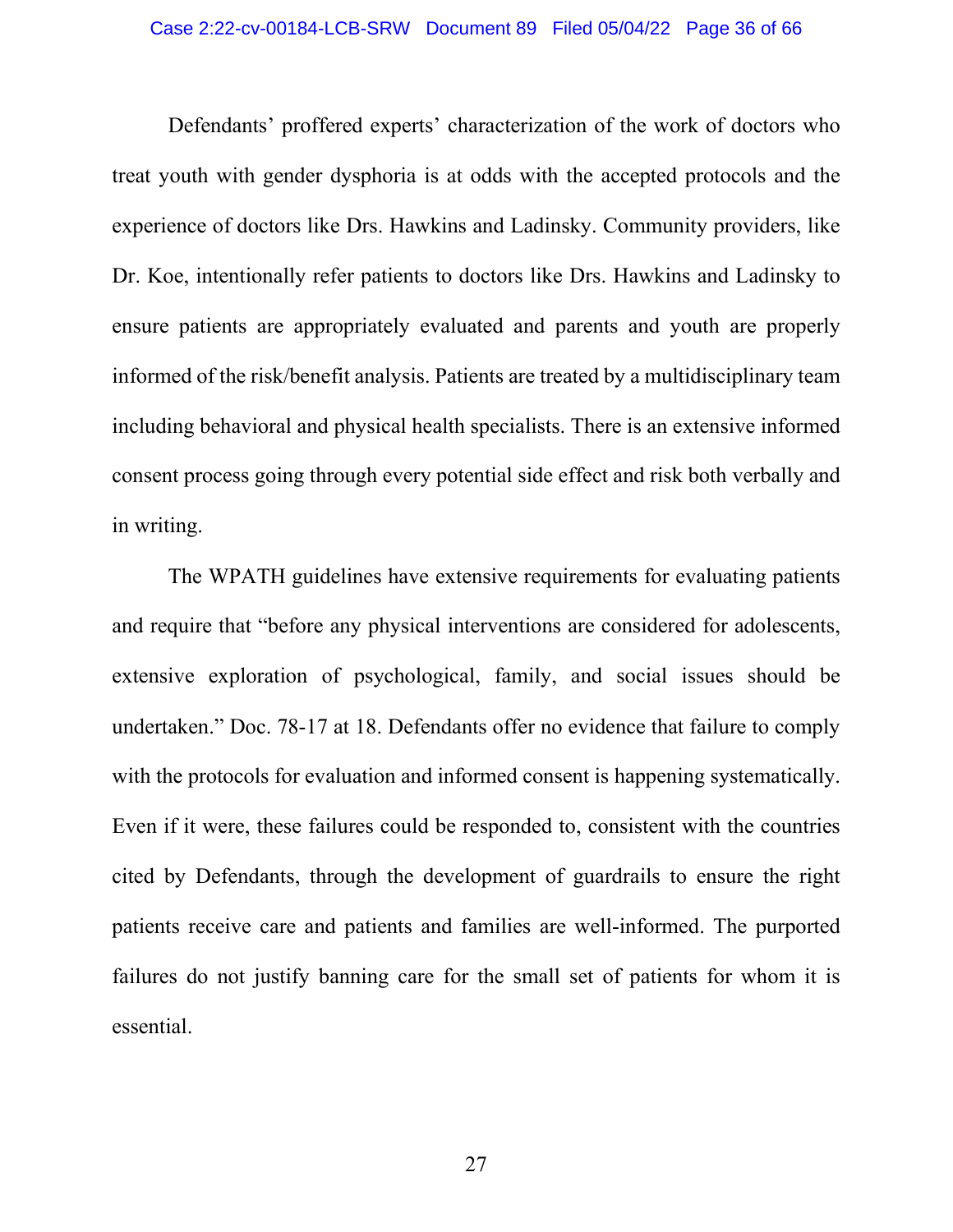Defendants' proffered experts' characterization of the work of doctors who treat youth with gender dysphoria is at odds with the accepted protocols and the experience of doctors like Drs. Hawkins and Ladinsky. Community providers, like Dr. Koe, intentionally refer patients to doctors like Drs. Hawkins and Ladinsky to ensure patients are appropriately evaluated and parents and youth are properly informed of the risk/benefit analysis. Patients are treated by a multidisciplinary team including behavioral and physical health specialists. There is an extensive informed consent process going through every potential side effect and risk both verbally and in writing.

The WPATH guidelines have extensive requirements for evaluating patients and require that "before any physical interventions are considered for adolescents, extensive exploration of psychological, family, and social issues should be undertaken." Doc. 78-17 at 18. Defendants offer no evidence that failure to comply with the protocols for evaluation and informed consent is happening systematically. Even if it were, these failures could be responded to, consistent with the countries cited by Defendants, through the development of guardrails to ensure the right patients receive care and patients and families are well-informed. The purported failures do not justify banning care for the small set of patients for whom it is essential.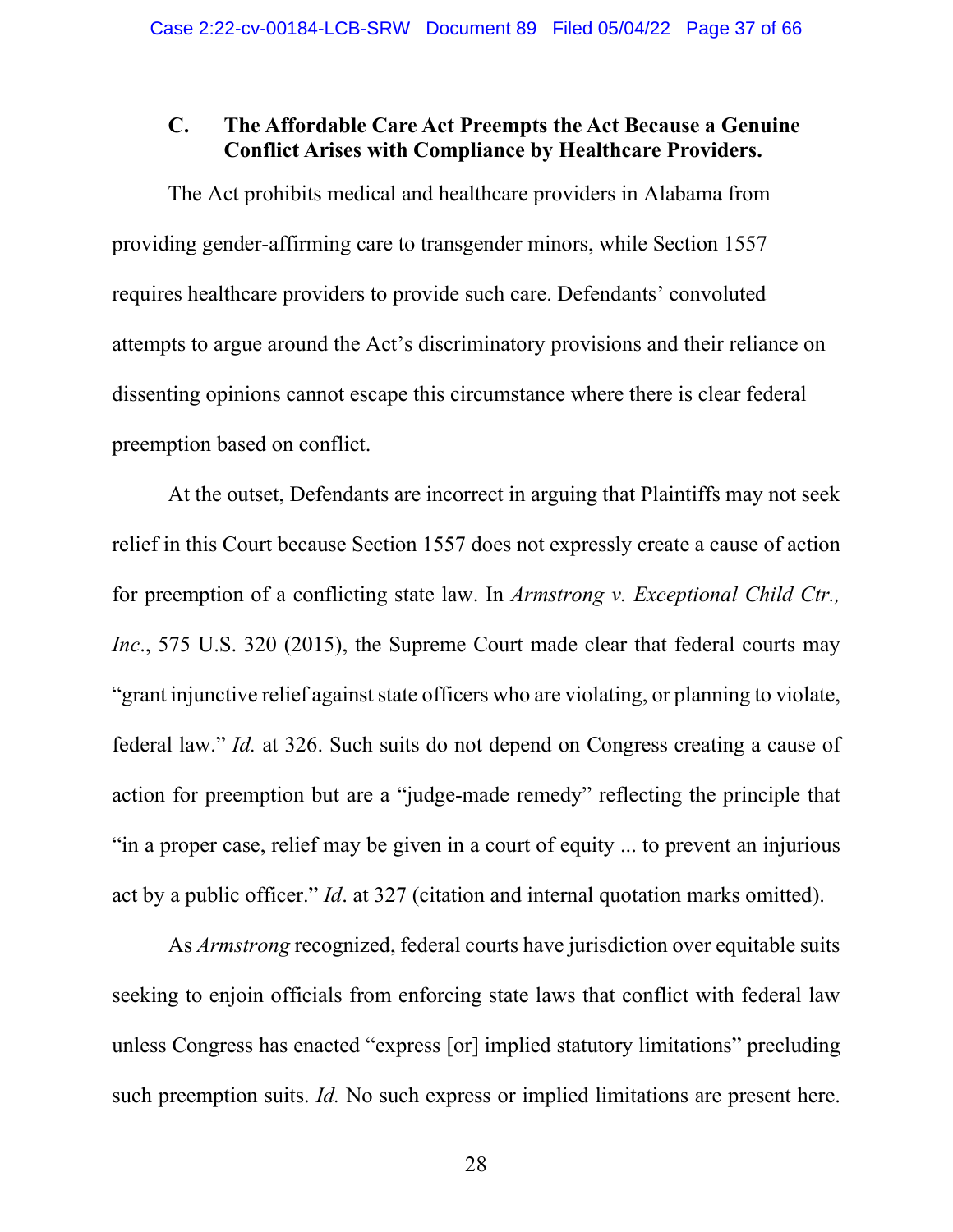### C. The Affordable Care Act Preempts the Act Because a Genuine Conflict Arises with Compliance by Healthcare Providers.

The Act prohibits medical and healthcare providers in Alabama from providing gender-affirming care to transgender minors, while Section 1557 requires healthcare providers to provide such care. Defendants' convoluted attempts to argue around the Act's discriminatory provisions and their reliance on dissenting opinions cannot escape this circumstance where there is clear federal preemption based on conflict.

At the outset, Defendants are incorrect in arguing that Plaintiffs may not seek relief in this Court because Section 1557 does not expressly create a cause of action for preemption of a conflicting state law. In *Armstrong v. Exceptional Child Ctr., Inc.*, 575 U.S. 320 (2015), the Supreme Court made clear that federal courts may "grant injunctive relief against state officers who are violating, or planning to violate, federal law." *Id.* at 326. Such suits do not depend on Congress creating a cause of action for preemption but are a "judge-made remedy" reflecting the principle that "in a proper case, relief may be given in a court of equity ... to prevent an injurious act by a public officer." *Id*. at 327 (citation and internal quotation marks omitted).

As *Armstrong* recognized, federal courts have jurisdiction over equitable suits seeking to enjoin officials from enforcing state laws that conflict with federal law unless Congress has enacted "express [or] implied statutory limitations" precluding such preemption suits. *Id.* No such express or implied limitations are present here.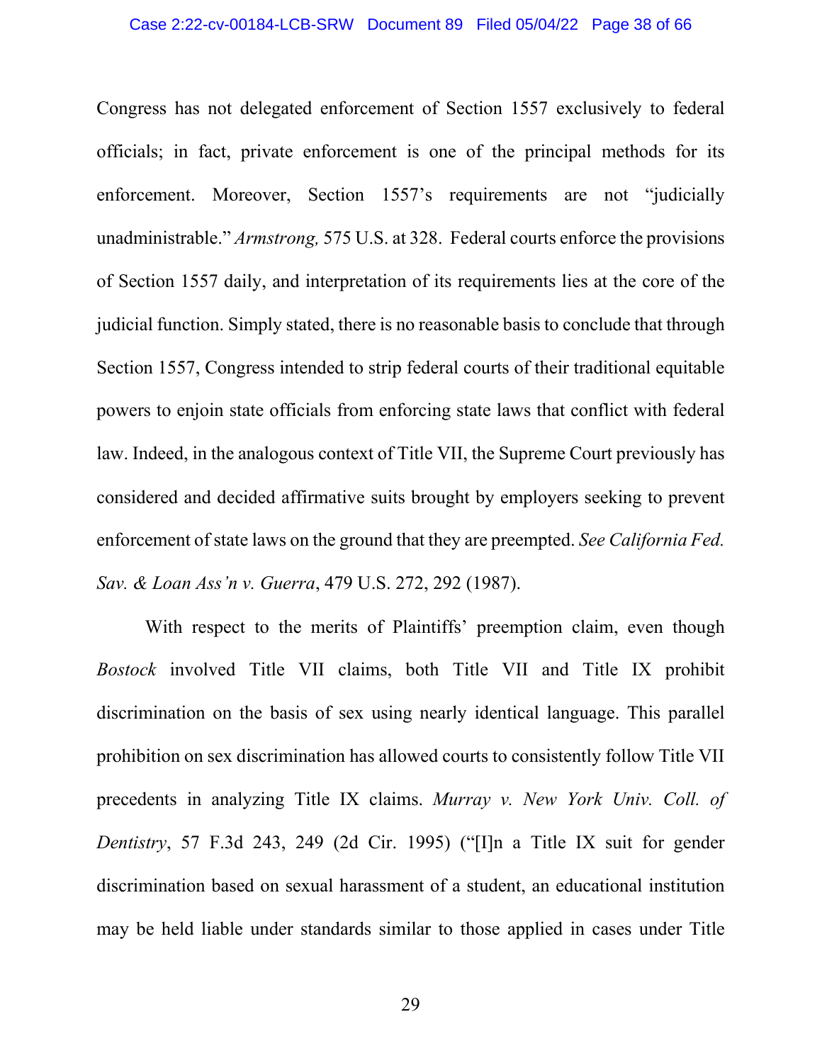Congress has not delegated enforcement of Section 1557 exclusively to federal officials; in fact, private enforcement is one of the principal methods for its enforcement. Moreover, Section 1557's requirements are not "judicially unadministrable." *Armstrong,* 575 U.S. at 328. Federal courts enforce the provisions of Section 1557 daily, and interpretation of its requirements lies at the core of the judicial function. Simply stated, there is no reasonable basis to conclude that through Section 1557, Congress intended to strip federal courts of their traditional equitable powers to enjoin state officials from enforcing state laws that conflict with federal law. Indeed, in the analogous context of Title VII, the Supreme Court previously has considered and decided affirmative suits brought by employers seeking to prevent enforcement of state laws on the ground that they are preempted. *See California Fed. Sav. & Loan Ass'n v. Guerra*, 479 U.S. 272, 292 (1987).

With respect to the merits of Plaintiffs' preemption claim, even though *Bostock* involved Title VII claims, both Title VII and Title IX prohibit discrimination on the basis of sex using nearly identical language. This parallel prohibition on sex discrimination has allowed courts to consistently follow Title VII precedents in analyzing Title IX claims. *Murray v. New York Univ. Coll. of Dentistry*, 57 F.3d 243, 249 (2d Cir. 1995) ("[I]n a Title IX suit for gender discrimination based on sexual harassment of a student, an educational institution may be held liable under standards similar to those applied in cases under Title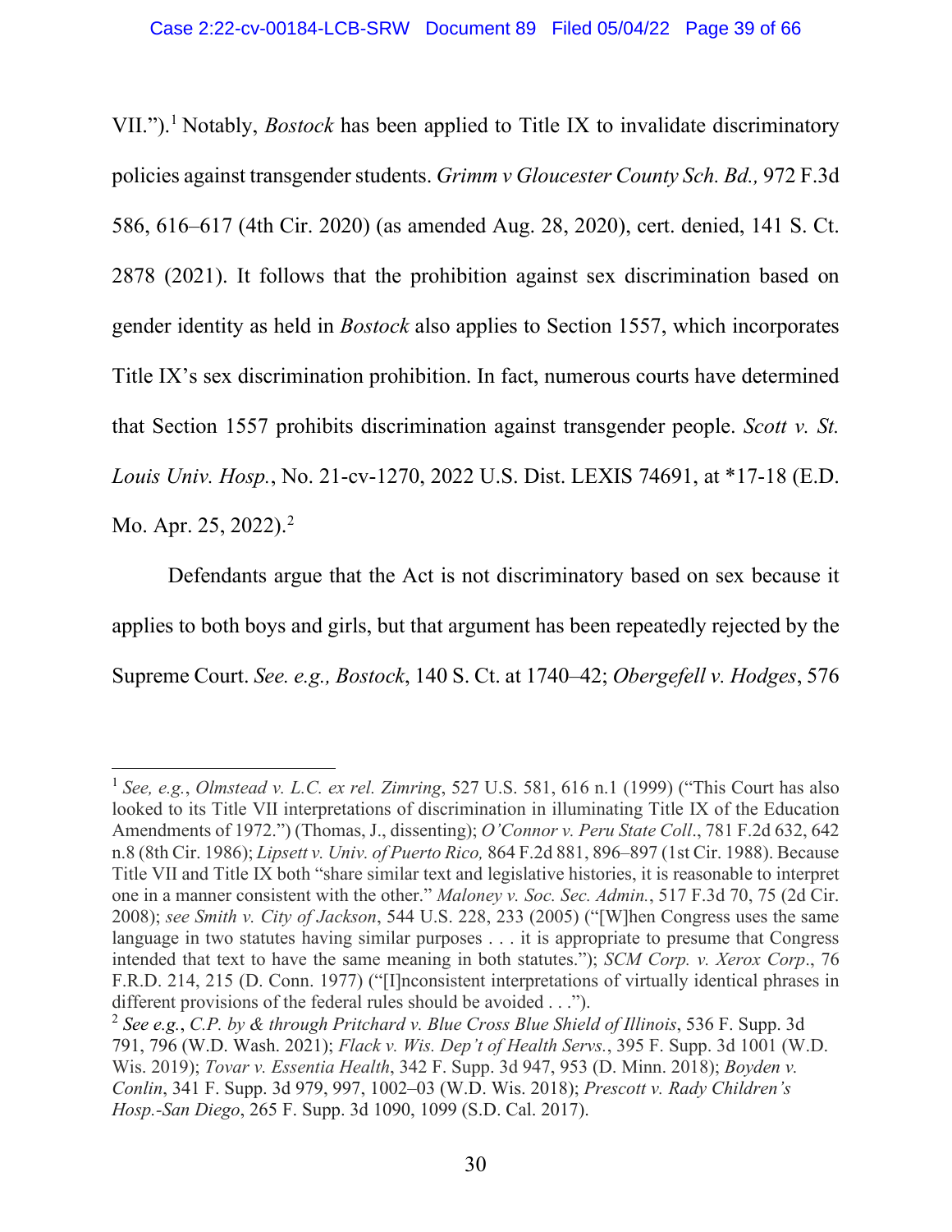VII.").[1] Notably, *Bostock* has been applied to Title IX to invalidate discriminatory policies against transgender students. *Grimm v Gloucester County Sch. Bd.,* 972 F.3d 586, 616–617 (4th Cir. 2020) (as amended Aug. 28, 2020), cert. denied, 141 S. Ct. 2878 (2021). It follows that the prohibition against sex discrimination based on gender identity as held in *Bostock* also applies to Section 1557, which incorporates Title IX's sex discrimination prohibition. In fact, numerous courts have determined that Section 1557 prohibits discrimination against transgender people. *Scott v. St. Louis Univ. Hosp.*, No. 21-cv-1270, 2022 U.S. Dist. LEXIS 74691, at *17-18 (E.D. Mo. Apr. 25, 2022).[2]

Defendants argue that the Act is not discriminatory based on sex because it applies to both boys and girls, but that argument has been repeatedly rejected by the Supreme Court. *See. e.g., Bostock*, 140 S. Ct. at 1740–42; *Obergefell v. Hodges*, 576

---

[1] *See, e.g.*, *Olmstead v. L.C. ex rel. Zimring*, 527 U.S. 581, 616 n.1 (1999) ("This Court has also looked to its Title VII interpretations of discrimination in illuminating Title IX of the Education Amendments of 1972.") (Thomas, J., dissenting); *O'Connor v. Peru State Coll*., 781 F.2d 632, 642 n.8 (8th Cir. 1986); *Lipsett v. Univ. of Puerto Rico,* 864 F.2d 881, 896–897 (1st Cir. 1988). Because Title VII and Title IX both "share similar text and legislative histories, it is reasonable to interpret one in a manner consistent with the other." *Maloney v. Soc. Sec. Admin.*, 517 F.3d 70, 75 (2d Cir. 2008); *see Smith v. City of Jackson*, 544 U.S. 228, 233 (2005) ("[W]hen Congress uses the same language in two statutes having similar purposes . . . it is appropriate to presume that Congress intended that text to have the same meaning in both statutes."); *SCM Corp. v. Xerox Corp*., 76 F.R.D. 214, 215 (D. Conn. 1977) ("[I]nconsistent interpretations of virtually identical phrases in different provisions of the federal rules should be avoided . . .").

[2] *See e.g.*, *C.P. by & through Pritchard v. Blue Cross Blue Shield of Illinois*, 536 F. Supp. 3d 791, 796 (W.D. Wash. 2021); *Flack v. Wis. Dep't of Health Servs.*, 395 F. Supp. 3d 1001 (W.D. Wis. 2019); *Tovar v. Essentia Health*, 342 F. Supp. 3d 947, 953 (D. Minn. 2018); *Boyden v. Conlin*, 341 F. Supp. 3d 979, 997, 1002–03 (W.D. Wis. 2018); *Prescott v. Rady Children's Hosp.-San Diego*, 265 F. Supp. 3d 1090, 1099 (S.D. Cal. 2017).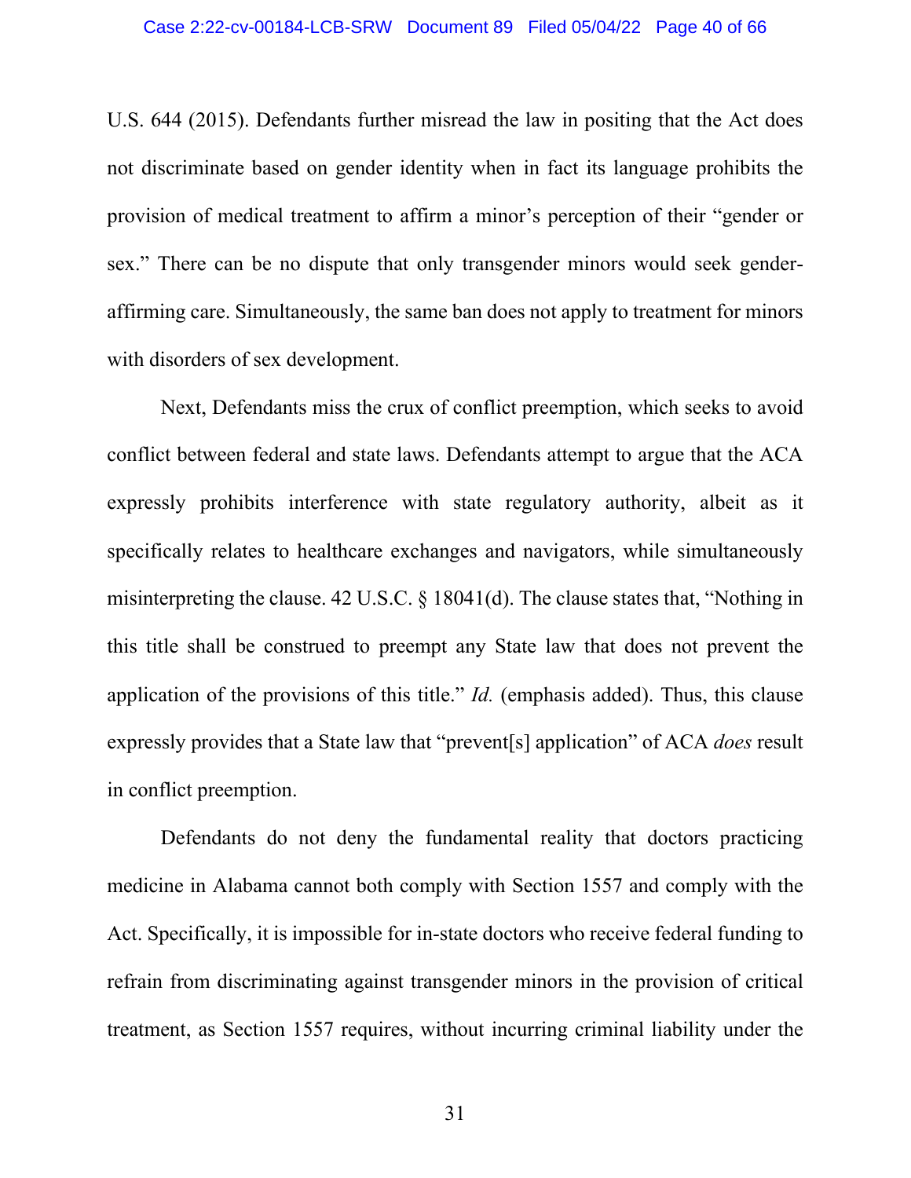U.S. 644 (2015). Defendants further misread the law in positing that the Act does not discriminate based on gender identity when in fact its language prohibits the provision of medical treatment to affirm a minor's perception of their "gender or sex." There can be no dispute that only transgender minors would seek gender-affirming care. Simultaneously, the same ban does not apply to treatment for minors with disorders of sex development.

Next, Defendants miss the crux of conflict preemption, which seeks to avoid conflict between federal and state laws. Defendants attempt to argue that the ACA expressly prohibits interference with state regulatory authority, albeit as it specifically relates to healthcare exchanges and navigators, while simultaneously misinterpreting the clause. 42 U.S.C. § 18041(d). The clause states that, "Nothing in this title shall be construed to preempt any State law that does not prevent the application of the provisions of this title." *Id.* (emphasis added). Thus, this clause expressly provides that a State law that "prevent[s] application" of ACA *does* result in conflict preemption.

Defendants do not deny the fundamental reality that doctors practicing medicine in Alabama cannot both comply with Section 1557 and comply with the Act. Specifically, it is impossible for in-state doctors who receive federal funding to refrain from discriminating against transgender minors in the provision of critical treatment, as Section 1557 requires, without incurring criminal liability under the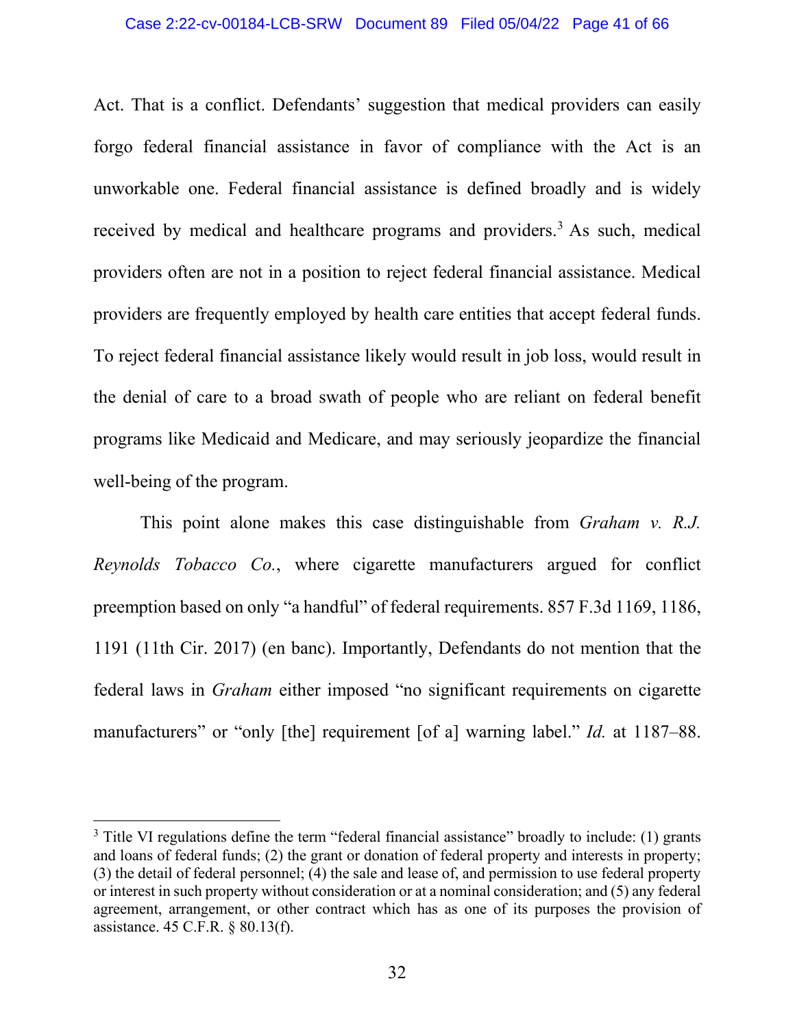Act. That is a conflict. Defendants' suggestion that medical providers can easily forgo federal financial assistance in favor of compliance with the Act is an unworkable one. Federal financial assistance is defined broadly and is widely received by medical and healthcare programs and providers.[3] As such, medical providers often are not in a position to reject federal financial assistance. Medical providers are frequently employed by health care entities that accept federal funds. To reject federal financial assistance likely would result in job loss, would result in the denial of care to a broad swath of people who are reliant on federal benefit programs like Medicaid and Medicare, and may seriously jeopardize the financial well-being of the program.

This point alone makes this case distinguishable from *Graham v. R.J. Reynolds Tobacco Co.*, where cigarette manufacturers argued for conflict preemption based on only "a handful" of federal requirements. 857 F.3d 1169, 1186, 1191 (11th Cir. 2017) (en banc). Importantly, Defendants do not mention that the federal laws in *Graham* either imposed "no significant requirements on cigarette manufacturers" or "only [the] requirement [of a] warning label." *Id.* at 1187–88.

---

[3] Title VI regulations define the term "federal financial assistance" broadly to include: (1) grants and loans of federal funds; (2) the grant or donation of federal property and interests in property; (3) the detail of federal personnel; (4) the sale and lease of, and permission to use federal property or interest in such property without consideration or at a nominal consideration; and (5) any federal agreement, arrangement, or other contract which has as one of its purposes the provision of assistance. 45 C.F.R. § 80.13(f).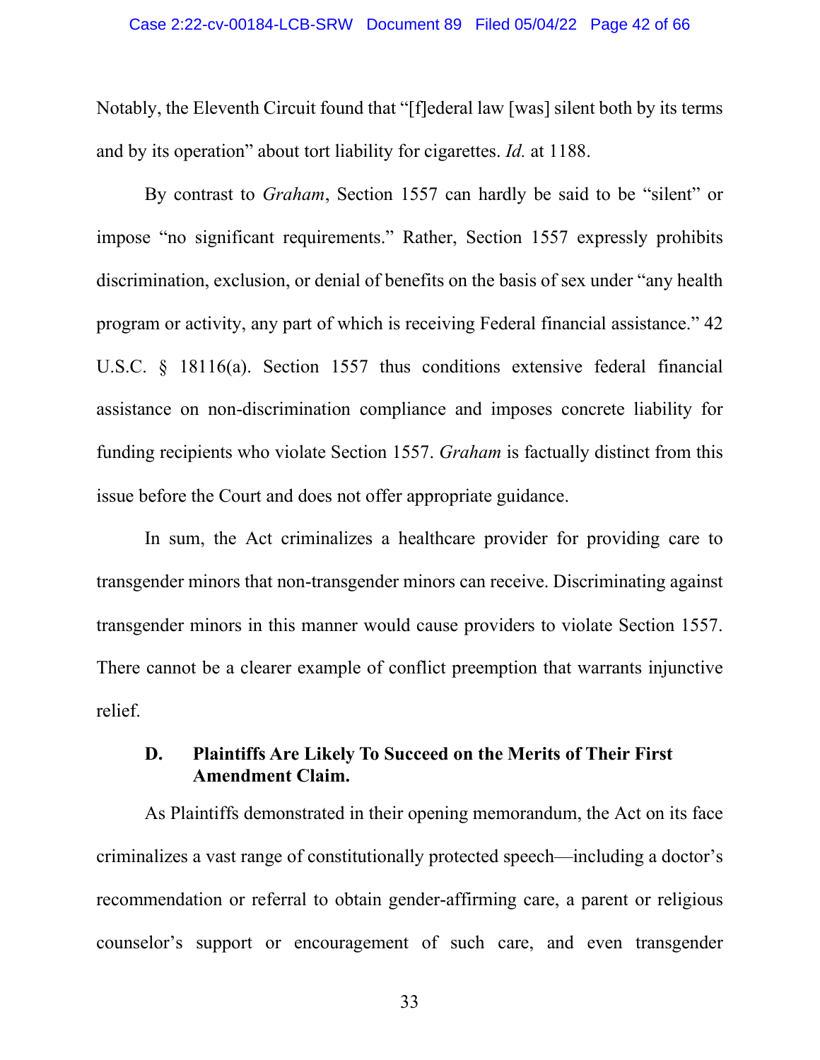Notably, the Eleventh Circuit found that "[f]ederal law [was] silent both by its terms and by its operation" about tort liability for cigarettes. *Id.* at 1188.

By contrast to *Graham*, Section 1557 can hardly be said to be "silent" or impose "no significant requirements." Rather, Section 1557 expressly prohibits discrimination, exclusion, or denial of benefits on the basis of sex under "any health program or activity, any part of which is receiving Federal financial assistance." 42 U.S.C. § 18116(a). Section 1557 thus conditions extensive federal financial assistance on non-discrimination compliance and imposes concrete liability for funding recipients who violate Section 1557. *Graham* is factually distinct from this issue before the Court and does not offer appropriate guidance.

In sum, the Act criminalizes a healthcare provider for providing care to transgender minors that non-transgender minors can receive. Discriminating against transgender minors in this manner would cause providers to violate Section 1557. There cannot be a clearer example of conflict preemption that warrants injunctive relief.

### D. Plaintiffs Are Likely To Succeed on the Merits of Their First Amendment Claim.

As Plaintiffs demonstrated in their opening memorandum, the Act on its face criminalizes a vast range of constitutionally protected speech—including a doctor's recommendation or referral to obtain gender-affirming care, a parent or religious counselor's support or encouragement of such care, and even transgender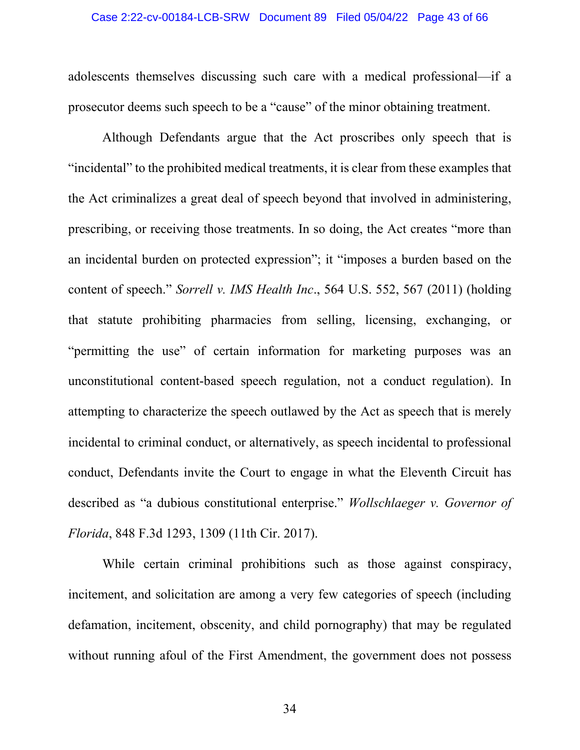adolescents themselves discussing such care with a medical professional—if a prosecutor deems such speech to be a "cause" of the minor obtaining treatment.

Although Defendants argue that the Act proscribes only speech that is "incidental" to the prohibited medical treatments, it is clear from these examples that the Act criminalizes a great deal of speech beyond that involved in administering, prescribing, or receiving those treatments. In so doing, the Act creates "more than an incidental burden on protected expression"; it "imposes a burden based on the content of speech." *Sorrell v. IMS Health Inc*., 564 U.S. 552, 567 (2011) (holding that statute prohibiting pharmacies from selling, licensing, exchanging, or "permitting the use" of certain information for marketing purposes was an unconstitutional content-based speech regulation, not a conduct regulation). In attempting to characterize the speech outlawed by the Act as speech that is merely incidental to criminal conduct, or alternatively, as speech incidental to professional conduct, Defendants invite the Court to engage in what the Eleventh Circuit has described as "a dubious constitutional enterprise." *Wollschlaeger v. Governor of Florida*, 848 F.3d 1293, 1309 (11th Cir. 2017).

While certain criminal prohibitions such as those against conspiracy, incitement, and solicitation are among a very few categories of speech (including defamation, incitement, obscenity, and child pornography) that may be regulated without running afoul of the First Amendment, the government does not possess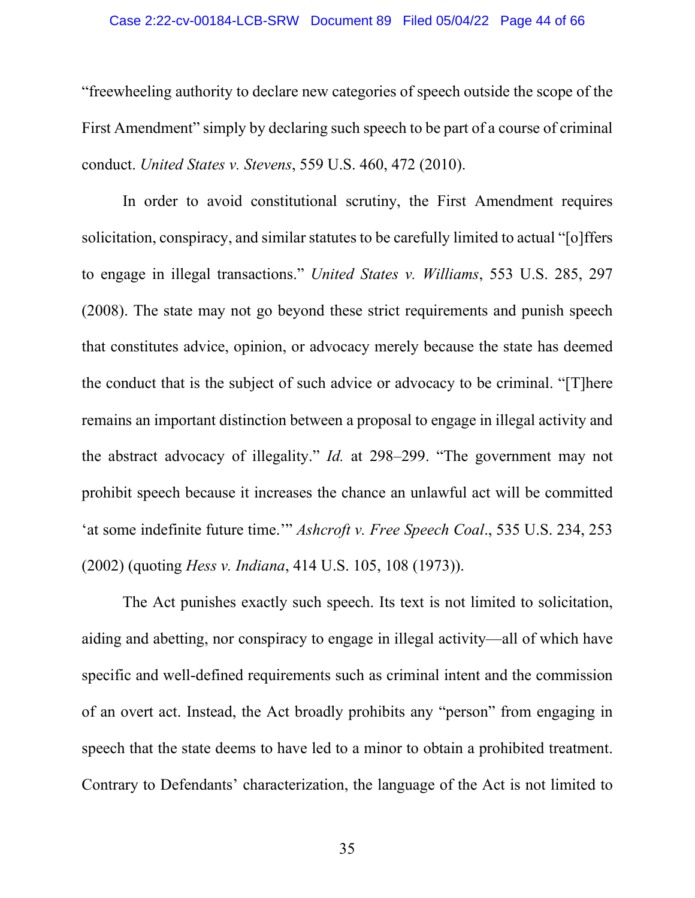"freewheeling authority to declare new categories of speech outside the scope of the First Amendment" simply by declaring such speech to be part of a course of criminal conduct. *United States v. Stevens*, 559 U.S. 460, 472 (2010).

In order to avoid constitutional scrutiny, the First Amendment requires solicitation, conspiracy, and similar statutes to be carefully limited to actual "[o]ffers to engage in illegal transactions." *United States v. Williams*, 553 U.S. 285, 297 (2008). The state may not go beyond these strict requirements and punish speech that constitutes advice, opinion, or advocacy merely because the state has deemed the conduct that is the subject of such advice or advocacy to be criminal. "[T]here remains an important distinction between a proposal to engage in illegal activity and the abstract advocacy of illegality." *Id.* at 298–299. "The government may not prohibit speech because it increases the chance an unlawful act will be committed 'at some indefinite future time.'" *Ashcroft v. Free Speech Coal*., 535 U.S. 234, 253 (2002) (quoting *Hess v. Indiana*, 414 U.S. 105, 108 (1973)).

The Act punishes exactly such speech. Its text is not limited to solicitation, aiding and abetting, nor conspiracy to engage in illegal activity—all of which have specific and well-defined requirements such as criminal intent and the commission of an overt act. Instead, the Act broadly prohibits any "person" from engaging in speech that the state deems to have led to a minor to obtain a prohibited treatment. Contrary to Defendants' characterization, the language of the Act is not limited to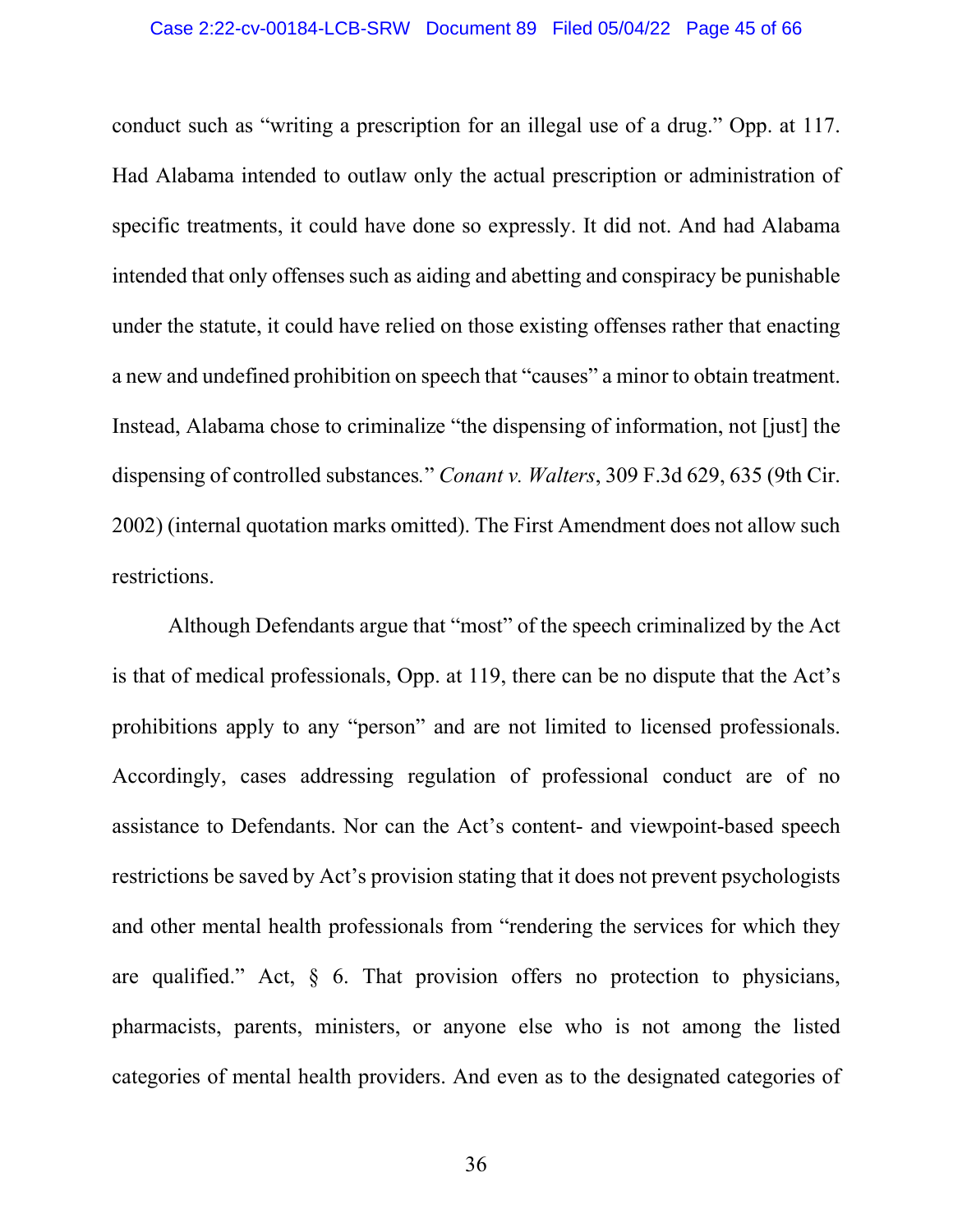conduct such as "writing a prescription for an illegal use of a drug." Opp. at 117. Had Alabama intended to outlaw only the actual prescription or administration of specific treatments, it could have done so expressly. It did not. And had Alabama intended that only offenses such as aiding and abetting and conspiracy be punishable under the statute, it could have relied on those existing offenses rather that enacting a new and undefined prohibition on speech that "causes" a minor to obtain treatment. Instead, Alabama chose to criminalize "the dispensing of information, not [just] the dispensing of controlled substances." *Conant v. Walters*, 309 F.3d 629, 635 (9th Cir. 2002) (internal quotation marks omitted). The First Amendment does not allow such restrictions.

Although Defendants argue that "most" of the speech criminalized by the Act is that of medical professionals, Opp. at 119, there can be no dispute that the Act's prohibitions apply to any "person" and are not limited to licensed professionals. Accordingly, cases addressing regulation of professional conduct are of no assistance to Defendants. Nor can the Act's content- and viewpoint-based speech restrictions be saved by Act's provision stating that it does not prevent psychologists and other mental health professionals from "rendering the services for which they are qualified." Act, § 6. That provision offers no protection to physicians, pharmacists, parents, ministers, or anyone else who is not among the listed categories of mental health providers. And even as to the designated categories of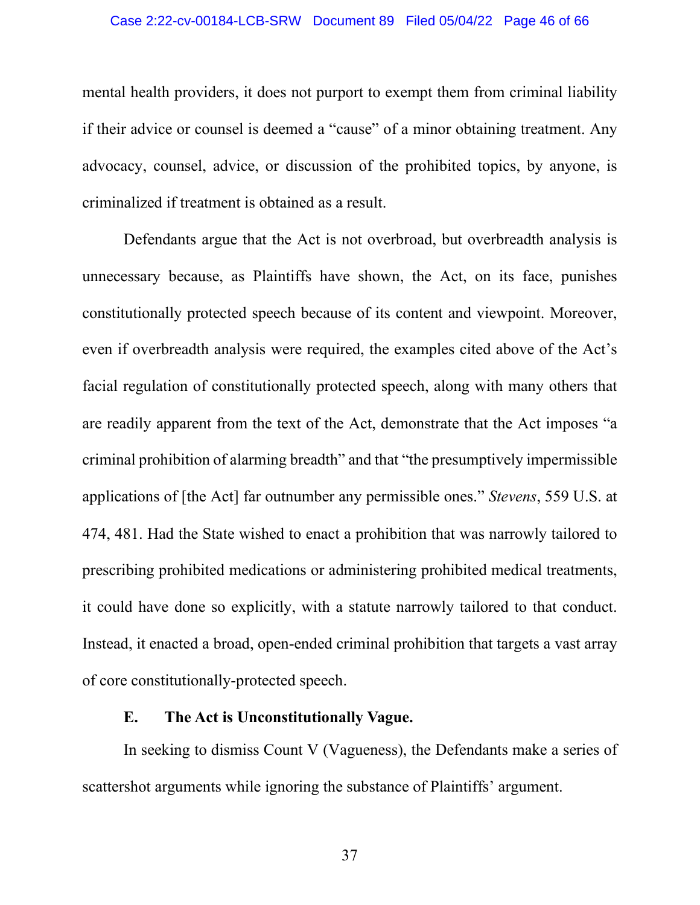mental health providers, it does not purport to exempt them from criminal liability if their advice or counsel is deemed a "cause" of a minor obtaining treatment. Any advocacy, counsel, advice, or discussion of the prohibited topics, by anyone, is criminalized if treatment is obtained as a result.

Defendants argue that the Act is not overbroad, but overbreadth analysis is unnecessary because, as Plaintiffs have shown, the Act, on its face, punishes constitutionally protected speech because of its content and viewpoint. Moreover, even if overbreadth analysis were required, the examples cited above of the Act's facial regulation of constitutionally protected speech, along with many others that are readily apparent from the text of the Act, demonstrate that the Act imposes "a criminal prohibition of alarming breadth" and that "the presumptively impermissible applications of [the Act] far outnumber any permissible ones." *Stevens*, 559 U.S. at 474, 481. Had the State wished to enact a prohibition that was narrowly tailored to prescribing prohibited medications or administering prohibited medical treatments, it could have done so explicitly, with a statute narrowly tailored to that conduct. Instead, it enacted a broad, open-ended criminal prohibition that targets a vast array of core constitutionally-protected speech.

### E. The Act is Unconstitutionally Vague.

In seeking to dismiss Count V (Vagueness), the Defendants make a series of scattershot arguments while ignoring the substance of Plaintiffs' argument.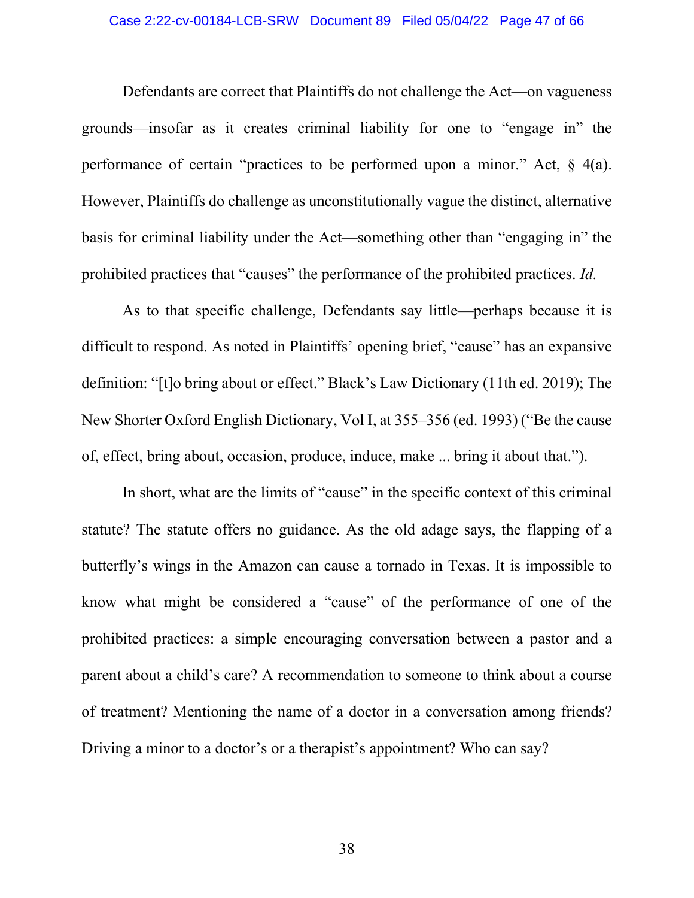Defendants are correct that Plaintiffs do not challenge the Act—on vagueness grounds—insofar as it creates criminal liability for one to "engage in" the performance of certain "practices to be performed upon a minor." Act, § 4(a). However, Plaintiffs do challenge as unconstitutionally vague the distinct, alternative basis for criminal liability under the Act—something other than "engaging in" the prohibited practices that "causes" the performance of the prohibited practices. *Id.*

As to that specific challenge, Defendants say little—perhaps because it is difficult to respond. As noted in Plaintiffs' opening brief, "cause" has an expansive definition: "[t]o bring about or effect." Black's Law Dictionary (11th ed. 2019); The New Shorter Oxford English Dictionary, Vol I, at 355–356 (ed. 1993) ("Be the cause of, effect, bring about, occasion, produce, induce, make ... bring it about that.").

In short, what are the limits of "cause" in the specific context of this criminal statute? The statute offers no guidance. As the old adage says, the flapping of a butterfly's wings in the Amazon can cause a tornado in Texas. It is impossible to know what might be considered a "cause" of the performance of one of the prohibited practices: a simple encouraging conversation between a pastor and a parent about a child's care? A recommendation to someone to think about a course of treatment? Mentioning the name of a doctor in a conversation among friends? Driving a minor to a doctor's or a therapist's appointment? Who can say?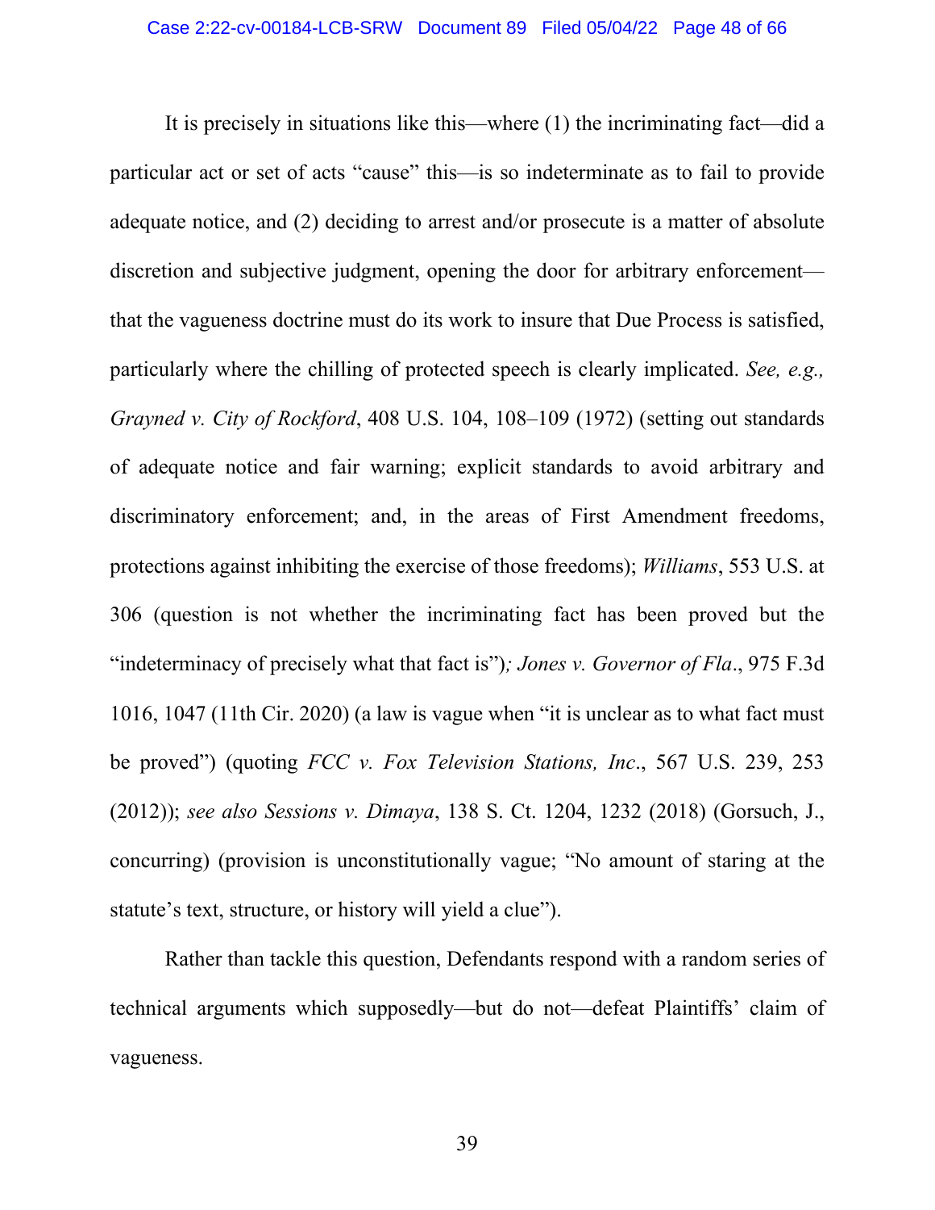It is precisely in situations like this—where (1) the incriminating fact—did a particular act or set of acts "cause" this—is so indeterminate as to fail to provide adequate notice, and (2) deciding to arrest and/or prosecute is a matter of absolute discretion and subjective judgment, opening the door for arbitrary enforcement—that the vagueness doctrine must do its work to insure that Due Process is satisfied, particularly where the chilling of protected speech is clearly implicated. *See, e.g., Grayned v. City of Rockford*, 408 U.S. 104, 108–109 (1972) (setting out standards of adequate notice and fair warning; explicit standards to avoid arbitrary and discriminatory enforcement; and, in the areas of First Amendment freedoms, protections against inhibiting the exercise of those freedoms); *Williams*, 553 U.S. at 306 (question is not whether the incriminating fact has been proved but the "indeterminacy of precisely what that fact is")*; Jones v. Governor of Fla*., 975 F.3d 1016, 1047 (11th Cir. 2020) (a law is vague when "it is unclear as to what fact must be proved") (quoting *FCC v. Fox Television Stations, Inc*., 567 U.S. 239, 253 (2012)); *see also Sessions v. Dimaya*, 138 S. Ct. 1204, 1232 (2018) (Gorsuch, J., concurring) (provision is unconstitutionally vague; "No amount of staring at the statute's text, structure, or history will yield a clue").

Rather than tackle this question, Defendants respond with a random series of technical arguments which supposedly—but do not—defeat Plaintiffs' claim of vagueness.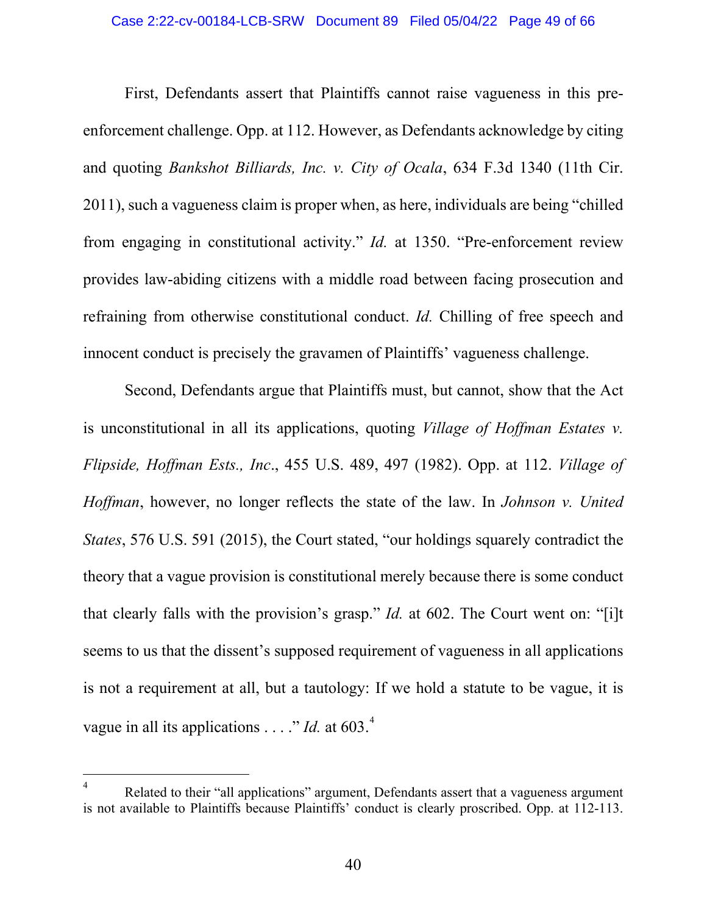First, Defendants assert that Plaintiffs cannot raise vagueness in this pre-enforcement challenge. Opp. at 112. However, as Defendants acknowledge by citing and quoting *Bankshot Billiards, Inc. v. City of Ocala*, 634 F.3d 1340 (11th Cir. 2011), such a vagueness claim is proper when, as here, individuals are being "chilled from engaging in constitutional activity." *Id.* at 1350. "Pre-enforcement review provides law-abiding citizens with a middle road between facing prosecution and refraining from otherwise constitutional conduct. *Id.* Chilling of free speech and innocent conduct is precisely the gravamen of Plaintiffs' vagueness challenge.

Second, Defendants argue that Plaintiffs must, but cannot, show that the Act is unconstitutional in all its applications, quoting *Village of Hoffman Estates v. Flipside, Hoffman Ests., Inc*., 455 U.S. 489, 497 (1982). Opp. at 112. *Village of Hoffman*, however, no longer reflects the state of the law. In *Johnson v. United States*, 576 U.S. 591 (2015), the Court stated, "our holdings squarely contradict the theory that a vague provision is constitutional merely because there is some conduct that clearly falls with the provision's grasp." *Id.* at 602. The Court went on: "[i]t seems to us that the dissent's supposed requirement of vagueness in all applications is not a requirement at all, but a tautology: If we hold a statute to be vague, it is vague in all its applications . . . ." *Id.* at 603.[4]

[4] Related to their "all applications" argument, Defendants assert that a vagueness argument is not available to Plaintiffs because Plaintiffs' conduct is clearly proscribed. Opp. at 112-113.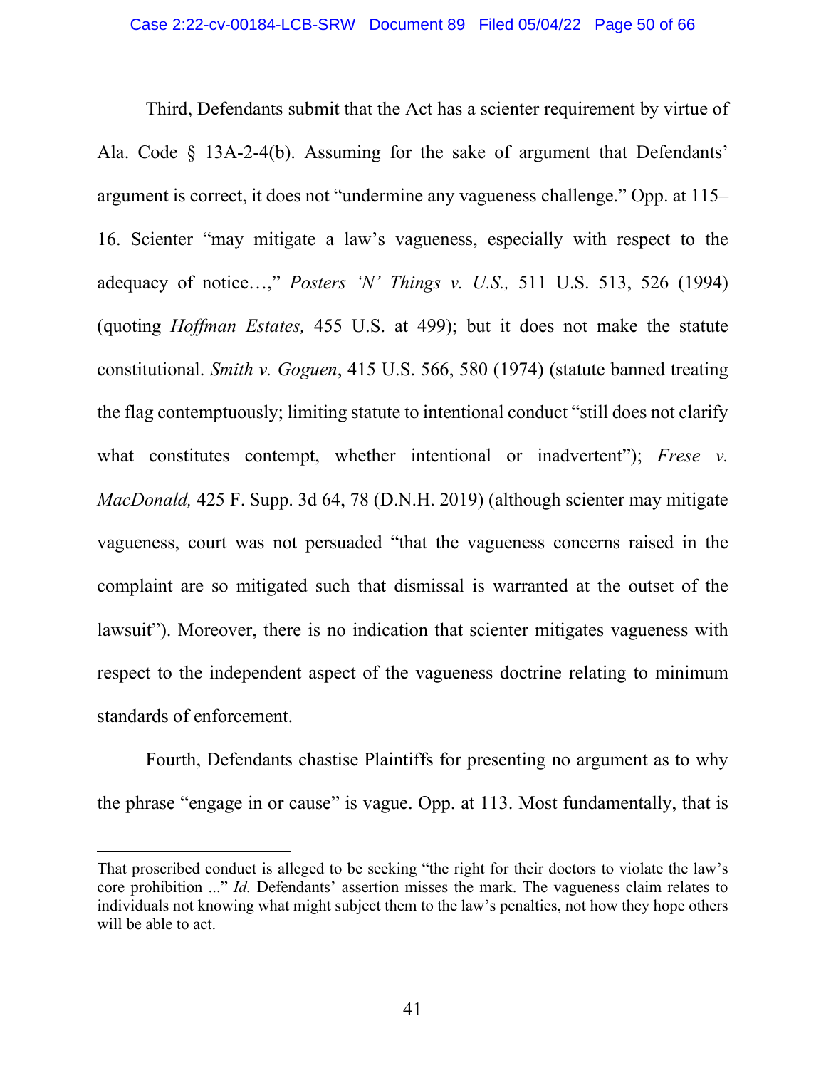Third, Defendants submit that the Act has a scienter requirement by virtue of Ala. Code § 13A-2-4(b). Assuming for the sake of argument that Defendants' argument is correct, it does not "undermine any vagueness challenge." Opp. at 115–16. Scienter "may mitigate a law's vagueness, especially with respect to the adequacy of notice…," *Posters 'N' Things v. U.S.,* 511 U.S. 513, 526 (1994) (quoting *Hoffman Estates,* 455 U.S. at 499); but it does not make the statute constitutional. *Smith v. Goguen*, 415 U.S. 566, 580 (1974) (statute banned treating the flag contemptuously; limiting statute to intentional conduct "still does not clarify what constitutes contempt, whether intentional or inadvertent"); *Frese v. MacDonald,* 425 F. Supp. 3d 64, 78 (D.N.H. 2019) (although scienter may mitigate vagueness, court was not persuaded "that the vagueness concerns raised in the complaint are so mitigated such that dismissal is warranted at the outset of the lawsuit"). Moreover, there is no indication that scienter mitigates vagueness with respect to the independent aspect of the vagueness doctrine relating to minimum standards of enforcement.

Fourth, Defendants chastise Plaintiffs for presenting no argument as to why the phrase "engage in or cause" is vague. Opp. at 113. Most fundamentally, that is

---

That proscribed conduct is alleged to be seeking "the right for their doctors to violate the law's core prohibition ..." *Id.* Defendants' assertion misses the mark. The vagueness claim relates to individuals not knowing what might subject them to the law's penalties, not how they hope others will be able to act.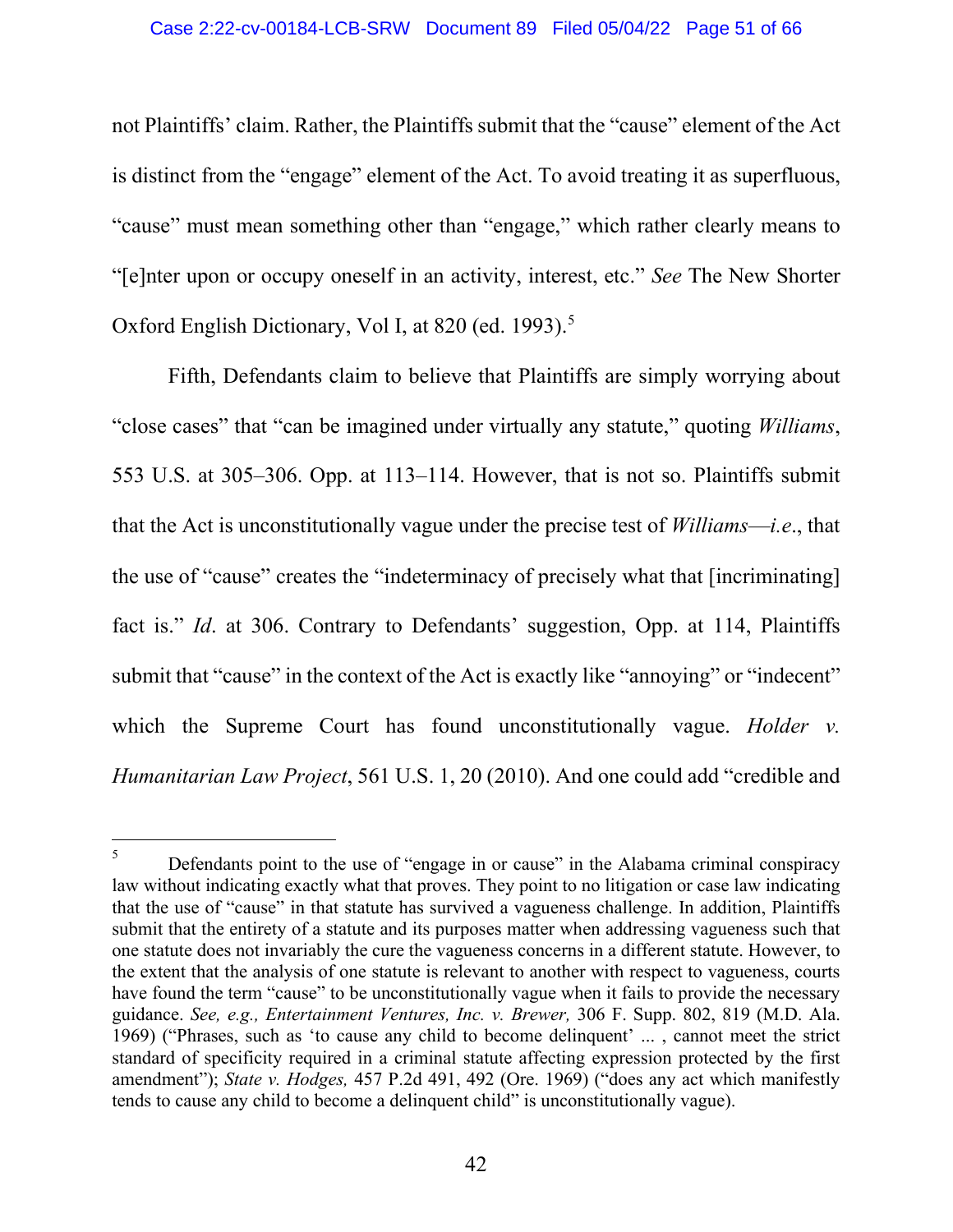not Plaintiffs' claim. Rather, the Plaintiffs submit that the "cause" element of the Act is distinct from the "engage" element of the Act. To avoid treating it as superfluous, "cause" must mean something other than "engage," which rather clearly means to "[e]nter upon or occupy oneself in an activity, interest, etc." *See* The New Shorter Oxford English Dictionary, Vol I, at 820 (ed. 1993).[5]

Fifth, Defendants claim to believe that Plaintiffs are simply worrying about "close cases" that "can be imagined under virtually any statute," quoting *Williams*, 553 U.S. at 305–306. Opp. at 113–114. However, that is not so. Plaintiffs submit that the Act is unconstitutionally vague under the precise test of *Williams*—*i.e*., that the use of "cause" creates the "indeterminacy of precisely what that [incriminating] fact is." *Id*. at 306. Contrary to Defendants' suggestion, Opp. at 114, Plaintiffs submit that "cause" in the context of the Act is exactly like "annoying" or "indecent" which the Supreme Court has found unconstitutionally vague. *Holder v. Humanitarian Law Project*, 561 U.S. 1, 20 (2010). And one could add "credible and

---

[5] Defendants point to the use of "engage in or cause" in the Alabama criminal conspiracy law without indicating exactly what that proves. They point to no litigation or case law indicating that the use of "cause" in that statute has survived a vagueness challenge. In addition, Plaintiffs submit that the entirety of a statute and its purposes matter when addressing vagueness such that one statute does not invariably the cure the vagueness concerns in a different statute. However, to the extent that the analysis of one statute is relevant to another with respect to vagueness, courts have found the term "cause" to be unconstitutionally vague when it fails to provide the necessary guidance. *See, e.g., Entertainment Ventures, Inc. v. Brewer,* 306 F. Supp. 802, 819 (M.D. Ala. 1969) ("Phrases, such as 'to cause any child to become delinquent' ... , cannot meet the strict standard of specificity required in a criminal statute affecting expression protected by the first amendment"); *State v. Hodges,* 457 P.2d 491, 492 (Ore. 1969) ("does any act which manifestly tends to cause any child to become a delinquent child" is unconstitutionally vague).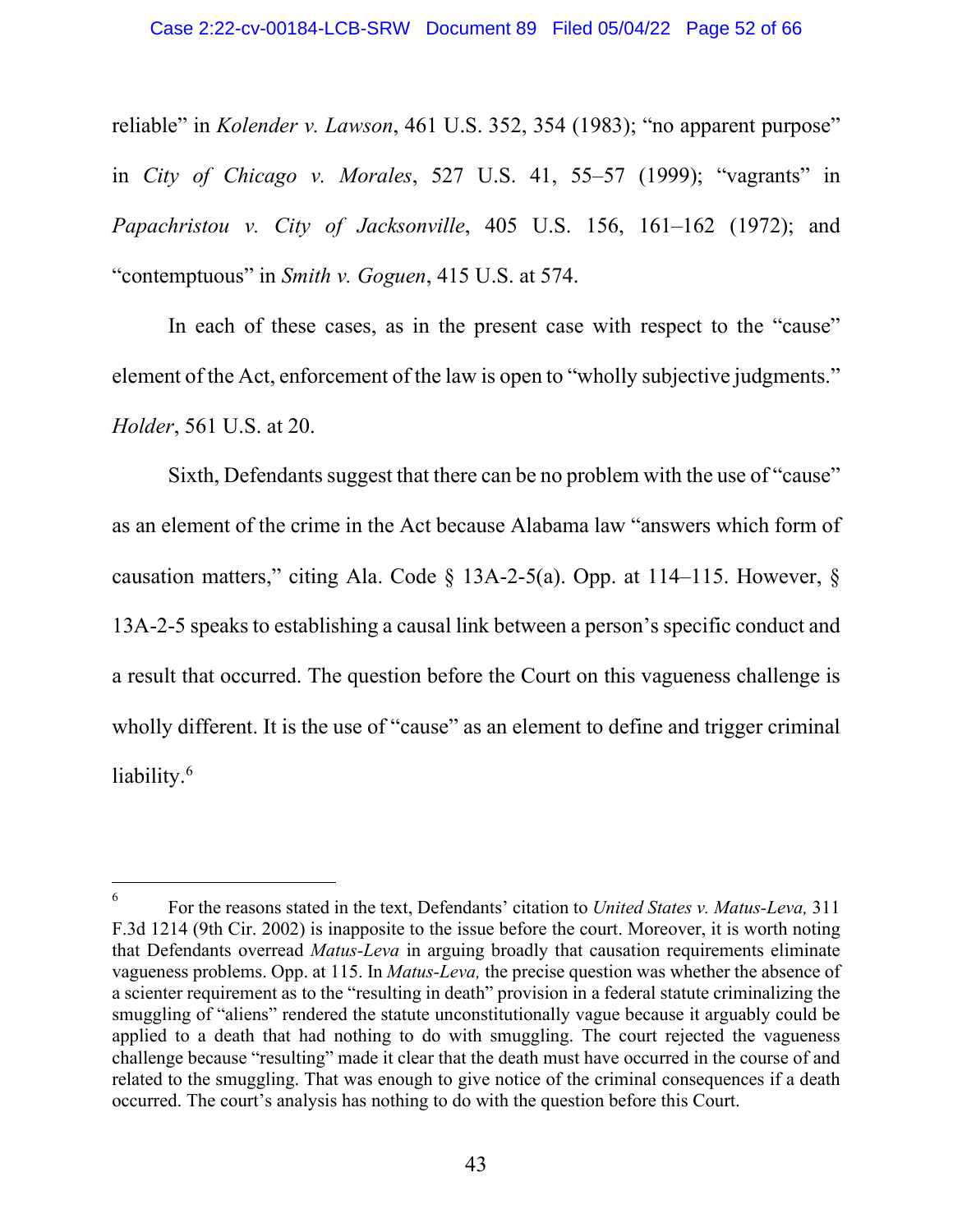reliable" in *Kolender v. Lawson*, 461 U.S. 352, 354 (1983); "no apparent purpose" in *City of Chicago v. Morales*, 527 U.S. 41, 55–57 (1999); "vagrants" in *Papachristou v. City of Jacksonville*, 405 U.S. 156, 161–162 (1972); and "contemptuous" in *Smith v. Goguen*, 415 U.S. at 574.

In each of these cases, as in the present case with respect to the "cause" element of the Act, enforcement of the law is open to "wholly subjective judgments." *Holder*, 561 U.S. at 20.

Sixth, Defendants suggest that there can be no problem with the use of "cause" as an element of the crime in the Act because Alabama law "answers which form of causation matters," citing Ala. Code § 13A-2-5(a). Opp. at 114–115. However, § 13A-2-5 speaks to establishing a causal link between a person's specific conduct and a result that occurred. The question before the Court on this vagueness challenge is wholly different. It is the use of "cause" as an element to define and trigger criminal liability.[6]

---

[6] For the reasons stated in the text, Defendants' citation to *United States v. Matus-Leva,* 311 F.3d 1214 (9th Cir. 2002) is inapposite to the issue before the court. Moreover, it is worth noting that Defendants overread *Matus-Leva* in arguing broadly that causation requirements eliminate vagueness problems. Opp. at 115. In *Matus-Leva,* the precise question was whether the absence of a scienter requirement as to the "resulting in death" provision in a federal statute criminalizing the smuggling of "aliens" rendered the statute unconstitutionally vague because it arguably could be applied to a death that had nothing to do with smuggling. The court rejected the vagueness challenge because "resulting" made it clear that the death must have occurred in the course of and related to the smuggling. That was enough to give notice of the criminal consequences if a death occurred. The court's analysis has nothing to do with the question before this Court.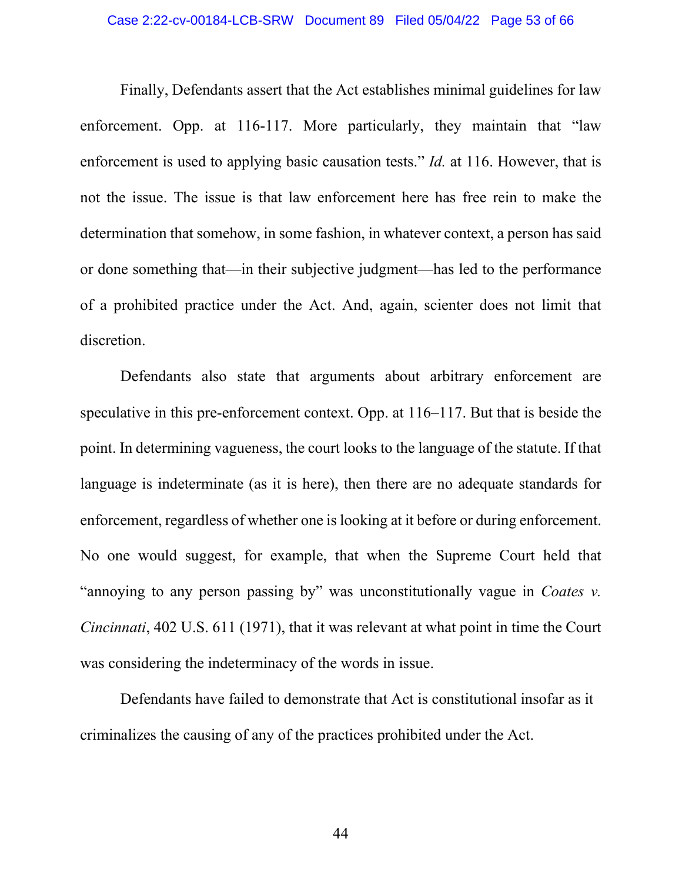Finally, Defendants assert that the Act establishes minimal guidelines for law enforcement. Opp. at 116-117. More particularly, they maintain that "law enforcement is used to applying basic causation tests." *Id.* at 116. However, that is not the issue. The issue is that law enforcement here has free rein to make the determination that somehow, in some fashion, in whatever context, a person has said or done something that—in their subjective judgment—has led to the performance of a prohibited practice under the Act. And, again, scienter does not limit that discretion.

Defendants also state that arguments about arbitrary enforcement are speculative in this pre-enforcement context. Opp. at 116–117. But that is beside the point. In determining vagueness, the court looks to the language of the statute. If that language is indeterminate (as it is here), then there are no adequate standards for enforcement, regardless of whether one is looking at it before or during enforcement. No one would suggest, for example, that when the Supreme Court held that "annoying to any person passing by" was unconstitutionally vague in *Coates v. Cincinnati*, 402 U.S. 611 (1971), that it was relevant at what point in time the Court was considering the indeterminacy of the words in issue.

Defendants have failed to demonstrate that Act is constitutional insofar as it criminalizes the causing of any of the practices prohibited under the Act.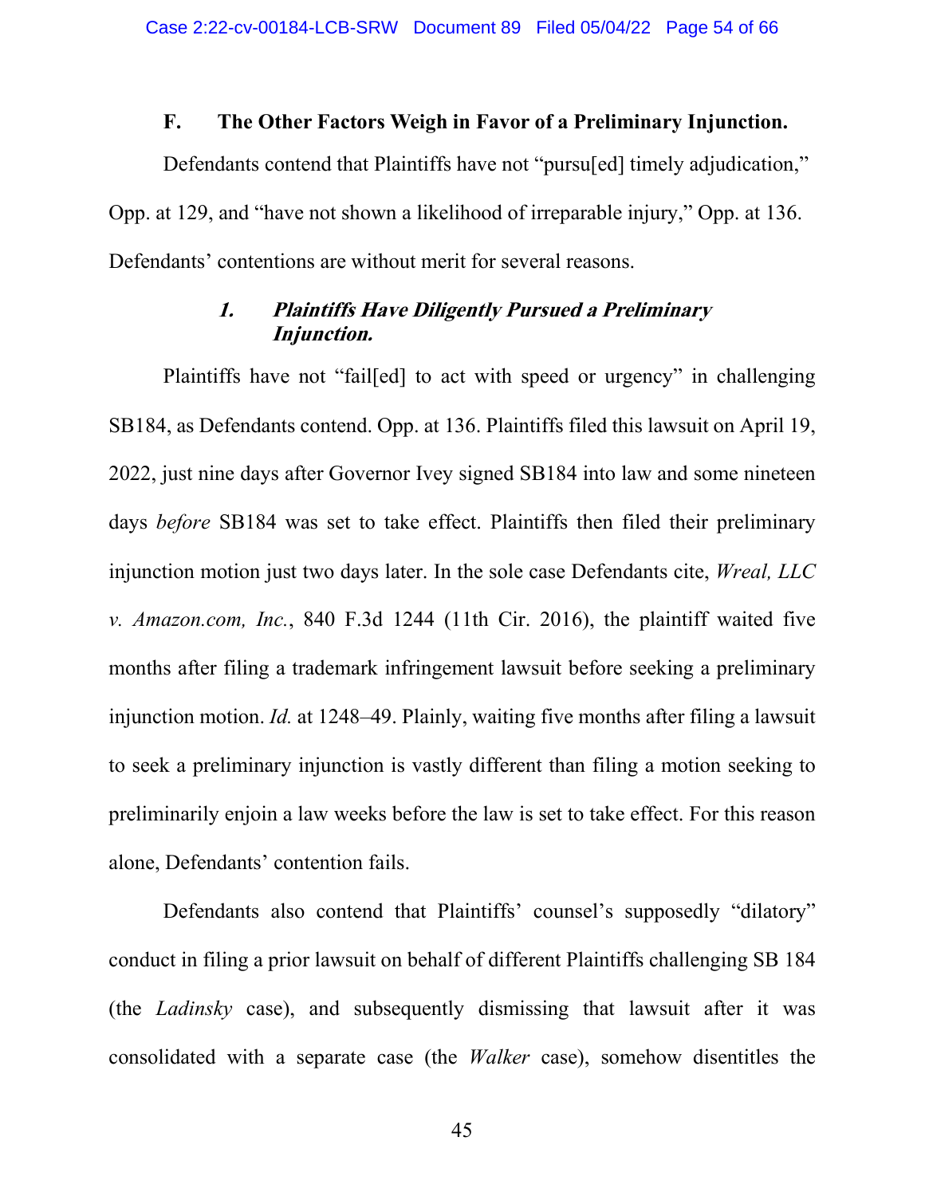### F. The Other Factors Weigh in Favor of a Preliminary Injunction.

Defendants contend that Plaintiffs have not "pursu[ed] timely adjudication," Opp. at 129, and "have not shown a likelihood of irreparable injury," Opp. at 136. Defendants' contentions are without merit for several reasons.

#### *1. Plaintiffs Have Diligently Pursued a Preliminary Injunction.*

Plaintiffs have not "fail[ed] to act with speed or urgency" in challenging SB184, as Defendants contend. Opp. at 136. Plaintiffs filed this lawsuit on April 19, 2022, just nine days after Governor Ivey signed SB184 into law and some nineteen days *before* SB184 was set to take effect. Plaintiffs then filed their preliminary injunction motion just two days later. In the sole case Defendants cite, *Wreal, LLC v. Amazon.com, Inc.*, 840 F.3d 1244 (11th Cir. 2016), the plaintiff waited five months after filing a trademark infringement lawsuit before seeking a preliminary injunction motion. *Id.* at 1248–49. Plainly, waiting five months after filing a lawsuit to seek a preliminary injunction is vastly different than filing a motion seeking to preliminarily enjoin a law weeks before the law is set to take effect. For this reason alone, Defendants' contention fails.

Defendants also contend that Plaintiffs' counsel's supposedly "dilatory" conduct in filing a prior lawsuit on behalf of different Plaintiffs challenging SB 184 (the *Ladinsky* case), and subsequently dismissing that lawsuit after it was consolidated with a separate case (the *Walker* case), somehow disentitles the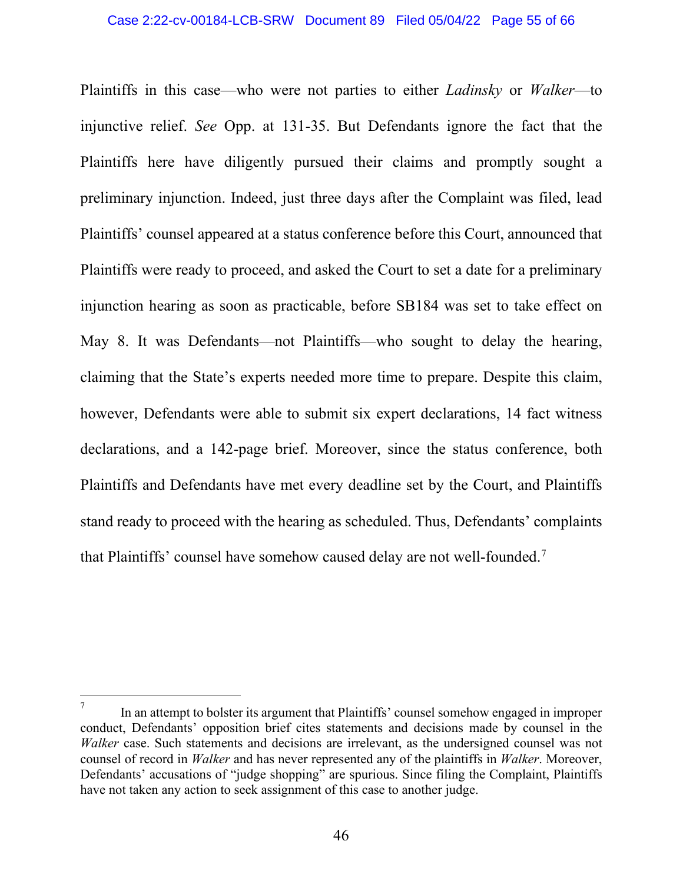Plaintiffs in this case—who were not parties to either *Ladinsky* or *Walker*—to injunctive relief. *See* Opp. at 131-35. But Defendants ignore the fact that the Plaintiffs here have diligently pursued their claims and promptly sought a preliminary injunction. Indeed, just three days after the Complaint was filed, lead Plaintiffs' counsel appeared at a status conference before this Court, announced that Plaintiffs were ready to proceed, and asked the Court to set a date for a preliminary injunction hearing as soon as practicable, before SB184 was set to take effect on May 8. It was Defendants—not Plaintiffs—who sought to delay the hearing, claiming that the State's experts needed more time to prepare. Despite this claim, however, Defendants were able to submit six expert declarations, 14 fact witness declarations, and a 142-page brief. Moreover, since the status conference, both Plaintiffs and Defendants have met every deadline set by the Court, and Plaintiffs stand ready to proceed with the hearing as scheduled. Thus, Defendants' complaints that Plaintiffs' counsel have somehow caused delay are not well-founded.[7]

---

[7] In an attempt to bolster its argument that Plaintiffs' counsel somehow engaged in improper conduct, Defendants' opposition brief cites statements and decisions made by counsel in the *Walker* case. Such statements and decisions are irrelevant, as the undersigned counsel was not counsel of record in *Walker* and has never represented any of the plaintiffs in *Walker*. Moreover, Defendants' accusations of "judge shopping" are spurious. Since filing the Complaint, Plaintiffs have not taken any action to seek assignment of this case to another judge.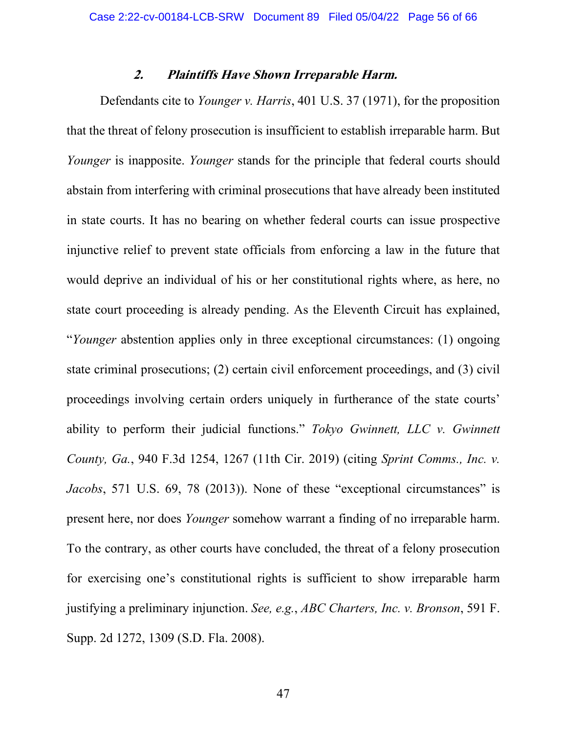### *2. Plaintiffs Have Shown Irreparable Harm.*

Defendants cite to *Younger v. Harris*, 401 U.S. 37 (1971), for the proposition that the threat of felony prosecution is insufficient to establish irreparable harm. But *Younger* is inapposite. *Younger* stands for the principle that federal courts should abstain from interfering with criminal prosecutions that have already been instituted in state courts. It has no bearing on whether federal courts can issue prospective injunctive relief to prevent state officials from enforcing a law in the future that would deprive an individual of his or her constitutional rights where, as here, no state court proceeding is already pending. As the Eleventh Circuit has explained, "*Younger* abstention applies only in three exceptional circumstances: (1) ongoing state criminal prosecutions; (2) certain civil enforcement proceedings, and (3) civil proceedings involving certain orders uniquely in furtherance of the state courts' ability to perform their judicial functions." *Tokyo Gwinnett, LLC v. Gwinnett County, Ga.*, 940 F.3d 1254, 1267 (11th Cir. 2019) (citing *Sprint Comms., Inc. v. Jacobs*, 571 U.S. 69, 78 (2013)). None of these "exceptional circumstances" is present here, nor does *Younger* somehow warrant a finding of no irreparable harm. To the contrary, as other courts have concluded, the threat of a felony prosecution for exercising one's constitutional rights is sufficient to show irreparable harm justifying a preliminary injunction. *See, e.g.*, *ABC Charters, Inc. v. Bronson*, 591 F. Supp. 2d 1272, 1309 (S.D. Fla. 2008).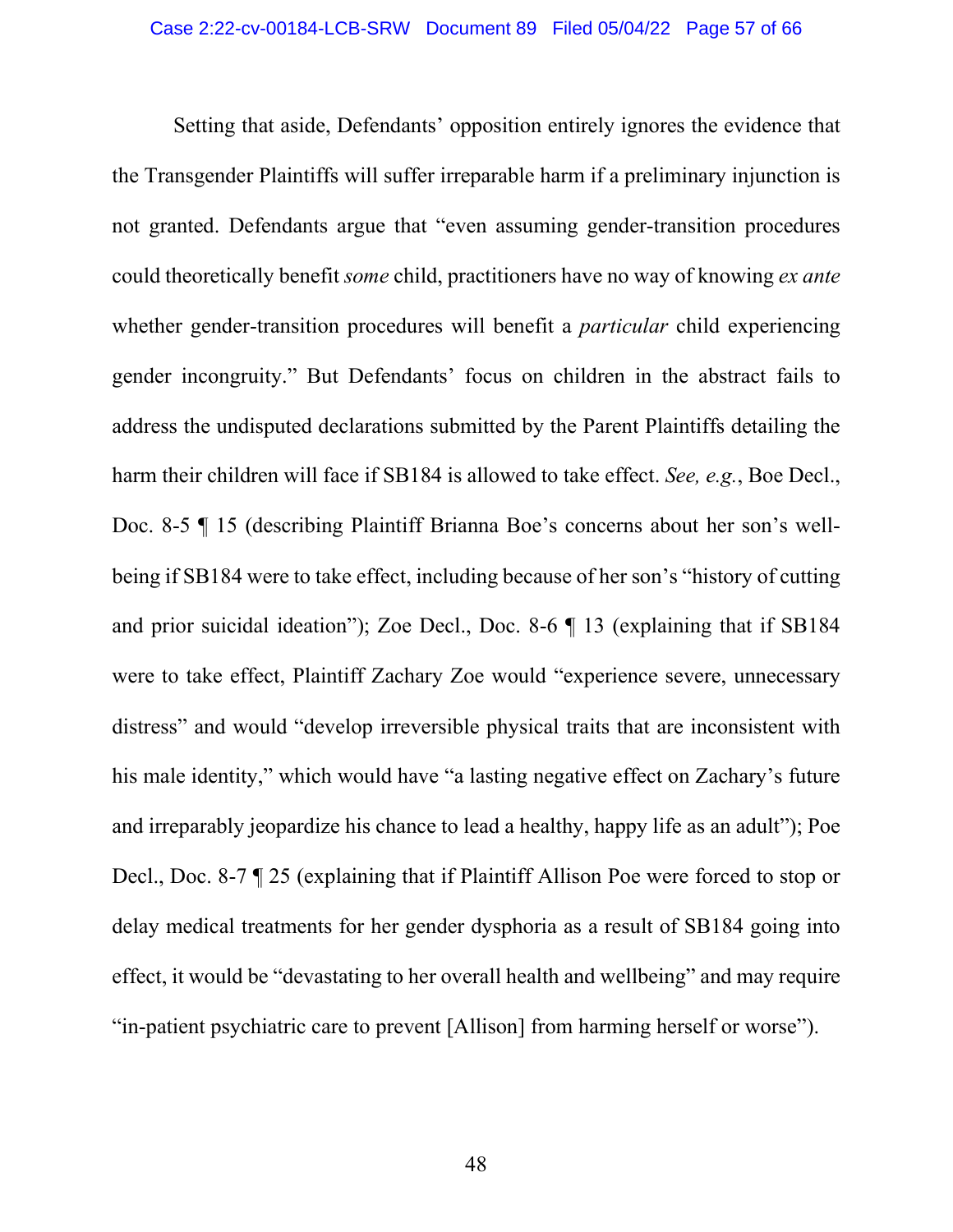Setting that aside, Defendants' opposition entirely ignores the evidence that the Transgender Plaintiffs will suffer irreparable harm if a preliminary injunction is not granted. Defendants argue that "even assuming gender-transition procedures could theoretically benefit *some* child, practitioners have no way of knowing *ex ante* whether gender-transition procedures will benefit a *particular* child experiencing gender incongruity." But Defendants' focus on children in the abstract fails to address the undisputed declarations submitted by the Parent Plaintiffs detailing the harm their children will face if SB184 is allowed to take effect. *See, e.g.*, Boe Decl., Doc. 8-5 ¶ 15 (describing Plaintiff Brianna Boe's concerns about her son's well-being if SB184 were to take effect, including because of her son's "history of cutting and prior suicidal ideation"); Zoe Decl., Doc. 8-6 ¶ 13 (explaining that if SB184 were to take effect, Plaintiff Zachary Zoe would "experience severe, unnecessary distress" and would "develop irreversible physical traits that are inconsistent with his male identity," which would have "a lasting negative effect on Zachary's future and irreparably jeopardize his chance to lead a healthy, happy life as an adult"); Poe Decl., Doc. 8-7 ¶ 25 (explaining that if Plaintiff Allison Poe were forced to stop or delay medical treatments for her gender dysphoria as a result of SB184 going into effect, it would be "devastating to her overall health and wellbeing" and may require "in-patient psychiatric care to prevent [Allison] from harming herself or worse").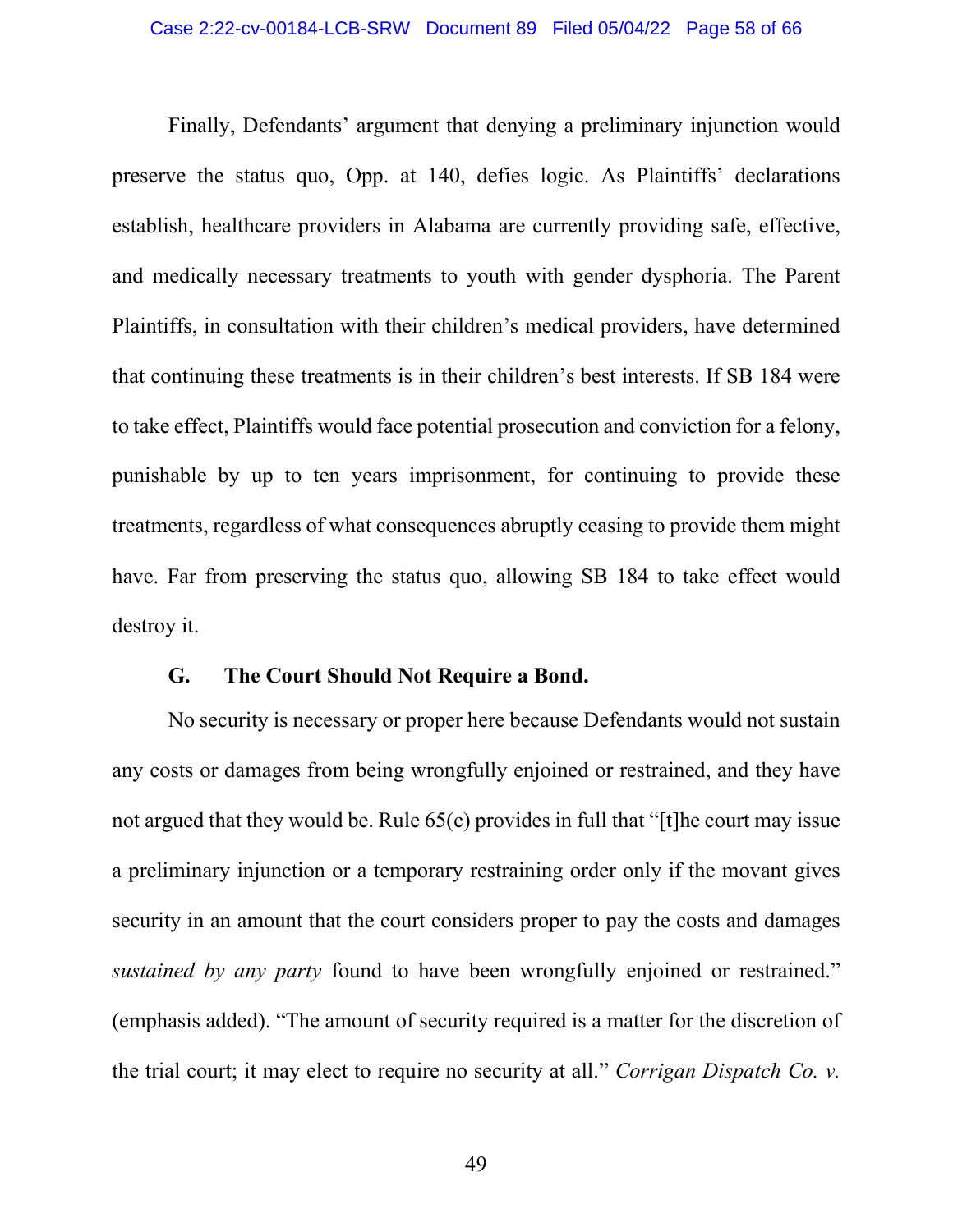Finally, Defendants' argument that denying a preliminary injunction would preserve the status quo, Opp. at 140, defies logic. As Plaintiffs' declarations establish, healthcare providers in Alabama are currently providing safe, effective, and medically necessary treatments to youth with gender dysphoria. The Parent Plaintiffs, in consultation with their children's medical providers, have determined that continuing these treatments is in their children's best interests. If SB 184 were to take effect, Plaintiffs would face potential prosecution and conviction for a felony, punishable by up to ten years imprisonment, for continuing to provide these treatments, regardless of what consequences abruptly ceasing to provide them might have. Far from preserving the status quo, allowing SB 184 to take effect would destroy it.

### G. The Court Should Not Require a Bond.

No security is necessary or proper here because Defendants would not sustain any costs or damages from being wrongfully enjoined or restrained, and they have not argued that they would be. Rule 65(c) provides in full that "[t]he court may issue a preliminary injunction or a temporary restraining order only if the movant gives security in an amount that the court considers proper to pay the costs and damages *sustained by any party* found to have been wrongfully enjoined or restrained." (emphasis added). "The amount of security required is a matter for the discretion of the trial court; it may elect to require no security at all." *Corrigan Dispatch Co. v.*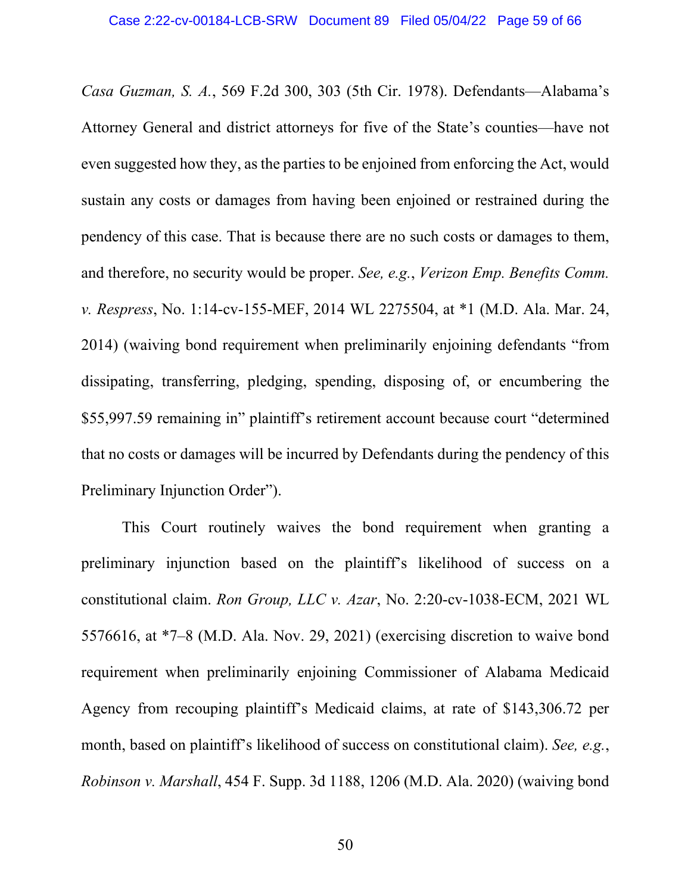*Casa Guzman, S. A.*, 569 F.2d 300, 303 (5th Cir. 1978). Defendants—Alabama's Attorney General and district attorneys for five of the State's counties—have not even suggested how they, as the parties to be enjoined from enforcing the Act, would sustain any costs or damages from having been enjoined or restrained during the pendency of this case. That is because there are no such costs or damages to them, and therefore, no security would be proper. *See, e.g.*, *Verizon Emp. Benefits Comm. v. Respress*, No. 1:14-cv-155-MEF, 2014 WL 2275504, at *1 (M.D. Ala. Mar. 24, 2014) (waiving bond requirement when preliminarily enjoining defendants "from dissipating, transferring, pledging, spending, disposing of, or encumbering the $55,997.59 remaining in" plaintiff's retirement account because court "determined that no costs or damages will be incurred by Defendants during the pendency of this Preliminary Injunction Order").

This Court routinely waives the bond requirement when granting a preliminary injunction based on the plaintiff's likelihood of success on a constitutional claim. *Ron Group, LLC v. Azar*, No. 2:20-cv-1038-ECM, 2021 WL 5576616, at *7–8 (M.D. Ala. Nov. 29, 2021) (exercising discretion to waive bond requirement when preliminarily enjoining Commissioner of Alabama Medicaid Agency from recouping plaintiff's Medicaid claims, at rate of $143,306.72 per month, based on plaintiff's likelihood of success on constitutional claim). *See, e.g.*, *Robinson v. Marshall*, 454 F. Supp. 3d 1188, 1206 (M.D. Ala. 2020) (waiving bond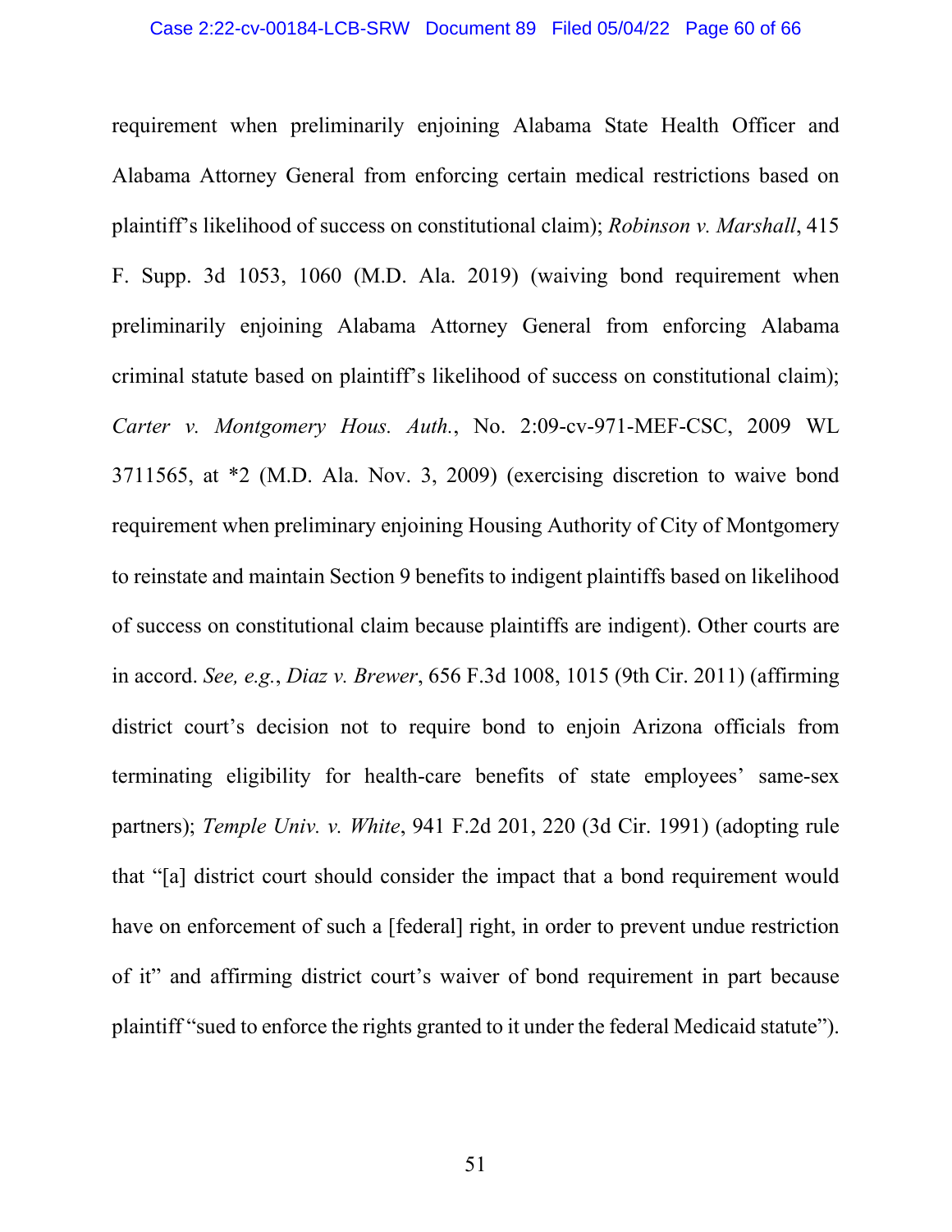requirement when preliminarily enjoining Alabama State Health Officer and Alabama Attorney General from enforcing certain medical restrictions based on plaintiff's likelihood of success on constitutional claim); *Robinson v. Marshall*, 415 F. Supp. 3d 1053, 1060 (M.D. Ala. 2019) (waiving bond requirement when preliminarily enjoining Alabama Attorney General from enforcing Alabama criminal statute based on plaintiff's likelihood of success on constitutional claim); *Carter v. Montgomery Hous. Auth.*, No. 2:09-cv-971-MEF-CSC, 2009 WL 3711565, at *2 (M.D. Ala. Nov. 3, 2009) (exercising discretion to waive bond requirement when preliminary enjoining Housing Authority of City of Montgomery to reinstate and maintain Section 9 benefits to indigent plaintiffs based on likelihood of success on constitutional claim because plaintiffs are indigent). Other courts are in accord. *See, e.g.*, *Diaz v. Brewer*, 656 F.3d 1008, 1015 (9th Cir. 2011) (affirming district court's decision not to require bond to enjoin Arizona officials from terminating eligibility for health-care benefits of state employees' same-sex partners); *Temple Univ. v. White*, 941 F.2d 201, 220 (3d Cir. 1991) (adopting rule that "[a] district court should consider the impact that a bond requirement would have on enforcement of such a [federal] right, in order to prevent undue restriction of it" and affirming district court's waiver of bond requirement in part because plaintiff "sued to enforce the rights granted to it under the federal Medicaid statute").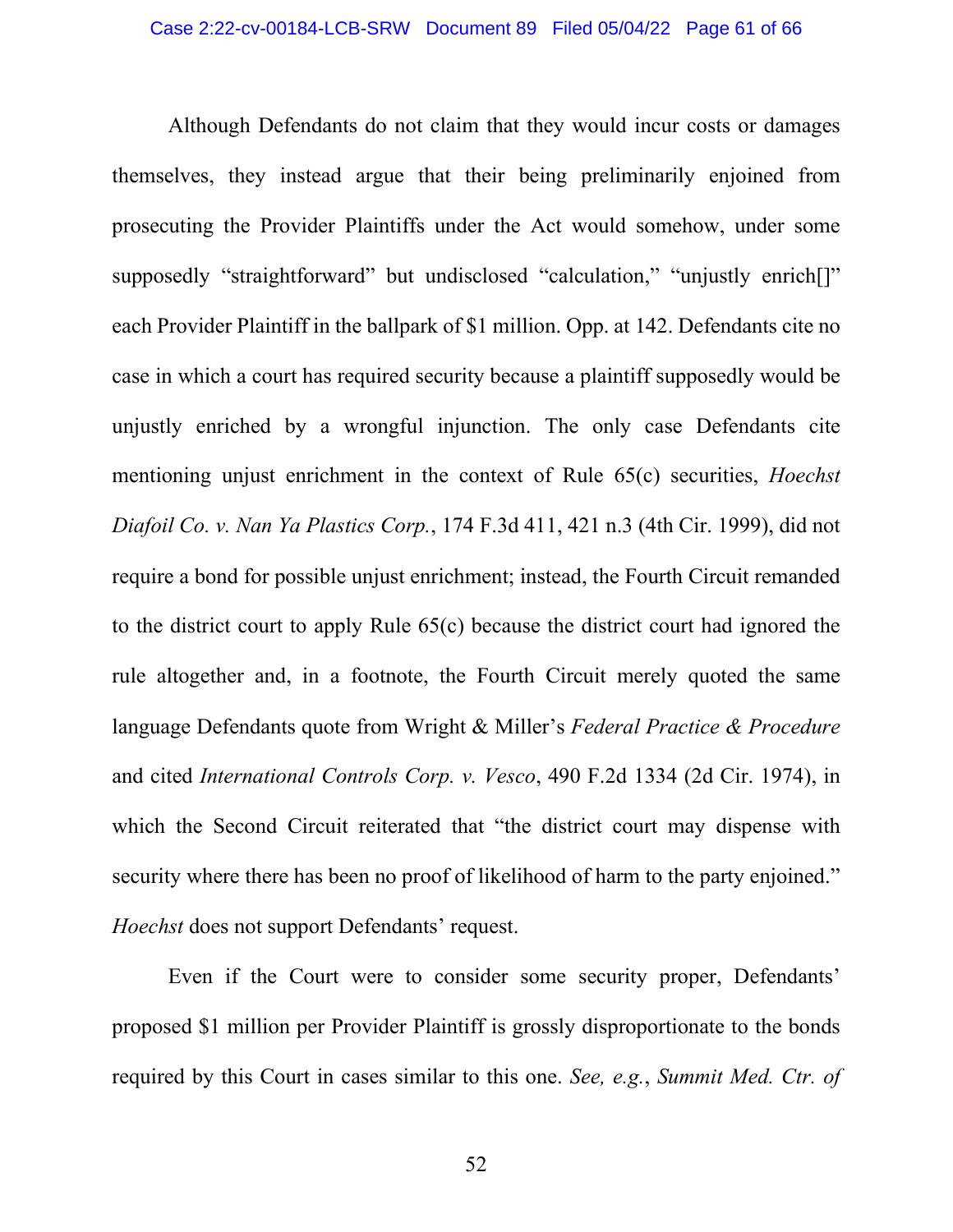Although Defendants do not claim that they would incur costs or damages themselves, they instead argue that their being preliminarily enjoined from prosecuting the Provider Plaintiffs under the Act would somehow, under some supposedly "straightforward" but undisclosed "calculation," "unjustly enrich[]" each Provider Plaintiff in the ballpark of $1 million. Opp. at 142. Defendants cite no case in which a court has required security because a plaintiff supposedly would be unjustly enriched by a wrongful injunction. The only case Defendants cite mentioning unjust enrichment in the context of Rule 65(c) securities, *Hoechst Diafoil Co. v. Nan Ya Plastics Corp.*, 174 F.3d 411, 421 n.3 (4th Cir. 1999), did not require a bond for possible unjust enrichment; instead, the Fourth Circuit remanded to the district court to apply Rule 65(c) because the district court had ignored the rule altogether and, in a footnote, the Fourth Circuit merely quoted the same language Defendants quote from Wright & Miller's *Federal Practice & Procedure* and cited *International Controls Corp. v. Vesco*, 490 F.2d 1334 (2d Cir. 1974), in which the Second Circuit reiterated that "the district court may dispense with security where there has been no proof of likelihood of harm to the party enjoined." *Hoechst* does not support Defendants' request.

Even if the Court were to consider some security proper, Defendants' proposed $1 million per Provider Plaintiff is grossly disproportionate to the bonds required by this Court in cases similar to this one. *See, e.g.*, *Summit Med. Ctr. of*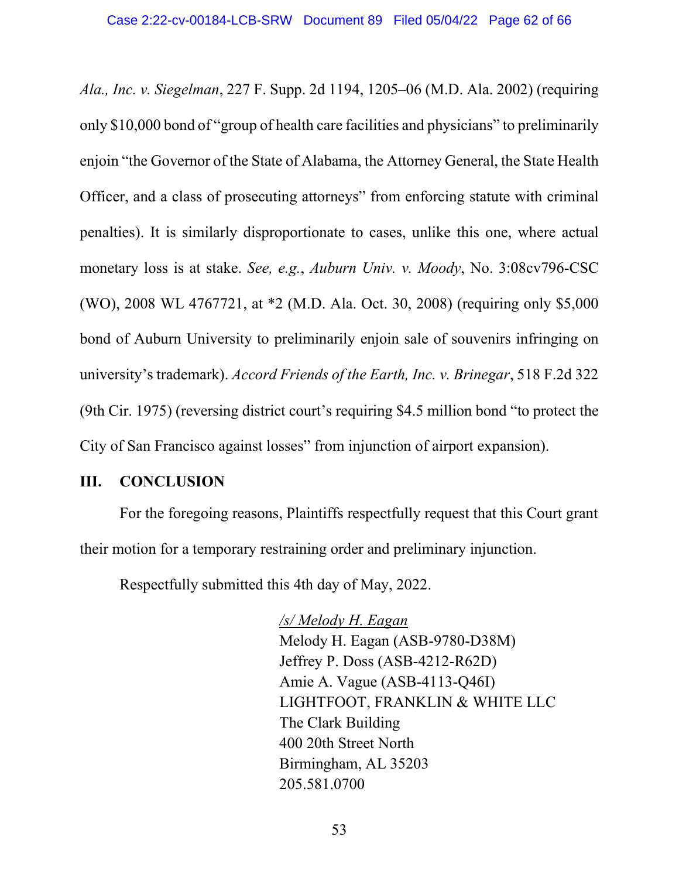*Ala., Inc. v. Siegelman*, 227 F. Supp. 2d 1194, 1205–06 (M.D. Ala. 2002) (requiring only $10,000 bond of "group of health care facilities and physicians" to preliminarily enjoin "the Governor of the State of Alabama, the Attorney General, the State Health Officer, and a class of prosecuting attorneys" from enforcing statute with criminal penalties). It is similarly disproportionate to cases, unlike this one, where actual monetary loss is at stake. *See, e.g.*, *Auburn Univ. v. Moody*, No. 3:08cv796-CSC (WO), 2008 WL 4767721, at *2 (M.D. Ala. Oct. 30, 2008) (requiring only $5,000 bond of Auburn University to preliminarily enjoin sale of souvenirs infringing on university's trademark). *Accord Friends of the Earth, Inc. v. Brinegar*, 518 F.2d 322 (9th Cir. 1975) (reversing district court's requiring $4.5 million bond "to protect the City of San Francisco against losses" from injunction of airport expansion).

## III. CONCLUSION

For the foregoing reasons, Plaintiffs respectfully request that this Court grant their motion for a temporary restraining order and preliminary injunction.

Respectfully submitted this 4th day of May, 2022.

/s/ Melody H. Eagan
Melody H. Eagan (ASB-9780-D38M)
Jeffrey P. Doss (ASB-4212-R62D)
Amie A. Vague (ASB-4113-Q46I)
LIGHTFOOT, FRANKLIN & WHITE LLC
The Clark Building
400 20th Street North
Birmingham, AL 35203
205.581.0700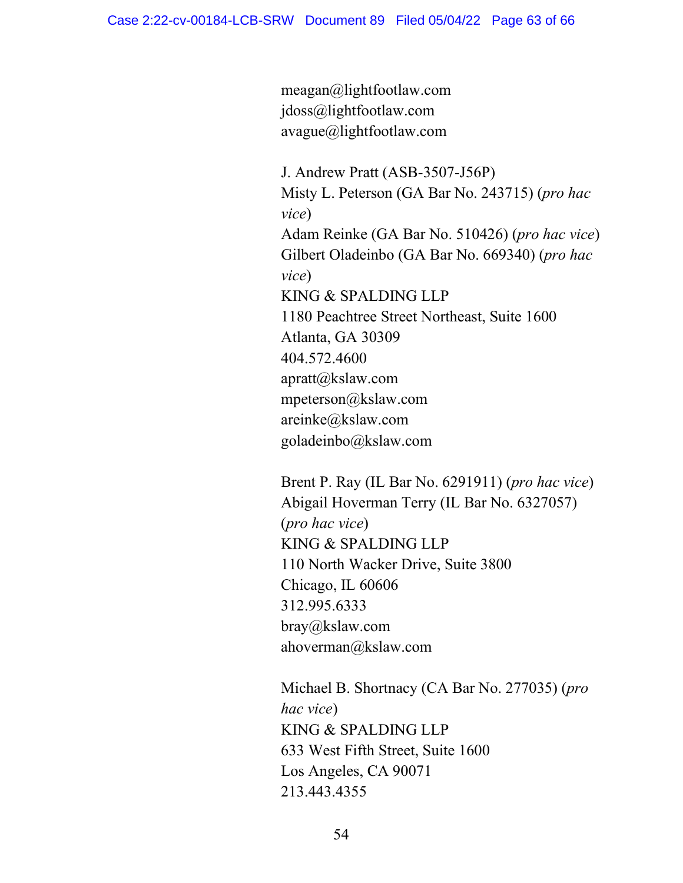meagan@lightfootlaw.com
jdoss@lightfootlaw.com
avague@lightfootlaw.com

J. Andrew Pratt (ASB-3507-J56P)
Misty L. Peterson (GA Bar No. 243715) (*pro hac vice*)
Adam Reinke (GA Bar No. 510426) (*pro hac vice*)
Gilbert Oladeinbo (GA Bar No. 669340) (*pro hac vice*)
KING & SPALDING LLP
1180 Peachtree Street Northeast, Suite 1600
Atlanta, GA 30309
404.572.4600
apratt@kslaw.com
mpeterson@kslaw.com
areinke@kslaw.com
goladeinbo@kslaw.com

Brent P. Ray (IL Bar No. 6291911) (*pro hac vice*)
Abigail Hoverman Terry (IL Bar No. 6327057) (*pro hac vice*)
KING & SPALDING LLP
110 North Wacker Drive, Suite 3800
Chicago, IL 60606
312.995.6333
bray@kslaw.com
ahoverman@kslaw.com

Michael B. Shortnacy (CA Bar No. 277035) (*pro hac vice*)
KING & SPALDING LLP
633 West Fifth Street, Suite 1600
Los Angeles, CA 90071
213.443.4355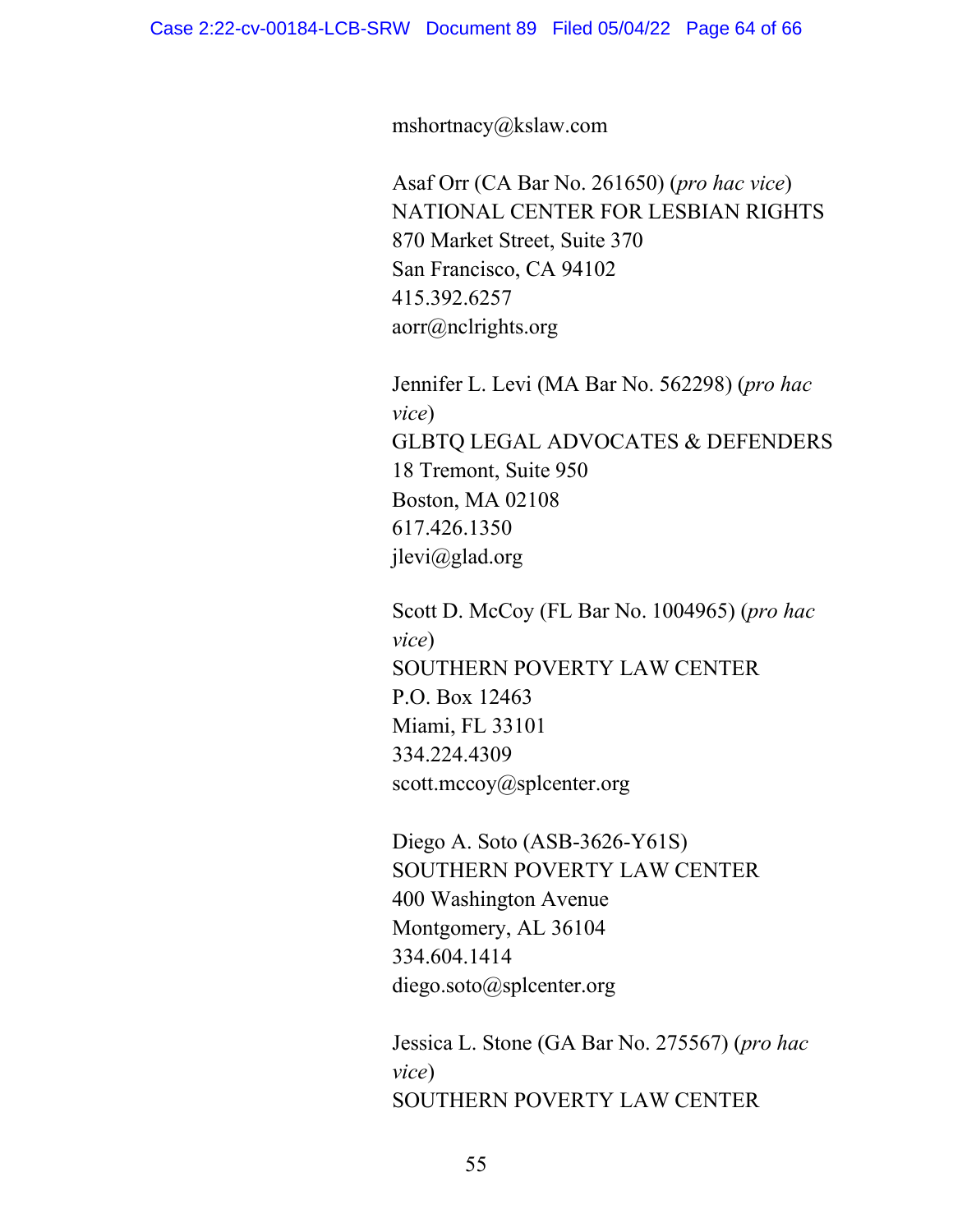mshortnacy@kslaw.com

Asaf Orr (CA Bar No. 261650) (*pro hac vice*)
NATIONAL CENTER FOR LESBIAN RIGHTS
870 Market Street, Suite 370
San Francisco, CA 94102
415.392.6257
aorr@nclrights.org

Jennifer L. Levi (MA Bar No. 562298) (*pro hac vice*)
GLBTQ LEGAL ADVOCATES & DEFENDERS
18 Tremont, Suite 950
Boston, MA 02108
617.426.1350
jlevi@glad.org

Scott D. McCoy (FL Bar No. 1004965) (*pro hac vice*)
SOUTHERN POVERTY LAW CENTER
P.O. Box 12463
Miami, FL 33101
334.224.4309
scott.mccoy@splcenter.org

Diego A. Soto (ASB-3626-Y61S)
SOUTHERN POVERTY LAW CENTER
400 Washington Avenue
Montgomery, AL 36104
334.604.1414
diego.soto@splcenter.org

Jessica L. Stone (GA Bar No. 275567) (*pro hac vice*)
SOUTHERN POVERTY LAW CENTER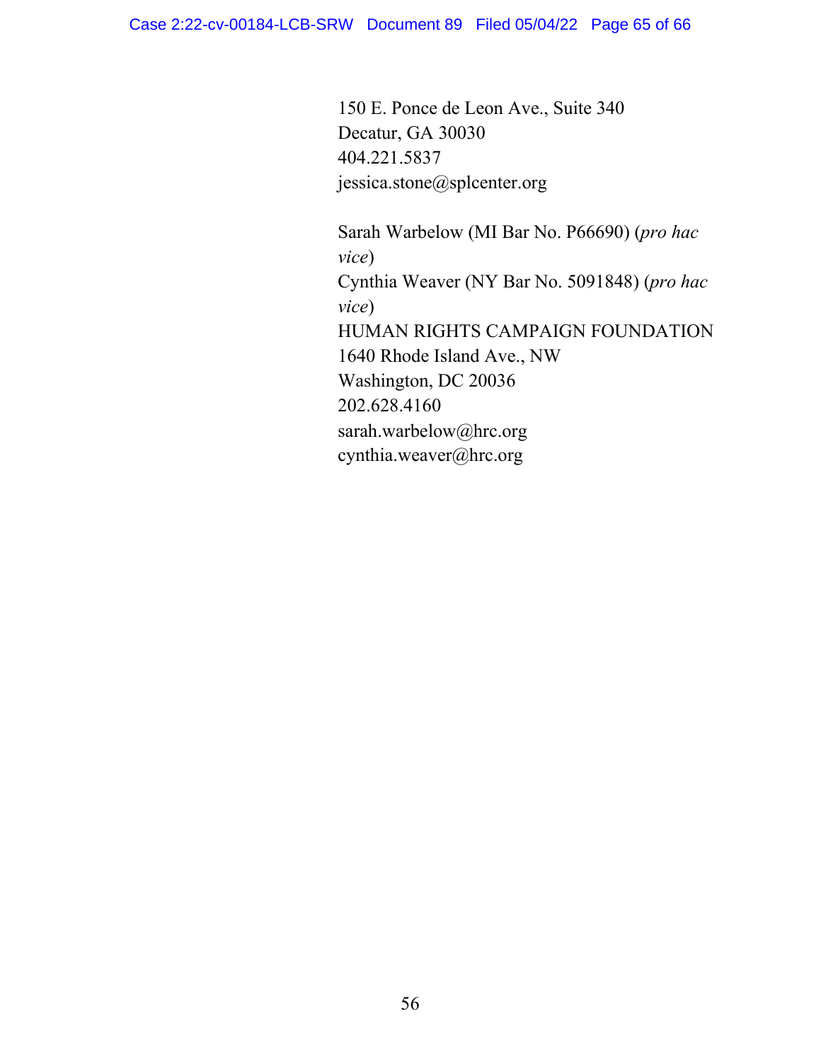150 E. Ponce de Leon Ave., Suite 340
Decatur, GA 30030
404.221.5837
jessica.stone@splcenter.org

Sarah Warbelow (MI Bar No. P66690) (*pro hac vice*)
Cynthia Weaver (NY Bar No. 5091848) (*pro hac vice*)
HUMAN RIGHTS CAMPAIGN FOUNDATION
1640 Rhode Island Ave., NW
Washington, DC 20036
202.628.4160
sarah.warbelow@hrc.org
cynthia.weaver@hrc.org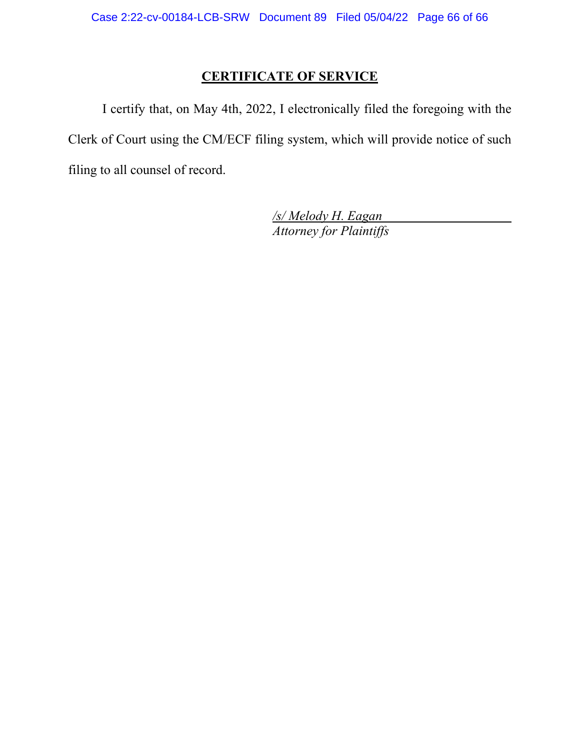## CERTIFICATE OF SERVICE

I certify that, on May 4th, 2022, I electronically filed the foregoing with the Clerk of Court using the CM/ECF filing system, which will provide notice of such filing to all counsel of record.

*/s/ Melody H. Eagan*
*Attorney for Plaintiffs*